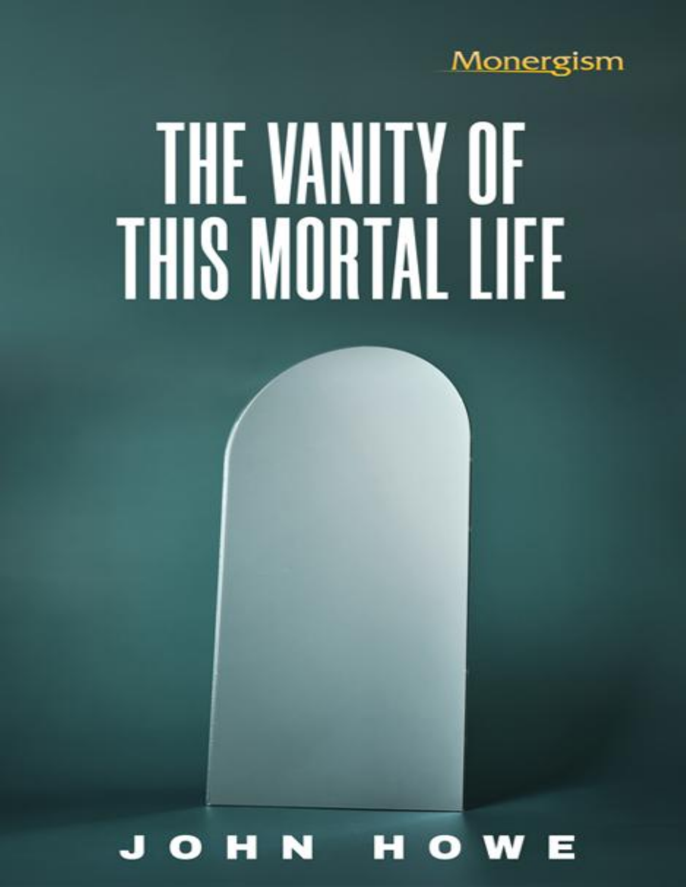Monergism

# THE VANITY OF THIS MORTAL LIFE

JOHN HOWE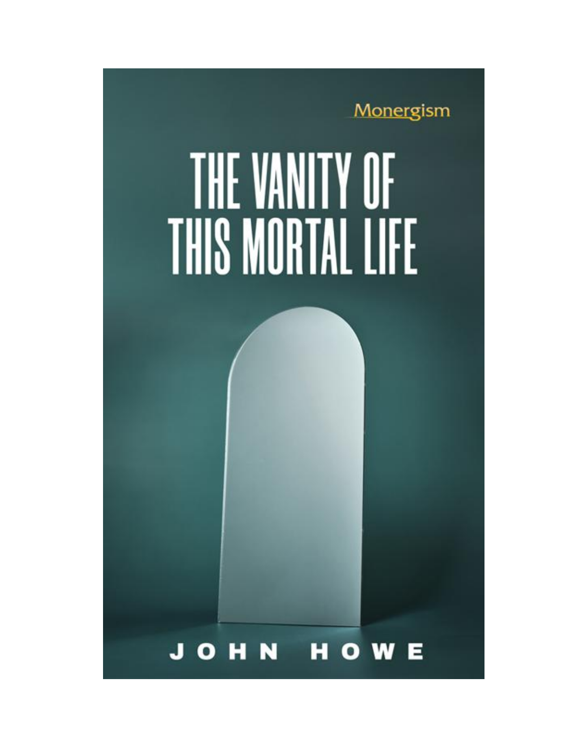Monergism

# THE VANITY OF THIS MORTAL LIFE

JOHN HOWE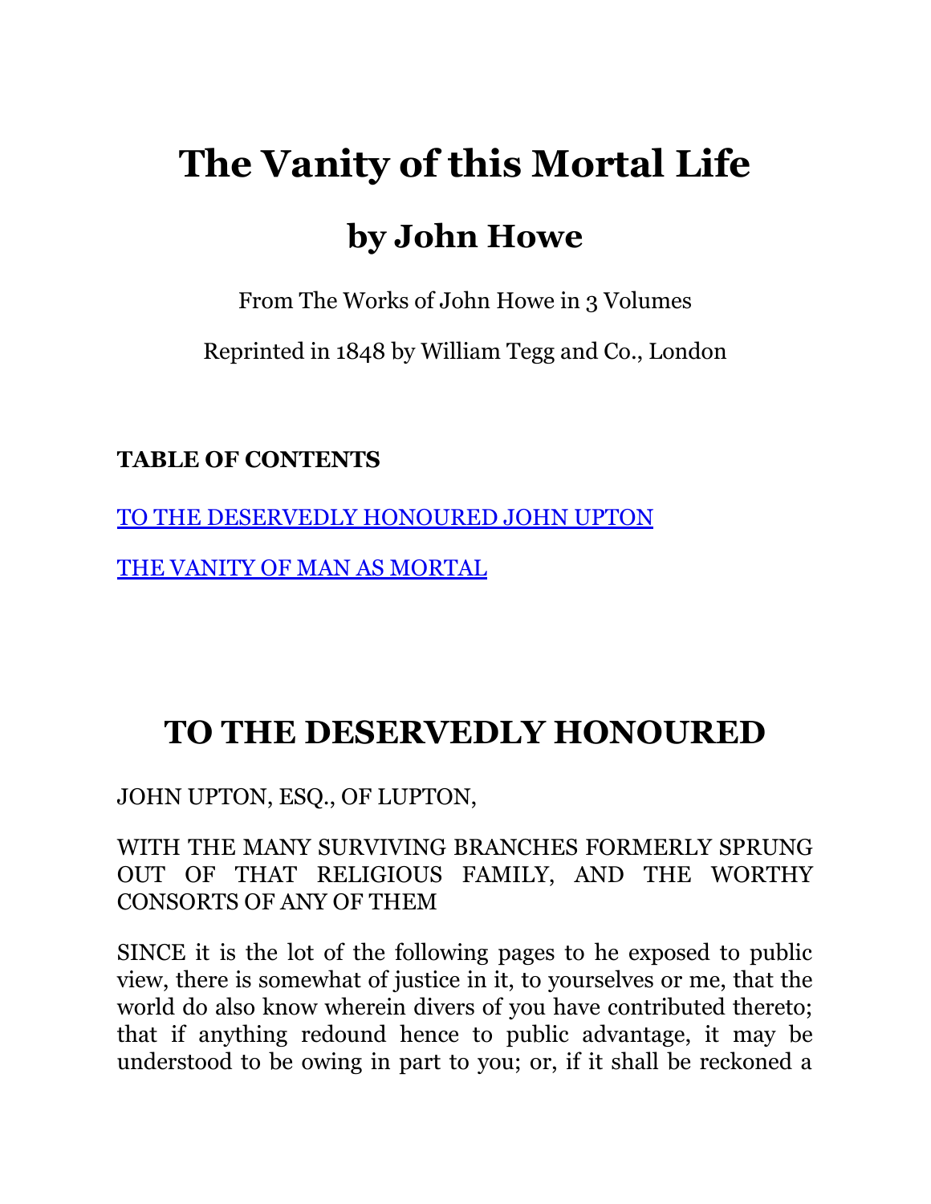# The Vanity of this Mortal Life

## by John Howe

From The Works of John Howe in 3 Volumes

Reprinted in 1848 by William Tegg and Co., London

**TABLE OF CONTENTS**

TO THE DESERVEDLY HONOURED JOHN UPTON

THE VANITY OF MAN AS MORTAL

# TO THE DESERVEDLY HONOURED

JOHN UPTON, ESQ., OF LUPTON,

WITH THE MANY SURVIVING BRANCHES FORMERLY SPRUNG OUT OF THAT RELIGIOUS FAMILY, AND THE WORTHY CONSORTS OF ANY OF THEM

SINCE it is the lot of the following pages to he exposed to public view, there is somewhat of justice in it, to yourselves or me, that the world do also know wherein divers of you have contributed thereto; that if anything redound hence to public advantage, it may be understood to be owing in part to you; or, if it shall be reckoned a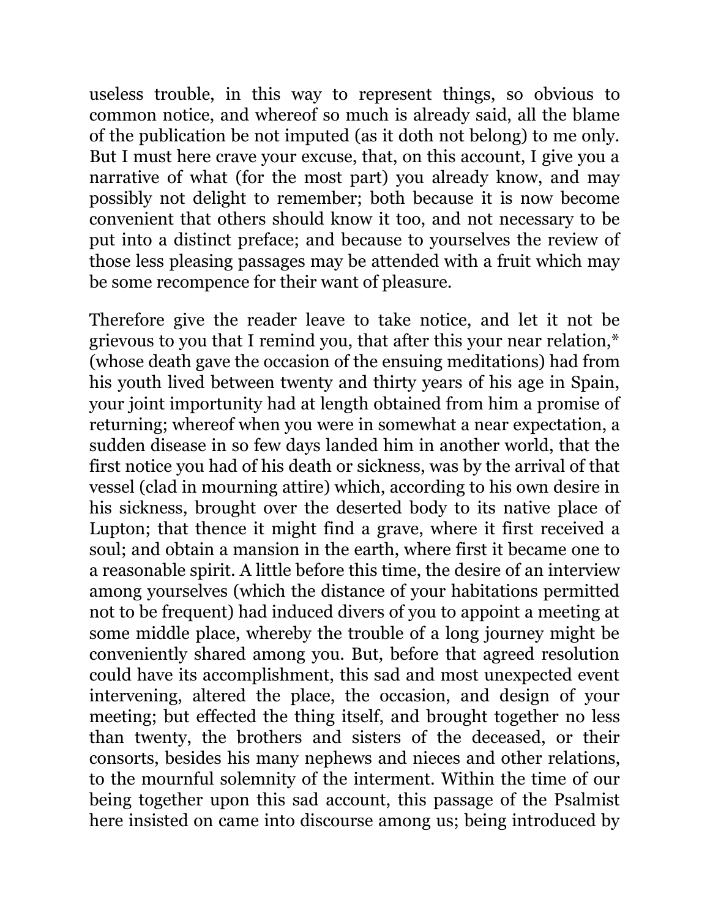useless trouble, in this way to represent things, so obvious to common notice, and whereof so much is already said, all the blame of the publication be not imputed (as it doth not belong) to me only. But I must here crave your excuse, that, on this account, I give you a narrative of what (for the most part) you already know, and may possibly not delight to remember; both because it is now become convenient that others should know it too, and not necessary to be put into a distinct preface; and because to yourselves the review of those less pleasing passages may be attended with a fruit which may be some recompence for their want of pleasure.

Therefore give the reader leave to take notice, and let it not be grievous to you that I remind you, that after this your near relation,* (whose death gave the occasion of the ensuing meditations) had from his youth lived between twenty and thirty years of his age in Spain, your joint importunity had at length obtained from him a promise of returning; whereof when you were in somewhat a near expectation, a sudden disease in so few days landed him in another world, that the first notice you had of his death or sickness, was by the arrival of that vessel (clad in mourning attire) which, according to his own desire in his sickness, brought over the deserted body to its native place of Lupton; that thence it might find a grave, where it first received a soul; and obtain a mansion in the earth, where first it became one to a reasonable spirit. A little before this time, the desire of an interview among yourselves (which the distance of your habitations permitted not to be frequent) had induced divers of you to appoint a meeting at some middle place, whereby the trouble of a long journey might be conveniently shared among you. But, before that agreed resolution could have its accomplishment, this sad and most unexpected event intervening, altered the place, the occasion, and design of your meeting; but effected the thing itself, and brought together no less than twenty, the brothers and sisters of the deceased, or their consorts, besides his many nephews and nieces and other relations, to the mournful solemnity of the interment. Within the time of our being together upon this sad account, this passage of the Psalmist here insisted on came into discourse among us; being introduced by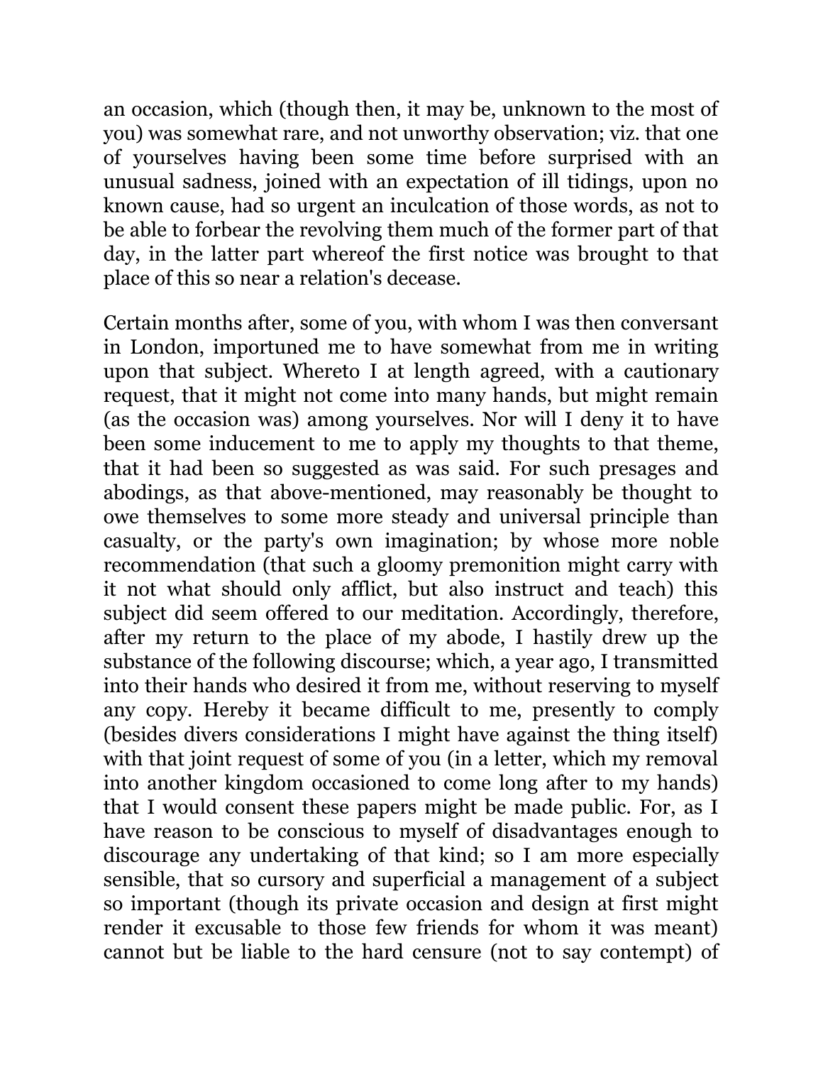an occasion, which (though then, it may be, unknown to the most of you) was somewhat rare, and not unworthy observation; viz. that one of yourselves having been some time before surprised with an unusual sadness, joined with an expectation of ill tidings, upon no known cause, had so urgent an inculcation of those words, as not to be able to forbear the revolving them much of the former part of that day, in the latter part whereof the first notice was brought to that place of this so near a relation's decease.

Certain months after, some of you, with whom I was then conversant in London, importuned me to have somewhat from me in writing upon that subject. Whereto I at length agreed, with a cautionary request, that it might not come into many hands, but might remain (as the occasion was) among yourselves. Nor will I deny it to have been some inducement to me to apply my thoughts to that theme, that it had been so suggested as was said. For such presages and abodings, as that above-mentioned, may reasonably be thought to owe themselves to some more steady and universal principle than casualty, or the party's own imagination; by whose more noble recommendation (that such a gloomy premonition might carry with it not what should only afflict, but also instruct and teach) this subject did seem offered to our meditation. Accordingly, therefore, after my return to the place of my abode, I hastily drew up the substance of the following discourse; which, a year ago, I transmitted into their hands who desired it from me, without reserving to myself any copy. Hereby it became difficult to me, presently to comply (besides divers considerations I might have against the thing itself) with that joint request of some of you (in a letter, which my removal into another kingdom occasioned to come long after to my hands) that I would consent these papers might be made public. For, as I have reason to be conscious to myself of disadvantages enough to discourage any undertaking of that kind; so I am more especially sensible, that so cursory and superficial a management of a subject so important (though its private occasion and design at first might render it excusable to those few friends for whom it was meant) cannot but be liable to the hard censure (not to say contempt) of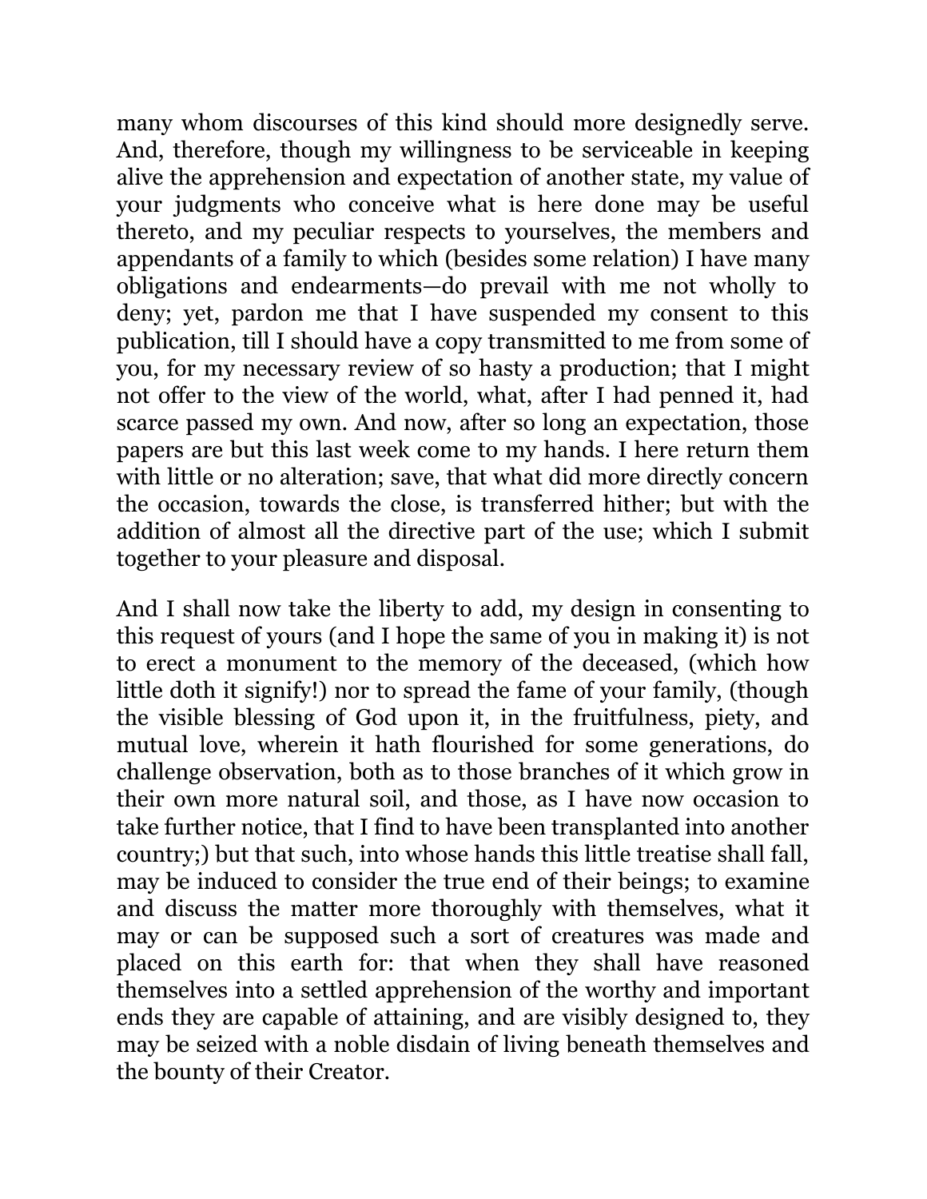many whom discourses of this kind should more designedly serve. And, therefore, though my willingness to be serviceable in keeping alive the apprehension and expectation of another state, my value of your judgments who conceive what is here done may be useful thereto, and my peculiar respects to yourselves, the members and appendants of a family to which (besides some relation) I have many obligations and endearments—do prevail with me not wholly to deny; yet, pardon me that I have suspended my consent to this publication, till I should have a copy transmitted to me from some of you, for my necessary review of so hasty a production; that I might not offer to the view of the world, what, after I had penned it, had scarce passed my own. And now, after so long an expectation, those papers are but this last week come to my hands. I here return them with little or no alteration; save, that what did more directly concern the occasion, towards the close, is transferred hither; but with the addition of almost all the directive part of the use; which I submit together to your pleasure and disposal.

And I shall now take the liberty to add, my design in consenting to this request of yours (and I hope the same of you in making it) is not to erect a monument to the memory of the deceased, (which how little doth it signify!) nor to spread the fame of your family, (though the visible blessing of God upon it, in the fruitfulness, piety, and mutual love, wherein it hath flourished for some generations, do challenge observation, both as to those branches of it which grow in their own more natural soil, and those, as I have now occasion to take further notice, that I find to have been transplanted into another country;) but that such, into whose hands this little treatise shall fall, may be induced to consider the true end of their beings; to examine and discuss the matter more thoroughly with themselves, what it may or can be supposed such a sort of creatures was made and placed on this earth for: that when they shall have reasoned themselves into a settled apprehension of the worthy and important ends they are capable of attaining, and are visibly designed to, they may be seized with a noble disdain of living beneath themselves and the bounty of their Creator.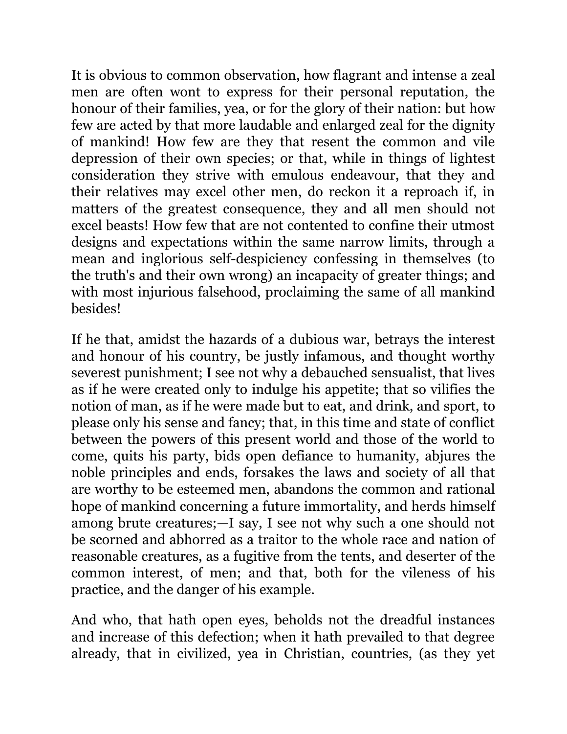It is obvious to common observation, how flagrant and intense a zeal men are often wont to express for their personal reputation, the honour of their families, yea, or for the glory of their nation: but how few are acted by that more laudable and enlarged zeal for the dignity of mankind! How few are they that resent the common and vile depression of their own species; or that, while in things of lightest consideration they strive with emulous endeavour, that they and their relatives may excel other men, do reckon it a reproach if, in matters of the greatest consequence, they and all men should not excel beasts! How few that are not contented to confine their utmost designs and expectations within the same narrow limits, through a mean and inglorious self-despiciency confessing in themselves (to the truth's and their own wrong) an incapacity of greater things; and with most injurious falsehood, proclaiming the same of all mankind besides!

If he that, amidst the hazards of a dubious war, betrays the interest and honour of his country, be justly infamous, and thought worthy severest punishment; I see not why a debauched sensualist, that lives as if he were created only to indulge his appetite; that so vilifies the notion of man, as if he were made but to eat, and drink, and sport, to please only his sense and fancy; that, in this time and state of conflict between the powers of this present world and those of the world to come, quits his party, bids open defiance to humanity, abjures the noble principles and ends, forsakes the laws and society of all that are worthy to be esteemed men, abandons the common and rational hope of mankind concerning a future immortality, and herds himself among brute creatures;—I say, I see not why such a one should not be scorned and abhorred as a traitor to the whole race and nation of reasonable creatures, as a fugitive from the tents, and deserter of the common interest, of men; and that, both for the vileness of his practice, and the danger of his example.

And who, that hath open eyes, beholds not the dreadful instances and increase of this defection; when it hath prevailed to that degree already, that in civilized, yea in Christian, countries, (as they yet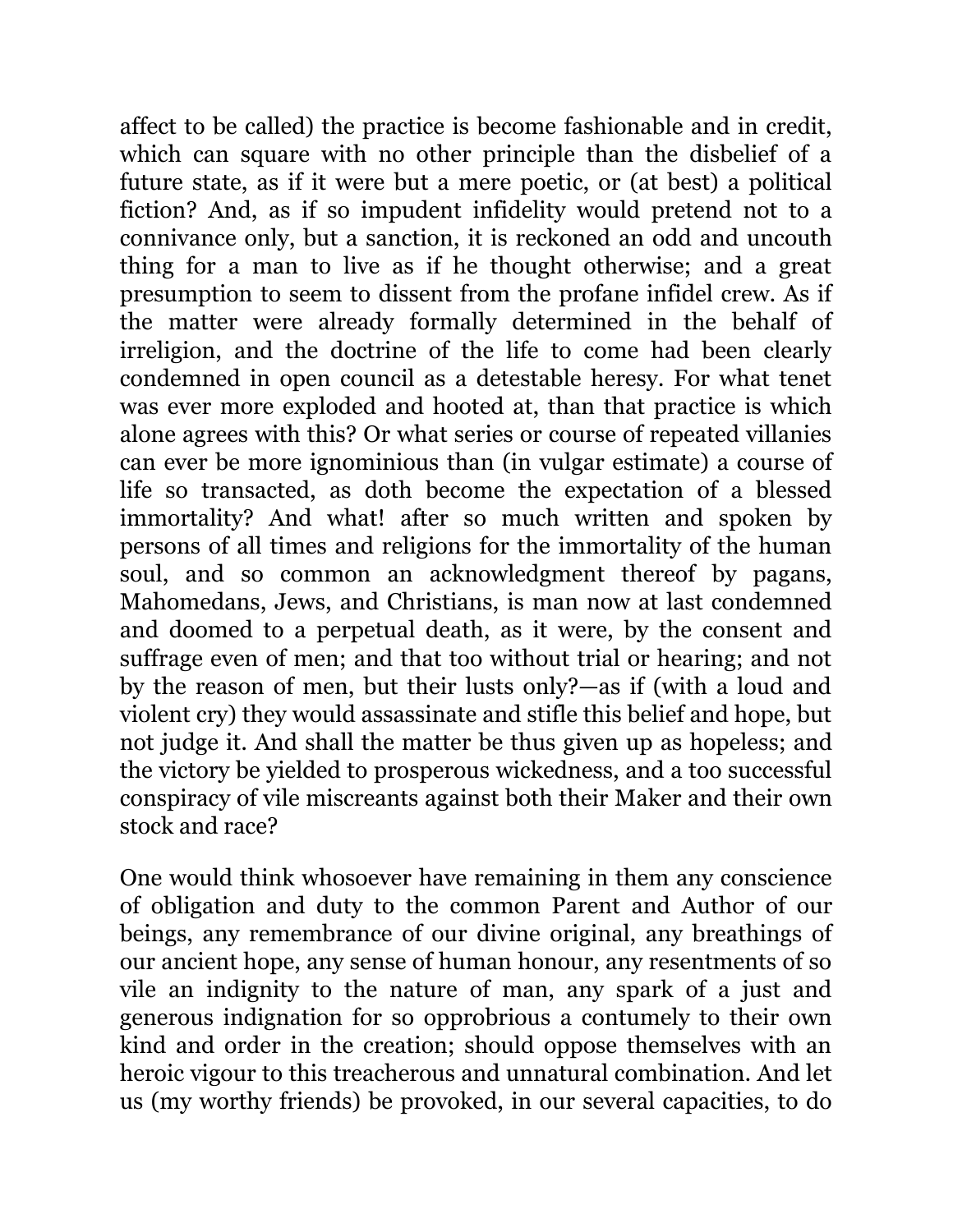affect to be called) the practice is become fashionable and in credit, which can square with no other principle than the disbelief of a future state, as if it were but a mere poetic, or (at best) a political fiction? And, as if so impudent infidelity would pretend not to a connivance only, but a sanction, it is reckoned an odd and uncouth thing for a man to live as if he thought otherwise; and a great presumption to seem to dissent from the profane infidel crew. As if the matter were already formally determined in the behalf of irreligion, and the doctrine of the life to come had been clearly condemned in open council as a detestable heresy. For what tenet was ever more exploded and hooted at, than that practice is which alone agrees with this? Or what series or course of repeated villanies can ever be more ignominious than (in vulgar estimate) a course of life so transacted, as doth become the expectation of a blessed immortality? And what! after so much written and spoken by persons of all times and religions for the immortality of the human soul, and so common an acknowledgment thereof by pagans, Mahomedans, Jews, and Christians, is man now at last condemned and doomed to a perpetual death, as it were, by the consent and suffrage even of men; and that too without trial or hearing; and not by the reason of men, but their lusts only?—as if (with a loud and violent cry) they would assassinate and stifle this belief and hope, but not judge it. And shall the matter be thus given up as hopeless; and the victory be yielded to prosperous wickedness, and a too successful conspiracy of vile miscreants against both their Maker and their own stock and race?

One would think whosoever have remaining in them any conscience of obligation and duty to the common Parent and Author of our beings, any remembrance of our divine original, any breathings of our ancient hope, any sense of human honour, any resentments of so vile an indignity to the nature of man, any spark of a just and generous indignation for so opprobrious a contumely to their own kind and order in the creation; should oppose themselves with an heroic vigour to this treacherous and unnatural combination. And let us (my worthy friends) be provoked, in our several capacities, to do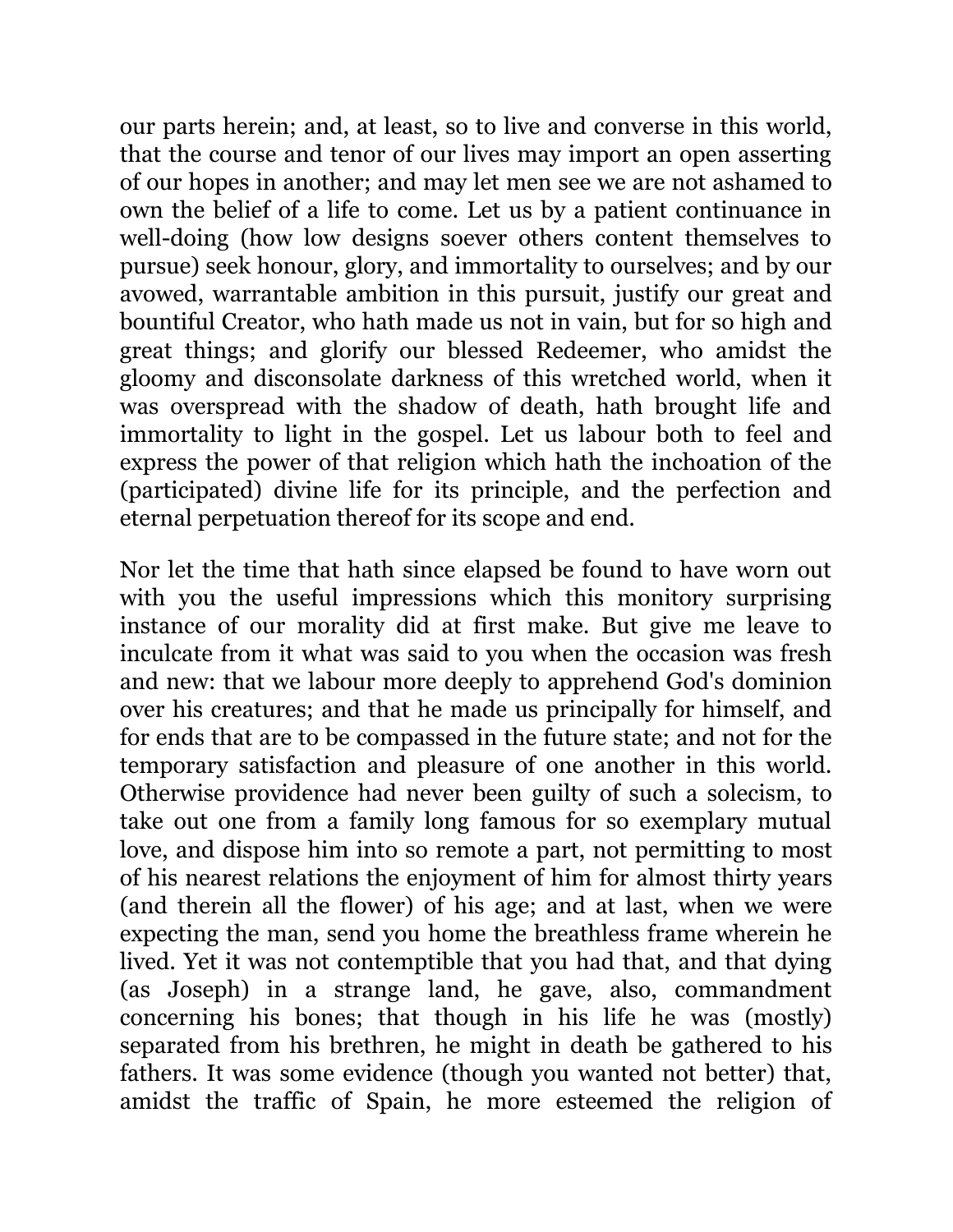our parts herein; and, at least, so to live and converse in this world, that the course and tenor of our lives may import an open asserting of our hopes in another; and may let men see we are not ashamed to own the belief of a life to come. Let us by a patient continuance in well-doing (how low designs soever others content themselves to pursue) seek honour, glory, and immortality to ourselves; and by our avowed, warrantable ambition in this pursuit, justify our great and bountiful Creator, who hath made us not in vain, but for so high and great things; and glorify our blessed Redeemer, who amidst the gloomy and disconsolate darkness of this wretched world, when it was overspread with the shadow of death, hath brought life and immortality to light in the gospel. Let us labour both to feel and express the power of that religion which hath the inchoation of the (participated) divine life for its principle, and the perfection and eternal perpetuation thereof for its scope and end.

Nor let the time that hath since elapsed be found to have worn out with you the useful impressions which this monitory surprising instance of our morality did at first make. But give me leave to inculcate from it what was said to you when the occasion was fresh and new: that we labour more deeply to apprehend God's dominion over his creatures; and that he made us principally for himself, and for ends that are to be compassed in the future state; and not for the temporary satisfaction and pleasure of one another in this world. Otherwise providence had never been guilty of such a solecism, to take out one from a family long famous for so exemplary mutual love, and dispose him into so remote a part, not permitting to most of his nearest relations the enjoyment of him for almost thirty years (and therein all the flower) of his age; and at last, when we were expecting the man, send you home the breathless frame wherein he lived. Yet it was not contemptible that you had that, and that dying (as Joseph) in a strange land, he gave, also, commandment concerning his bones; that though in his life he was (mostly) separated from his brethren, he might in death be gathered to his fathers. It was some evidence (though you wanted not better) that, amidst the traffic of Spain, he more esteemed the religion of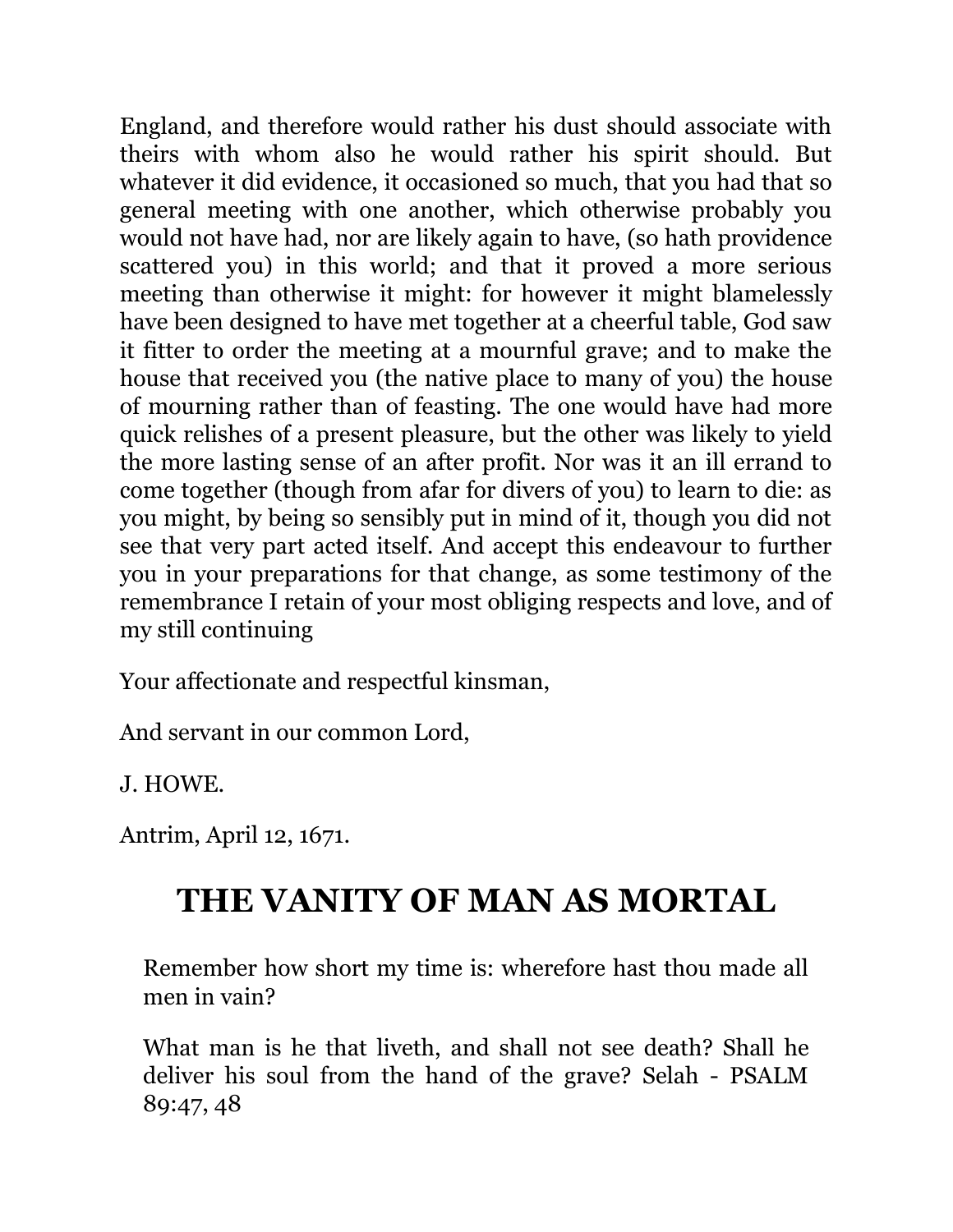England, and therefore would rather his dust should associate with theirs with whom also he would rather his spirit should. But whatever it did evidence, it occasioned so much, that you had that so general meeting with one another, which otherwise probably you would not have had, nor are likely again to have, (so hath providence scattered you) in this world; and that it proved a more serious meeting than otherwise it might: for however it might blamelessly have been designed to have met together at a cheerful table, God saw it fitter to order the meeting at a mournful grave; and to make the house that received you (the native place to many of you) the house of mourning rather than of feasting. The one would have had more quick relishes of a present pleasure, but the other was likely to yield the more lasting sense of an after profit. Nor was it an ill errand to come together (though from afar for divers of you) to learn to die: as you might, by being so sensibly put in mind of it, though you did not see that very part acted itself. And accept this endeavour to further you in your preparations for that change, as some testimony of the remembrance I retain of your most obliging respects and love, and of my still continuing

Your affectionate and respectful kinsman,

And servant in our common Lord,

J. HOWE.

Antrim, April 12, 1671.

# THE VANITY OF MAN AS MORTAL

> Remember how short my time is: wherefore hast thou made all men in vain?
>
> What man is he that liveth, and shall not see death? Shall he deliver his soul from the hand of the grave? Selah - PSALM 89:47, 48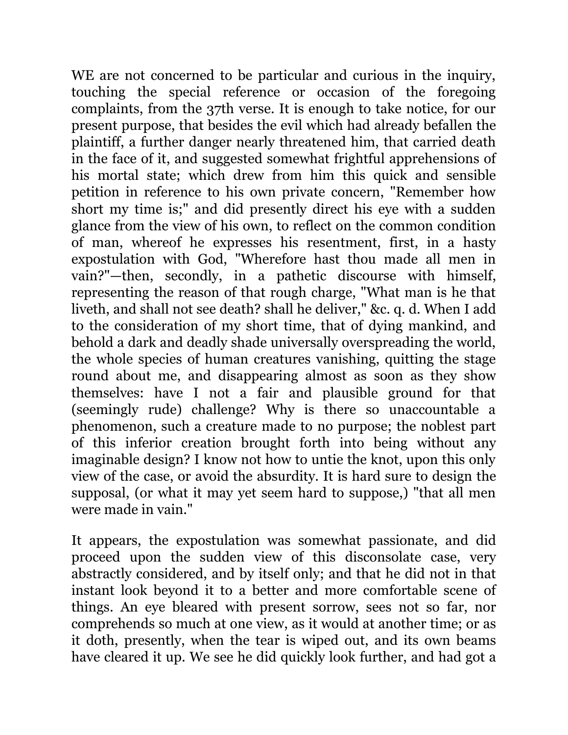WE are not concerned to be particular and curious in the inquiry, touching the special reference or occasion of the foregoing complaints, from the 37th verse. It is enough to take notice, for our present purpose, that besides the evil which had already befallen the plaintiff, a further danger nearly threatened him, that carried death in the face of it, and suggested somewhat frightful apprehensions of his mortal state; which drew from him this quick and sensible petition in reference to his own private concern, "Remember how short my time is;" and did presently direct his eye with a sudden glance from the view of his own, to reflect on the common condition of man, whereof he expresses his resentment, first, in a hasty expostulation with God, "Wherefore hast thou made all men in vain?"—then, secondly, in a pathetic discourse with himself, representing the reason of that rough charge, "What man is he that liveth, and shall not see death? shall he deliver," &c. q. d. When I add to the consideration of my short time, that of dying mankind, and behold a dark and deadly shade universally overspreading the world, the whole species of human creatures vanishing, quitting the stage round about me, and disappearing almost as soon as they show themselves: have I not a fair and plausible ground for that (seemingly rude) challenge? Why is there so unaccountable a phenomenon, such a creature made to no purpose; the noblest part of this inferior creation brought forth into being without any imaginable design? I know not how to untie the knot, upon this only view of the case, or avoid the absurdity. It is hard sure to design the supposal, (or what it may yet seem hard to suppose,) "that all men were made in vain."

It appears, the expostulation was somewhat passionate, and did proceed upon the sudden view of this disconsolate case, very abstractly considered, and by itself only; and that he did not in that instant look beyond it to a better and more comfortable scene of things. An eye bleared with present sorrow, sees not so far, nor comprehends so much at one view, as it would at another time; or as it doth, presently, when the tear is wiped out, and its own beams have cleared it up. We see he did quickly look further, and had got a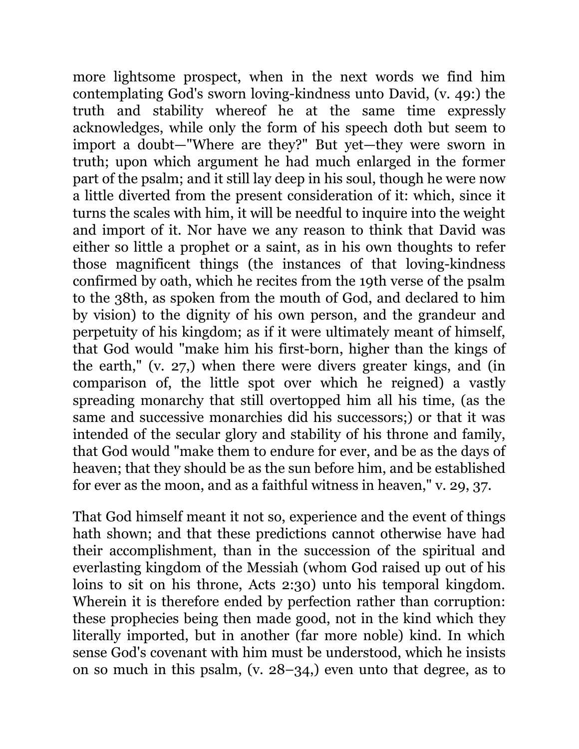more lightsome prospect, when in the next words we find him contemplating God's sworn loving-kindness unto David, (v. 49:) the truth and stability whereof he at the same time expressly acknowledges, while only the form of his speech doth but seem to import a doubt—"Where are they?" But yet—they were sworn in truth; upon which argument he had much enlarged in the former part of the psalm; and it still lay deep in his soul, though he were now a little diverted from the present consideration of it: which, since it turns the scales with him, it will be needful to inquire into the weight and import of it. Nor have we any reason to think that David was either so little a prophet or a saint, as in his own thoughts to refer those magnificent things (the instances of that loving-kindness confirmed by oath, which he recites from the 19th verse of the psalm to the 38th, as spoken from the mouth of God, and declared to him by vision) to the dignity of his own person, and the grandeur and perpetuity of his kingdom; as if it were ultimately meant of himself, that God would "make him his first-born, higher than the kings of the earth," (v. 27,) when there were divers greater kings, and (in comparison of, the little spot over which he reigned) a vastly spreading monarchy that still overtopped him all his time, (as the same and successive monarchies did his successors;) or that it was intended of the secular glory and stability of his throne and family, that God would "make them to endure for ever, and be as the days of heaven; that they should be as the sun before him, and be established for ever as the moon, and as a faithful witness in heaven," v. 29, 37.

That God himself meant it not so, experience and the event of things hath shown; and that these predictions cannot otherwise have had their accomplishment, than in the succession of the spiritual and everlasting kingdom of the Messiah (whom God raised up out of his loins to sit on his throne, Acts 2:30) unto his temporal kingdom. Wherein it is therefore ended by perfection rather than corruption: these prophecies being then made good, not in the kind which they literally imported, but in another (far more noble) kind. In which sense God's covenant with him must be understood, which he insists on so much in this psalm, (v. 28–34,) even unto that degree, as to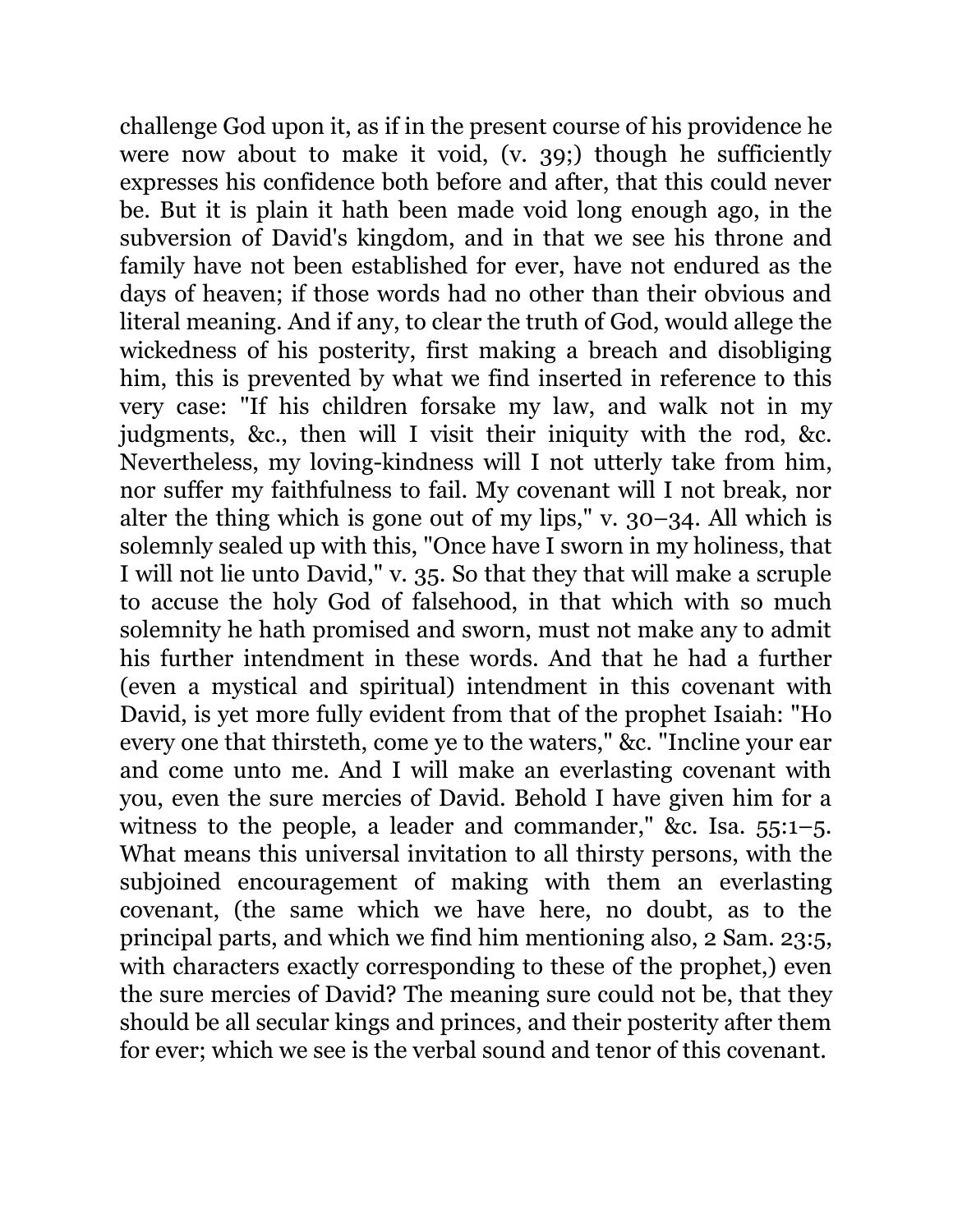challenge God upon it, as if in the present course of his providence he were now about to make it void, (v. 39;) though he sufficiently expresses his confidence both before and after, that this could never be. But it is plain it hath been made void long enough ago, in the subversion of David's kingdom, and in that we see his throne and family have not been established for ever, have not endured as the days of heaven; if those words had no other than their obvious and literal meaning. And if any, to clear the truth of God, would allege the wickedness of his posterity, first making a breach and disobliging him, this is prevented by what we find inserted in reference to this very case: "If his children forsake my law, and walk not in my judgments, &c., then will I visit their iniquity with the rod, &c. Nevertheless, my loving-kindness will I not utterly take from him, nor suffer my faithfulness to fail. My covenant will I not break, nor alter the thing which is gone out of my lips," v. 30–34. All which is solemnly sealed up with this, "Once have I sworn in my holiness, that I will not lie unto David," v. 35. So that they that will make a scruple to accuse the holy God of falsehood, in that which with so much solemnity he hath promised and sworn, must not make any to admit his further intendment in these words. And that he had a further (even a mystical and spiritual) intendment in this covenant with David, is yet more fully evident from that of the prophet Isaiah: "Ho every one that thirsteth, come ye to the waters," &c. "Incline your ear and come unto me. And I will make an everlasting covenant with you, even the sure mercies of David. Behold I have given him for a witness to the people, a leader and commander," &c. Isa. 55:1–5. What means this universal invitation to all thirsty persons, with the subjoined encouragement of making with them an everlasting covenant, (the same which we have here, no doubt, as to the principal parts, and which we find him mentioning also, 2 Sam. 23:5, with characters exactly corresponding to these of the prophet,) even the sure mercies of David? The meaning sure could not be, that they should be all secular kings and princes, and their posterity after them for ever; which we see is the verbal sound and tenor of this covenant.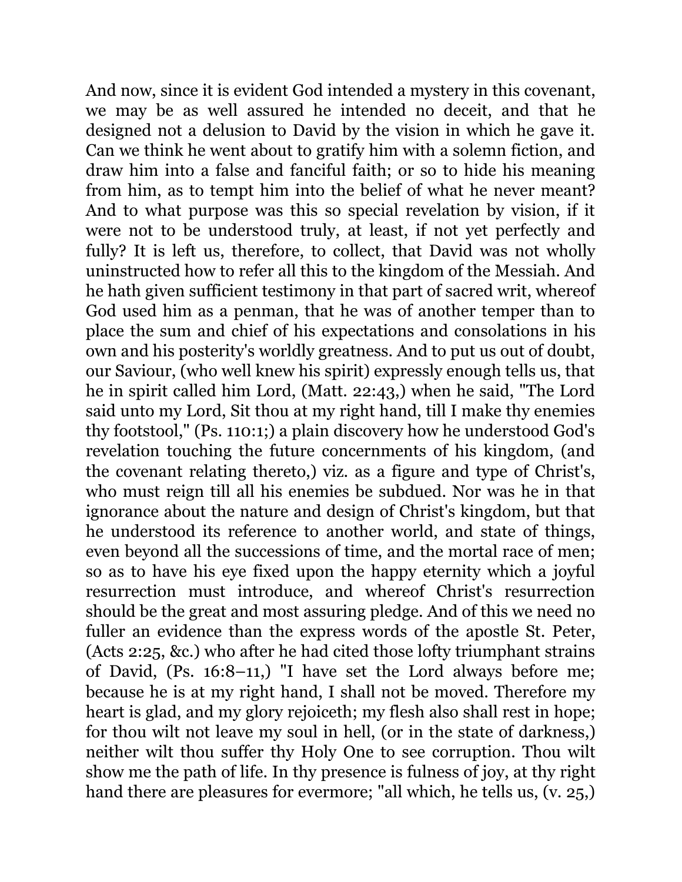And now, since it is evident God intended a mystery in this covenant, we may be as well assured he intended no deceit, and that he designed not a delusion to David by the vision in which he gave it. Can we think he went about to gratify him with a solemn fiction, and draw him into a false and fanciful faith; or so to hide his meaning from him, as to tempt him into the belief of what he never meant? And to what purpose was this so special revelation by vision, if it were not to be understood truly, at least, if not yet perfectly and fully? It is left us, therefore, to collect, that David was not wholly uninstructed how to refer all this to the kingdom of the Messiah. And he hath given sufficient testimony in that part of sacred writ, whereof God used him as a penman, that he was of another temper than to place the sum and chief of his expectations and consolations in his own and his posterity's worldly greatness. And to put us out of doubt, our Saviour, (who well knew his spirit) expressly enough tells us, that he in spirit called him Lord, (Matt. 22:43,) when he said, "The Lord said unto my Lord, Sit thou at my right hand, till I make thy enemies thy footstool," (Ps. 110:1;) a plain discovery how he understood God's revelation touching the future concernments of his kingdom, (and the covenant relating thereto,) viz. as a figure and type of Christ's, who must reign till all his enemies be subdued. Nor was he in that ignorance about the nature and design of Christ's kingdom, but that he understood its reference to another world, and state of things, even beyond all the successions of time, and the mortal race of men; so as to have his eye fixed upon the happy eternity which a joyful resurrection must introduce, and whereof Christ's resurrection should be the great and most assuring pledge. And of this we need no fuller an evidence than the express words of the apostle St. Peter, (Acts 2:25, &c.) who after he had cited those lofty triumphant strains of David, (Ps. 16:8–11,) "I have set the Lord always before me; because he is at my right hand, I shall not be moved. Therefore my heart is glad, and my glory rejoiceth; my flesh also shall rest in hope; for thou wilt not leave my soul in hell, (or in the state of darkness,) neither wilt thou suffer thy Holy One to see corruption. Thou wilt show me the path of life. In thy presence is fulness of joy, at thy right hand there are pleasures for evermore; "all which, he tells us, (v. 25,)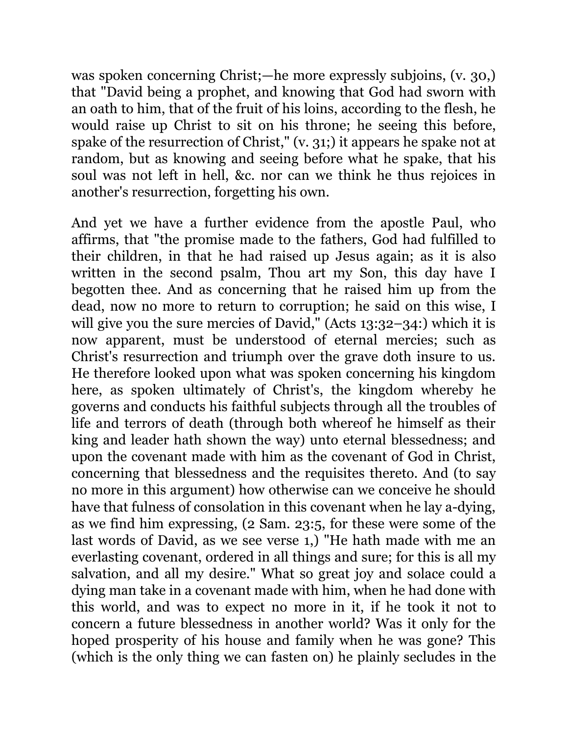was spoken concerning Christ;—he more expressly subjoins, (v. 30,) that "David being a prophet, and knowing that God had sworn with an oath to him, that of the fruit of his loins, according to the flesh, he would raise up Christ to sit on his throne; he seeing this before, spake of the resurrection of Christ," (v. 31;) it appears he spake not at random, but as knowing and seeing before what he spake, that his soul was not left in hell, &c. nor can we think he thus rejoices in another's resurrection, forgetting his own.

And yet we have a further evidence from the apostle Paul, who affirms, that "the promise made to the fathers, God had fulfilled to their children, in that he had raised up Jesus again; as it is also written in the second psalm, Thou art my Son, this day have I begotten thee. And as concerning that he raised him up from the dead, now no more to return to corruption; he said on this wise, I will give you the sure mercies of David," (Acts 13:32–34:) which it is now apparent, must be understood of eternal mercies; such as Christ's resurrection and triumph over the grave doth insure to us. He therefore looked upon what was spoken concerning his kingdom here, as spoken ultimately of Christ's, the kingdom whereby he governs and conducts his faithful subjects through all the troubles of life and terrors of death (through both whereof he himself as their king and leader hath shown the way) unto eternal blessedness; and upon the covenant made with him as the covenant of God in Christ, concerning that blessedness and the requisites thereto. And (to say no more in this argument) how otherwise can we conceive he should have that fulness of consolation in this covenant when he lay a-dying, as we find him expressing, (2 Sam. 23:5, for these were some of the last words of David, as we see verse 1,) "He hath made with me an everlasting covenant, ordered in all things and sure; for this is all my salvation, and all my desire." What so great joy and solace could a dying man take in a covenant made with him, when he had done with this world, and was to expect no more in it, if he took it not to concern a future blessedness in another world? Was it only for the hoped prosperity of his house and family when he was gone? This (which is the only thing we can fasten on) he plainly secludes in the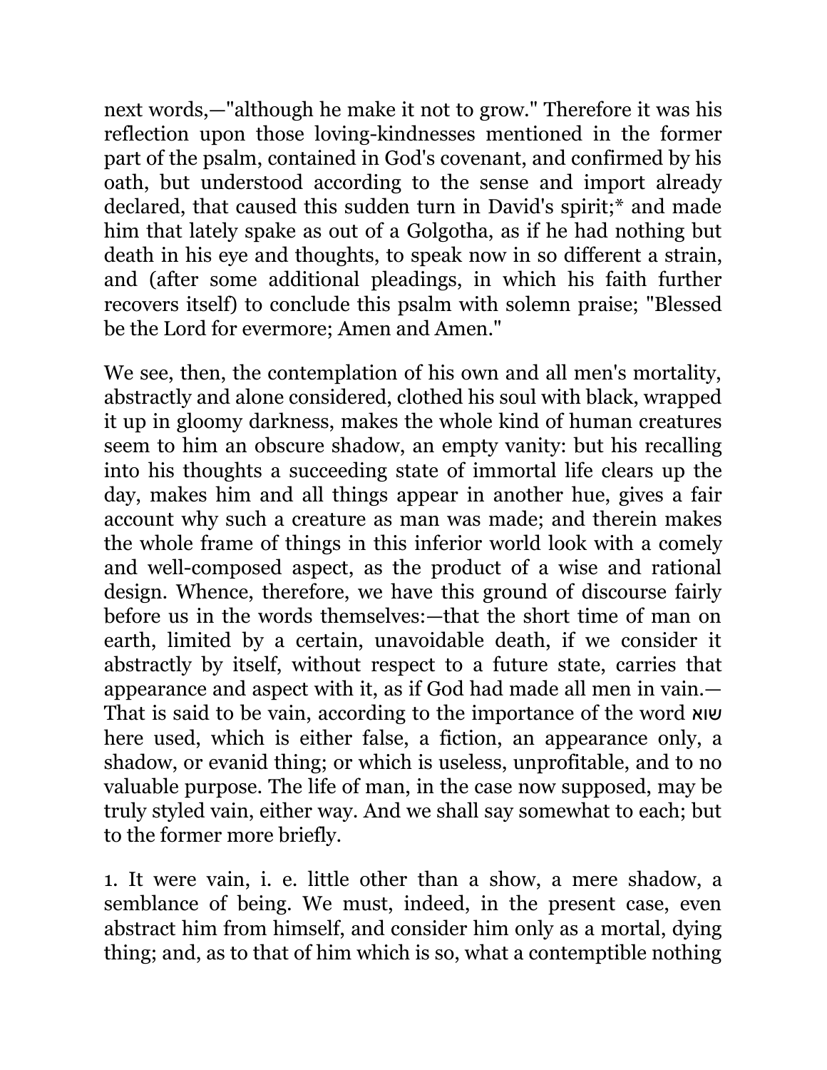next words,—"although he make it not to grow." Therefore it was his reflection upon those loving-kindnesses mentioned in the former part of the psalm, contained in God's covenant, and confirmed by his oath, but understood according to the sense and import already declared, that caused this sudden turn in David's spirit;* and made him that lately spake as out of a Golgotha, as if he had nothing but death in his eye and thoughts, to speak now in so different a strain, and (after some additional pleadings, in which his faith further recovers itself) to conclude this psalm with solemn praise; "Blessed be the Lord for evermore; Amen and Amen."

We see, then, the contemplation of his own and all men's mortality, abstractly and alone considered, clothed his soul with black, wrapped it up in gloomy darkness, makes the whole kind of human creatures seem to him an obscure shadow, an empty vanity: but his recalling into his thoughts a succeeding state of immortal life clears up the day, makes him and all things appear in another hue, gives a fair account why such a creature as man was made; and therein makes the whole frame of things in this inferior world look with a comely and well-composed aspect, as the product of a wise and rational design. Whence, therefore, we have this ground of discourse fairly before us in the words themselves:—that the short time of man on earth, limited by a certain, unavoidable death, if we consider it abstractly by itself, without respect to a future state, carries that appearance and aspect with it, as if God had made all men in vain.— That is said to be vain, according to the importance of the word שוא here used, which is either false, a fiction, an appearance only, a shadow, or evanid thing; or which is useless, unprofitable, and to no valuable purpose. The life of man, in the case now supposed, may be truly styled vain, either way. And we shall say somewhat to each; but to the former more briefly.

1. It were vain, i. e. little other than a show, a mere shadow, a semblance of being. We must, indeed, in the present case, even abstract him from himself, and consider him only as a mortal, dying thing; and, as to that of him which is so, what a contemptible nothing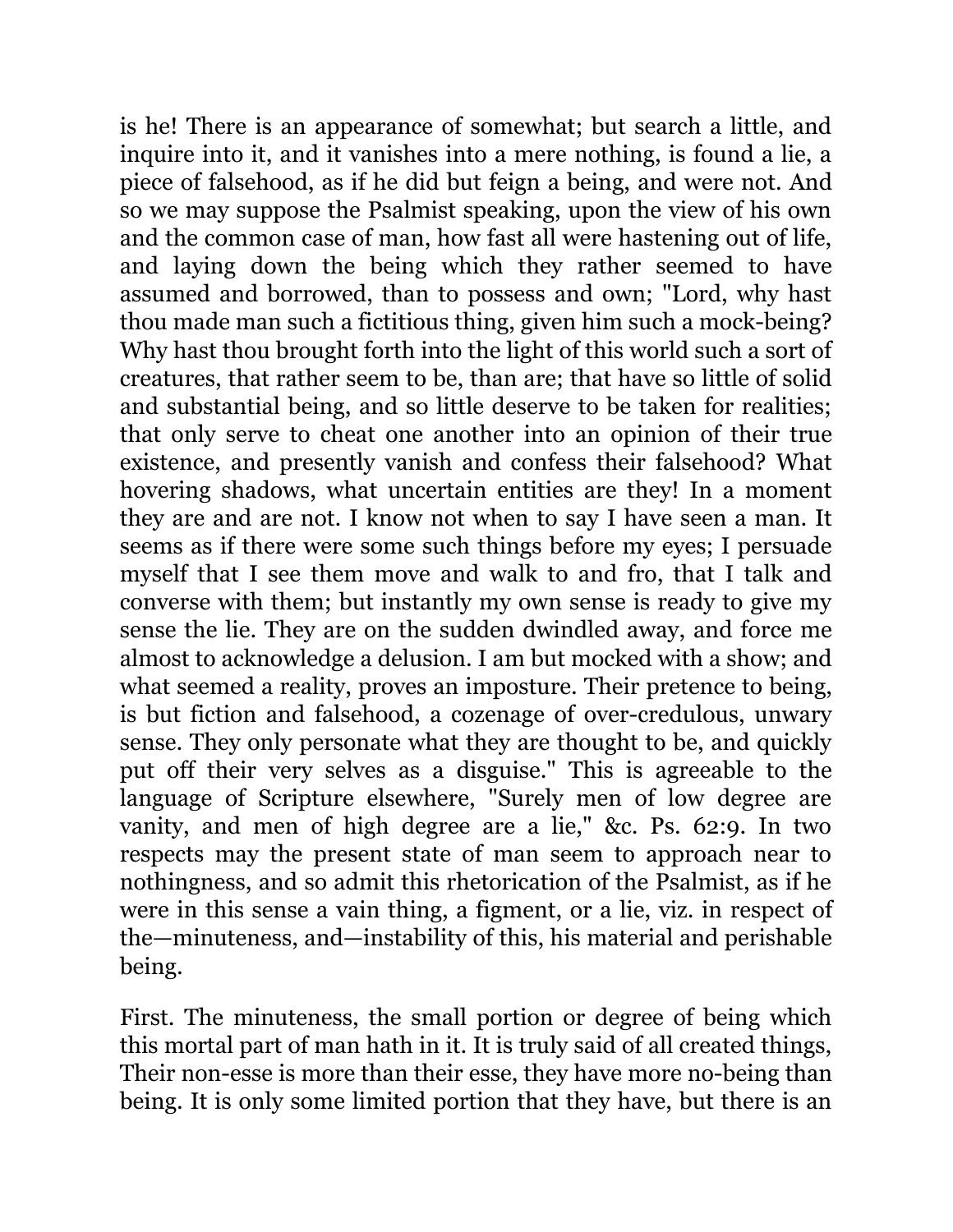is he! There is an appearance of somewhat; but search a little, and inquire into it, and it vanishes into a mere nothing, is found a lie, a piece of falsehood, as if he did but feign a being, and were not. And so we may suppose the Psalmist speaking, upon the view of his own and the common case of man, how fast all were hastening out of life, and laying down the being which they rather seemed to have assumed and borrowed, than to possess and own; "Lord, why hast thou made man such a fictitious thing, given him such a mock-being? Why hast thou brought forth into the light of this world such a sort of creatures, that rather seem to be, than are; that have so little of solid and substantial being, and so little deserve to be taken for realities; that only serve to cheat one another into an opinion of their true existence, and presently vanish and confess their falsehood? What hovering shadows, what uncertain entities are they! In a moment they are and are not. I know not when to say I have seen a man. It seems as if there were some such things before my eyes; I persuade myself that I see them move and walk to and fro, that I talk and converse with them; but instantly my own sense is ready to give my sense the lie. They are on the sudden dwindled away, and force me almost to acknowledge a delusion. I am but mocked with a show; and what seemed a reality, proves an imposture. Their pretence to being, is but fiction and falsehood, a cozenage of over-credulous, unwary sense. They only personate what they are thought to be, and quickly put off their very selves as a disguise." This is agreeable to the language of Scripture elsewhere, "Surely men of low degree are vanity, and men of high degree are a lie," &c. Ps. 62:9. In two respects may the present state of man seem to approach near to nothingness, and so admit this rhetorication of the Psalmist, as if he were in this sense a vain thing, a figment, or a lie, viz. in respect of the—minuteness, and—instability of this, his material and perishable being.

First. The minuteness, the small portion or degree of being which this mortal part of man hath in it. It is truly said of all created things, Their non-esse is more than their esse, they have more no-being than being. It is only some limited portion that they have, but there is an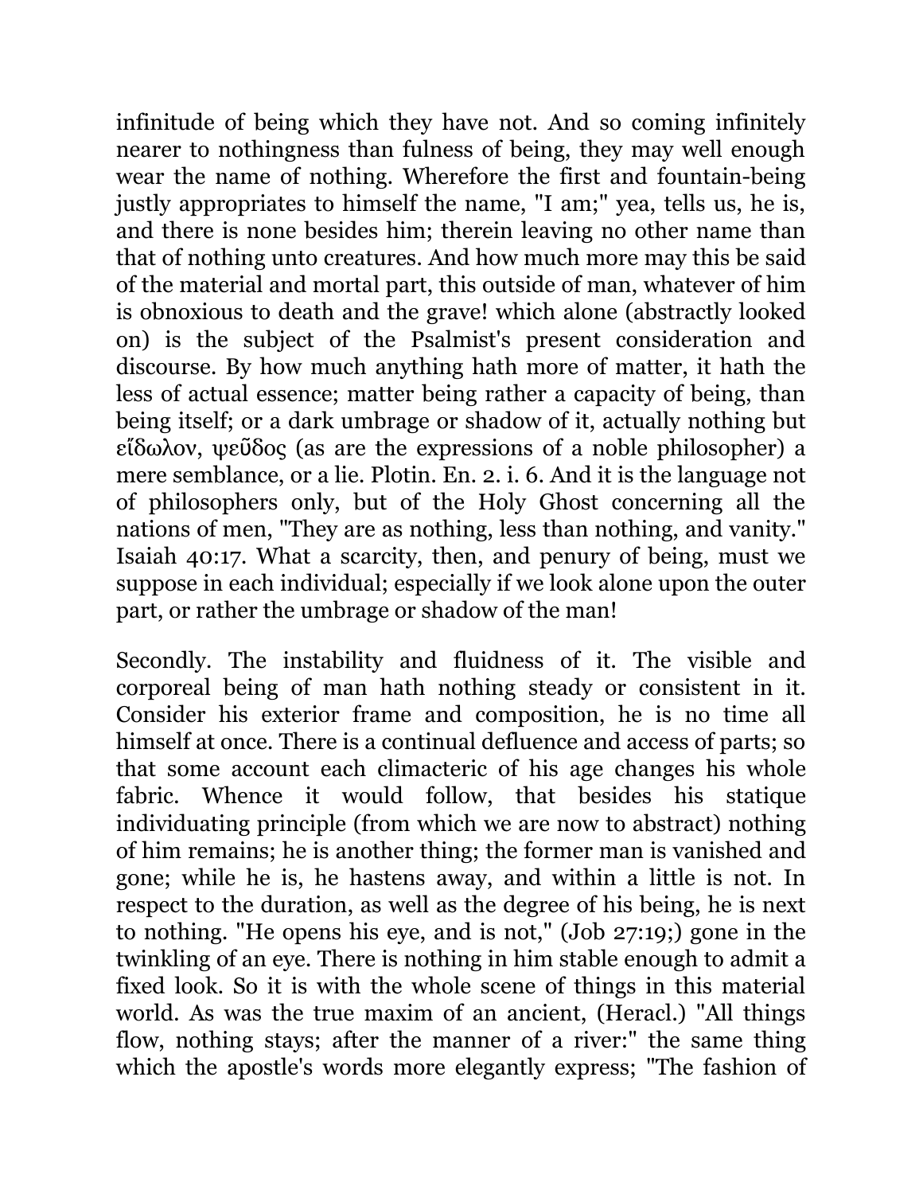infinitude of being which they have not. And so coming infinitely nearer to nothingness than fulness of being, they may well enough wear the name of nothing. Wherefore the first and fountain-being justly appropriates to himself the name, "I am;" yea, tells us, he is, and there is none besides him; therein leaving no other name than that of nothing unto creatures. And how much more may this be said of the material and mortal part, this outside of man, whatever of him is obnoxious to death and the grave! which alone (abstractly looked on) is the subject of the Psalmist's present consideration and discourse. By how much anything hath more of matter, it hath the less of actual essence; matter being rather a capacity of being, than being itself; or a dark umbrage or shadow of it, actually nothing but εἴδωλον, ψεῦδος (as are the expressions of a noble philosopher) a mere semblance, or a lie. Plotin. En. 2. i. 6. And it is the language not of philosophers only, but of the Holy Ghost concerning all the nations of men, "They are as nothing, less than nothing, and vanity." Isaiah 40:17. What a scarcity, then, and penury of being, must we suppose in each individual; especially if we look alone upon the outer part, or rather the umbrage or shadow of the man!

Secondly. The instability and fluidness of it. The visible and corporeal being of man hath nothing steady or consistent in it. Consider his exterior frame and composition, he is no time all himself at once. There is a continual defluence and access of parts; so that some account each climacteric of his age changes his whole fabric. Whence it would follow, that besides his statique individuating principle (from which we are now to abstract) nothing of him remains; he is another thing; the former man is vanished and gone; while he is, he hastens away, and within a little is not. In respect to the duration, as well as the degree of his being, he is next to nothing. "He opens his eye, and is not," (Job 27:19;) gone in the twinkling of an eye. There is nothing in him stable enough to admit a fixed look. So it is with the whole scene of things in this material world. As was the true maxim of an ancient, (Heracl.) "All things flow, nothing stays; after the manner of a river:" the same thing which the apostle's words more elegantly express; "The fashion of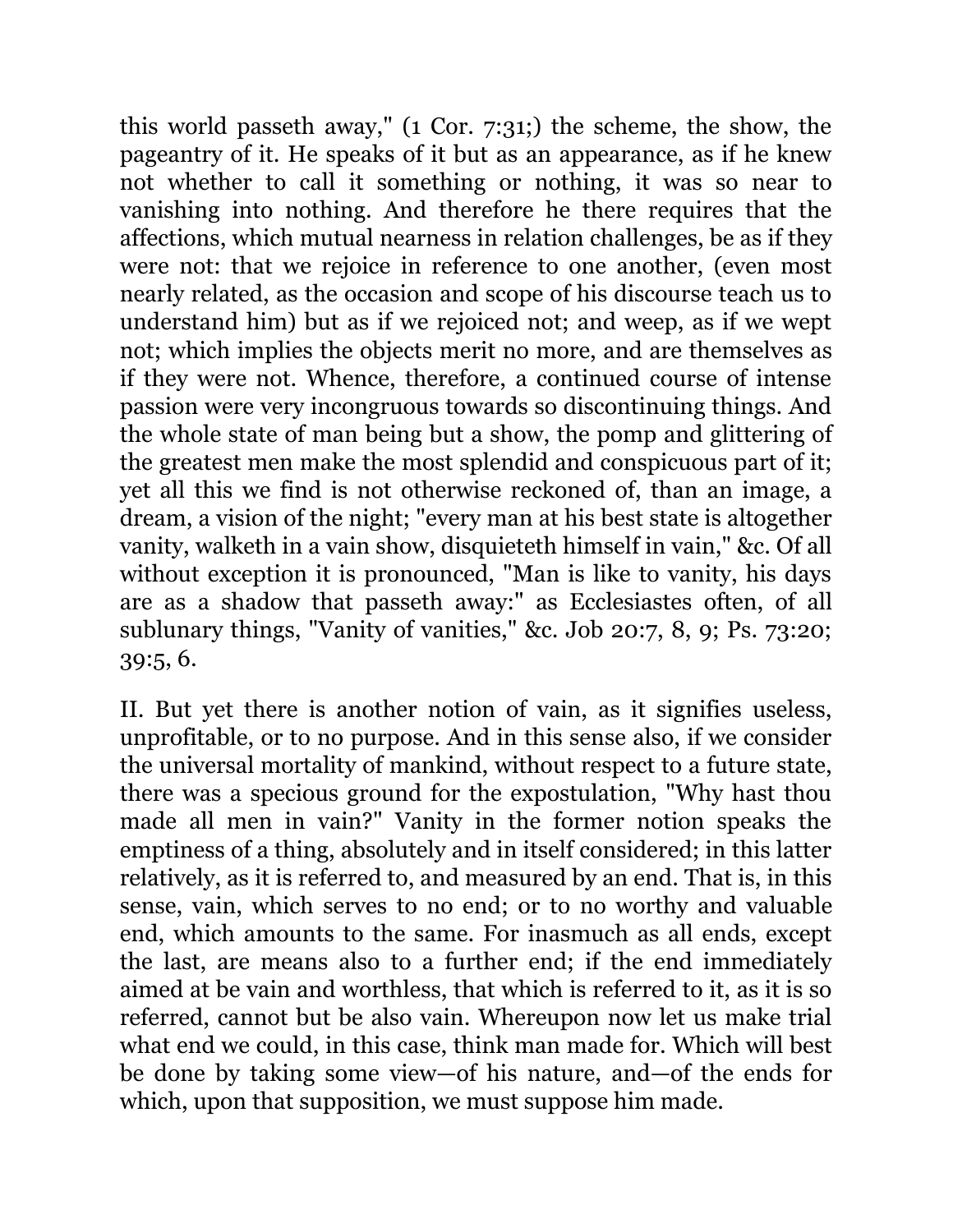this world passeth away," (1 Cor. 7:31;) the scheme, the show, the pageantry of it. He speaks of it but as an appearance, as if he knew not whether to call it something or nothing, it was so near to vanishing into nothing. And therefore he there requires that the affections, which mutual nearness in relation challenges, be as if they were not: that we rejoice in reference to one another, (even most nearly related, as the occasion and scope of his discourse teach us to understand him) but as if we rejoiced not; and weep, as if we wept not; which implies the objects merit no more, and are themselves as if they were not. Whence, therefore, a continued course of intense passion were very incongruous towards so discontinuing things. And the whole state of man being but a show, the pomp and glittering of the greatest men make the most splendid and conspicuous part of it; yet all this we find is not otherwise reckoned of, than an image, a dream, a vision of the night; "every man at his best state is altogether vanity, walketh in a vain show, disquieteth himself in vain," &c. Of all without exception it is pronounced, "Man is like to vanity, his days are as a shadow that passeth away:" as Ecclesiastes often, of all sublunary things, "Vanity of vanities," &c. Job 20:7, 8, 9; Ps. 73:20; 39:5, 6.

II. But yet there is another notion of vain, as it signifies useless, unprofitable, or to no purpose. And in this sense also, if we consider the universal mortality of mankind, without respect to a future state, there was a specious ground for the expostulation, "Why hast thou made all men in vain?" Vanity in the former notion speaks the emptiness of a thing, absolutely and in itself considered; in this latter relatively, as it is referred to, and measured by an end. That is, in this sense, vain, which serves to no end; or to no worthy and valuable end, which amounts to the same. For inasmuch as all ends, except the last, are means also to a further end; if the end immediately aimed at be vain and worthless, that which is referred to it, as it is so referred, cannot but be also vain. Whereupon now let us make trial what end we could, in this case, think man made for. Which will best be done by taking some view—of his nature, and—of the ends for which, upon that supposition, we must suppose him made.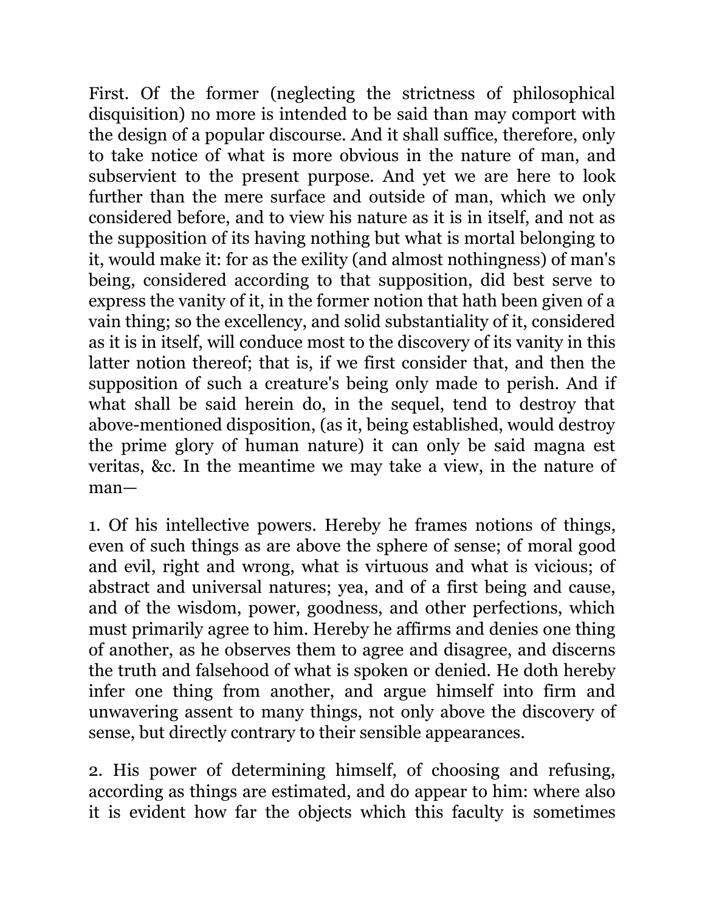First. Of the former (neglecting the strictness of philosophical disquisition) no more is intended to be said than may comport with the design of a popular discourse. And it shall suffice, therefore, only to take notice of what is more obvious in the nature of man, and subservient to the present purpose. And yet we are here to look further than the mere surface and outside of man, which we only considered before, and to view his nature as it is in itself, and not as the supposition of its having nothing but what is mortal belonging to it, would make it: for as the exility (and almost nothingness) of man's being, considered according to that supposition, did best serve to express the vanity of it, in the former notion that hath been given of a vain thing; so the excellency, and solid substantiality of it, considered as it is in itself, will conduce most to the discovery of its vanity in this latter notion thereof; that is, if we first consider that, and then the supposition of such a creature's being only made to perish. And if what shall be said herein do, in the sequel, tend to destroy that above-mentioned disposition, (as it, being established, would destroy the prime glory of human nature) it can only be said magna est veritas, &c. In the meantime we may take a view, in the nature of man—

1. Of his intellective powers. Hereby he frames notions of things, even of such things as are above the sphere of sense; of moral good and evil, right and wrong, what is virtuous and what is vicious; of abstract and universal natures; yea, and of a first being and cause, and of the wisdom, power, goodness, and other perfections, which must primarily agree to him. Hereby he affirms and denies one thing of another, as he observes them to agree and disagree, and discerns the truth and falsehood of what is spoken or denied. He doth hereby infer one thing from another, and argue himself into firm and unwavering assent to many things, not only above the discovery of sense, but directly contrary to their sensible appearances.

2. His power of determining himself, of choosing and refusing, according as things are estimated, and do appear to him: where also it is evident how far the objects which this faculty is sometimes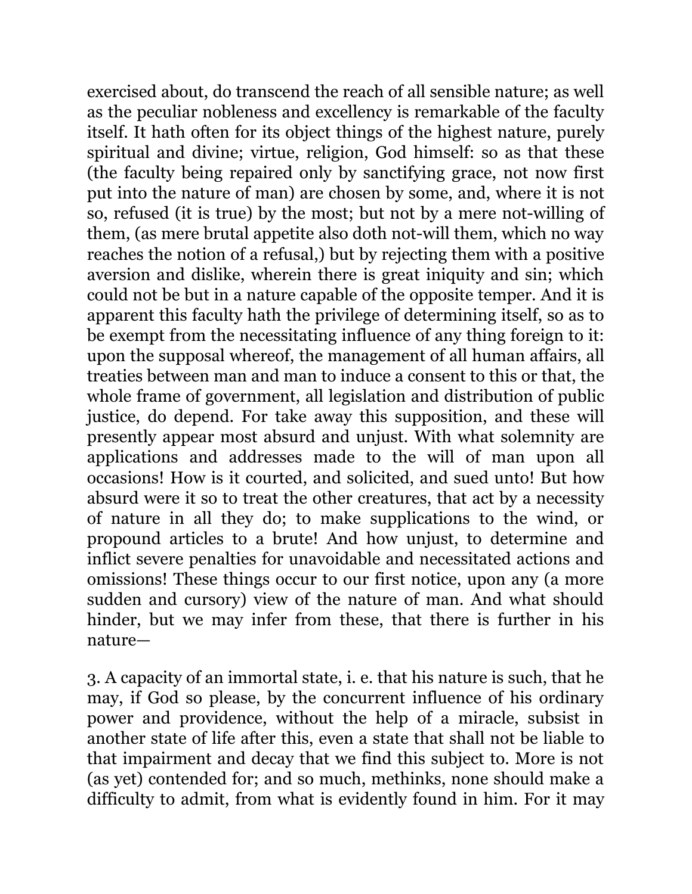exercised about, do transcend the reach of all sensible nature; as well as the peculiar nobleness and excellency is remarkable of the faculty itself. It hath often for its object things of the highest nature, purely spiritual and divine; virtue, religion, God himself: so as that these (the faculty being repaired only by sanctifying grace, not now first put into the nature of man) are chosen by some, and, where it is not so, refused (it is true) by the most; but not by a mere not-willing of them, (as mere brutal appetite also doth not-will them, which no way reaches the notion of a refusal,) but by rejecting them with a positive aversion and dislike, wherein there is great iniquity and sin; which could not be but in a nature capable of the opposite temper. And it is apparent this faculty hath the privilege of determining itself, so as to be exempt from the necessitating influence of any thing foreign to it: upon the supposal whereof, the management of all human affairs, all treaties between man and man to induce a consent to this or that, the whole frame of government, all legislation and distribution of public justice, do depend. For take away this supposition, and these will presently appear most absurd and unjust. With what solemnity are applications and addresses made to the will of man upon all occasions! How is it courted, and solicited, and sued unto! But how absurd were it so to treat the other creatures, that act by a necessity of nature in all they do; to make supplications to the wind, or propound articles to a brute! And how unjust, to determine and inflict severe penalties for unavoidable and necessitated actions and omissions! These things occur to our first notice, upon any (a more sudden and cursory) view of the nature of man. And what should hinder, but we may infer from these, that there is further in his nature—

3. A capacity of an immortal state, i. e. that his nature is such, that he may, if God so please, by the concurrent influence of his ordinary power and providence, without the help of a miracle, subsist in another state of life after this, even a state that shall not be liable to that impairment and decay that we find this subject to. More is not (as yet) contended for; and so much, methinks, none should make a difficulty to admit, from what is evidently found in him. For it may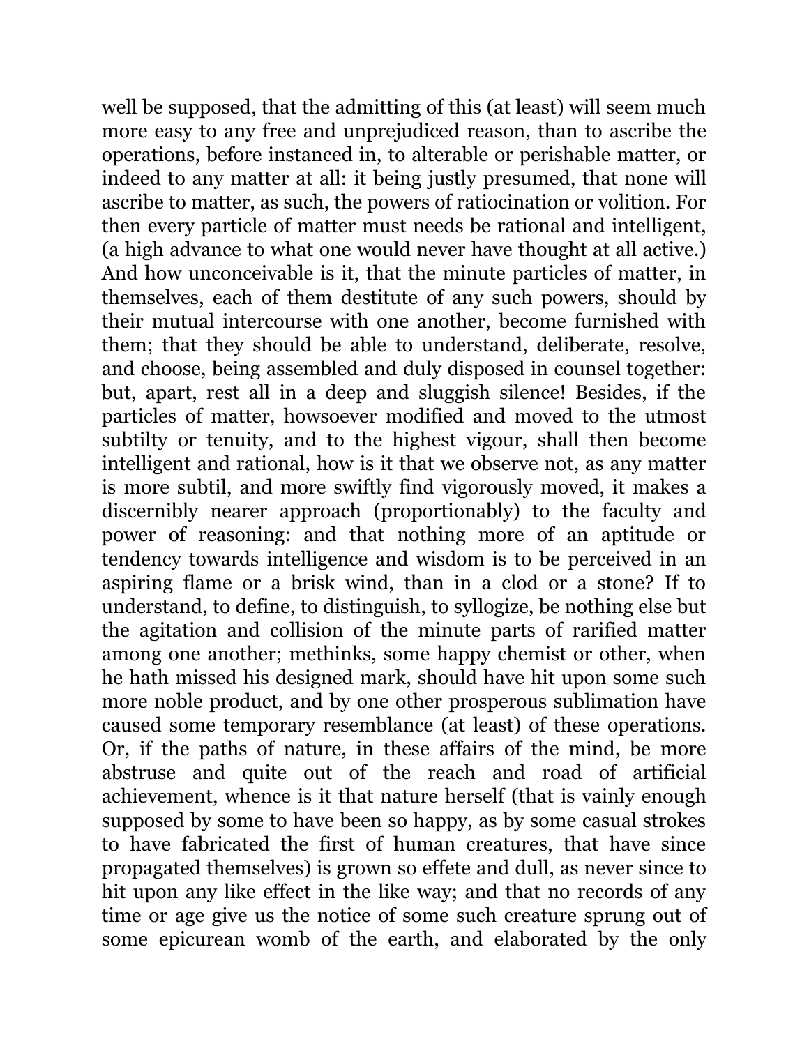well be supposed, that the admitting of this (at least) will seem much more easy to any free and unprejudiced reason, than to ascribe the operations, before instanced in, to alterable or perishable matter, or indeed to any matter at all: it being justly presumed, that none will ascribe to matter, as such, the powers of ratiocination or volition. For then every particle of matter must needs be rational and intelligent, (a high advance to what one would never have thought at all active.) And how unconceivable is it, that the minute particles of matter, in themselves, each of them destitute of any such powers, should by their mutual intercourse with one another, become furnished with them; that they should be able to understand, deliberate, resolve, and choose, being assembled and duly disposed in counsel together: but, apart, rest all in a deep and sluggish silence! Besides, if the particles of matter, howsoever modified and moved to the utmost subtilty or tenuity, and to the highest vigour, shall then become intelligent and rational, how is it that we observe not, as any matter is more subtil, and more swiftly find vigorously moved, it makes a discernibly nearer approach (proportionably) to the faculty and power of reasoning: and that nothing more of an aptitude or tendency towards intelligence and wisdom is to be perceived in an aspiring flame or a brisk wind, than in a clod or a stone? If to understand, to define, to distinguish, to syllogize, be nothing else but the agitation and collision of the minute parts of rarified matter among one another; methinks, some happy chemist or other, when he hath missed his designed mark, should have hit upon some such more noble product, and by one other prosperous sublimation have caused some temporary resemblance (at least) of these operations. Or, if the paths of nature, in these affairs of the mind, be more abstruse and quite out of the reach and road of artificial achievement, whence is it that nature herself (that is vainly enough supposed by some to have been so happy, as by some casual strokes to have fabricated the first of human creatures, that have since propagated themselves) is grown so effete and dull, as never since to hit upon any like effect in the like way; and that no records of any time or age give us the notice of some such creature sprung out of some epicurean womb of the earth, and elaborated by the only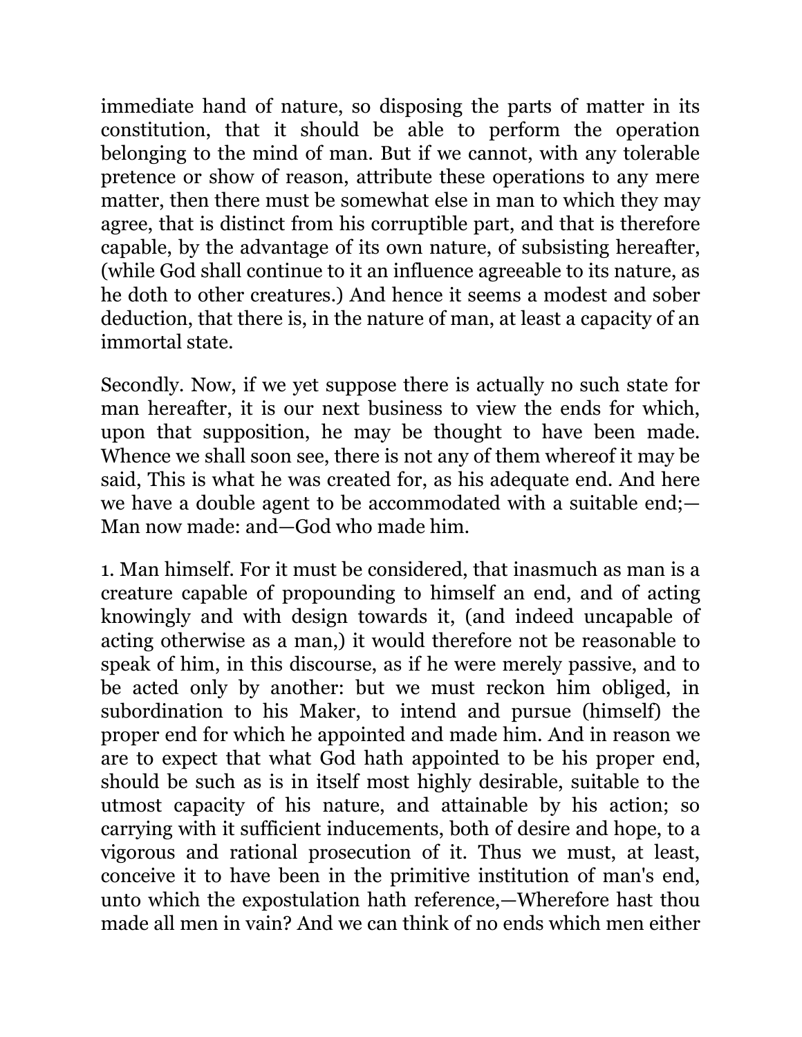immediate hand of nature, so disposing the parts of matter in its constitution, that it should be able to perform the operation belonging to the mind of man. But if we cannot, with any tolerable pretence or show of reason, attribute these operations to any mere matter, then there must be somewhat else in man to which they may agree, that is distinct from his corruptible part, and that is therefore capable, by the advantage of its own nature, of subsisting hereafter, (while God shall continue to it an influence agreeable to its nature, as he doth to other creatures.) And hence it seems a modest and sober deduction, that there is, in the nature of man, at least a capacity of an immortal state.

Secondly. Now, if we yet suppose there is actually no such state for man hereafter, it is our next business to view the ends for which, upon that supposition, he may be thought to have been made. Whence we shall soon see, there is not any of them whereof it may be said, This is what he was created for, as his adequate end. And here we have a double agent to be accommodated with a suitable end;—Man now made: and—God who made him.

1. Man himself. For it must be considered, that inasmuch as man is a creature capable of propounding to himself an end, and of acting knowingly and with design towards it, (and indeed uncapable of acting otherwise as a man,) it would therefore not be reasonable to speak of him, in this discourse, as if he were merely passive, and to be acted only by another: but we must reckon him obliged, in subordination to his Maker, to intend and pursue (himself) the proper end for which he appointed and made him. And in reason we are to expect that what God hath appointed to be his proper end, should be such as is in itself most highly desirable, suitable to the utmost capacity of his nature, and attainable by his action; so carrying with it sufficient inducements, both of desire and hope, to a vigorous and rational prosecution of it. Thus we must, at least, conceive it to have been in the primitive institution of man's end, unto which the expostulation hath reference,—Wherefore hast thou made all men in vain? And we can think of no ends which men either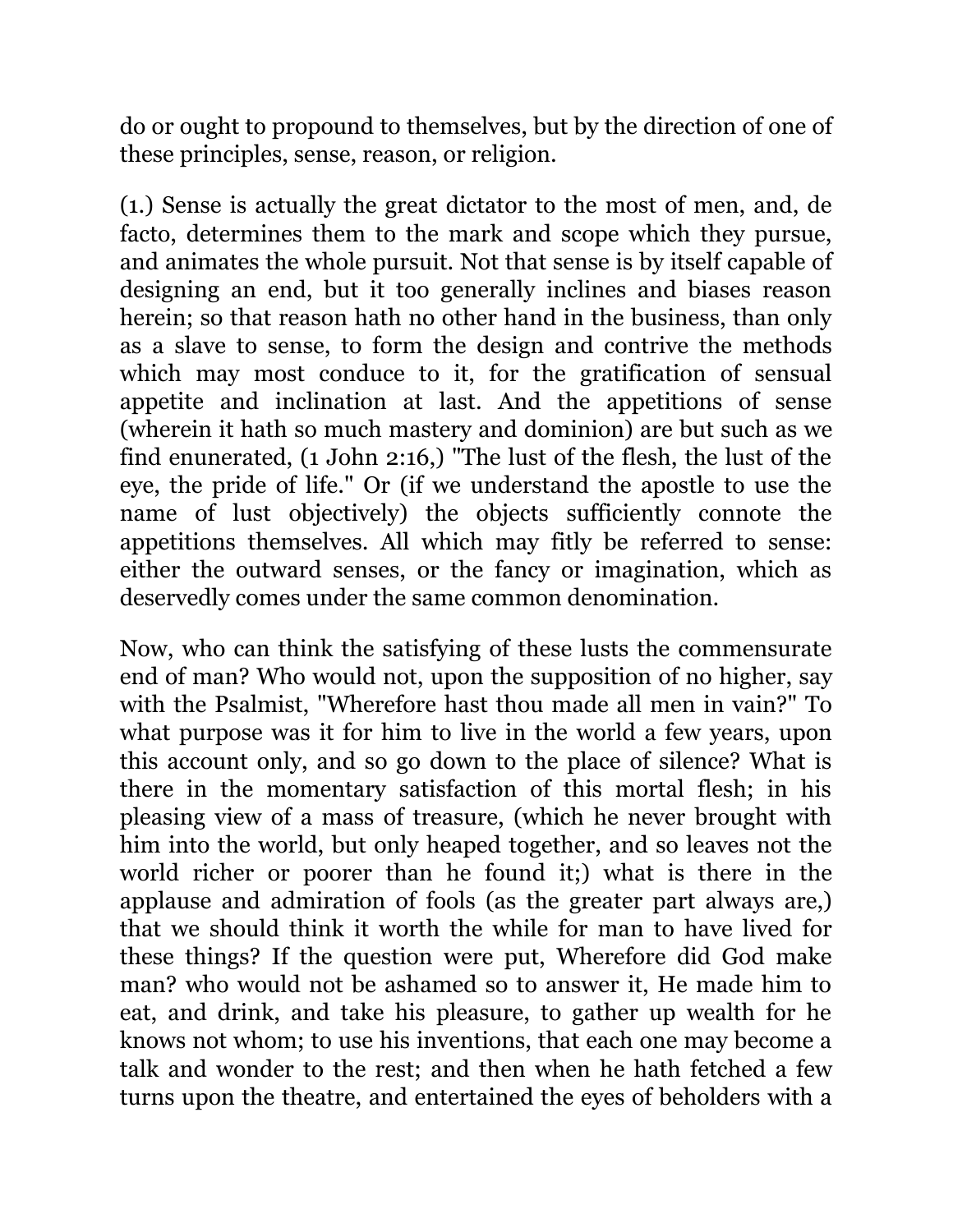do or ought to propound to themselves, but by the direction of one of these principles, sense, reason, or religion.

(1.) Sense is actually the great dictator to the most of men, and, de facto, determines them to the mark and scope which they pursue, and animates the whole pursuit. Not that sense is by itself capable of designing an end, but it too generally inclines and biases reason herein; so that reason hath no other hand in the business, than only as a slave to sense, to form the design and contrive the methods which may most conduce to it, for the gratification of sensual appetite and inclination at last. And the appetitions of sense (wherein it hath so much mastery and dominion) are but such as we find enunerated, (1 John 2:16,) "The lust of the flesh, the lust of the eye, the pride of life." Or (if we understand the apostle to use the name of lust objectively) the objects sufficiently connote the appetitions themselves. All which may fitly be referred to sense: either the outward senses, or the fancy or imagination, which as deservedly comes under the same common denomination.

Now, who can think the satisfying of these lusts the commensurate end of man? Who would not, upon the supposition of no higher, say with the Psalmist, "Wherefore hast thou made all men in vain?" To what purpose was it for him to live in the world a few years, upon this account only, and so go down to the place of silence? What is there in the momentary satisfaction of this mortal flesh; in his pleasing view of a mass of treasure, (which he never brought with him into the world, but only heaped together, and so leaves not the world richer or poorer than he found it;) what is there in the applause and admiration of fools (as the greater part always are,) that we should think it worth the while for man to have lived for these things? If the question were put, Wherefore did God make man? who would not be ashamed so to answer it, He made him to eat, and drink, and take his pleasure, to gather up wealth for he knows not whom; to use his inventions, that each one may become a talk and wonder to the rest; and then when he hath fetched a few turns upon the theatre, and entertained the eyes of beholders with a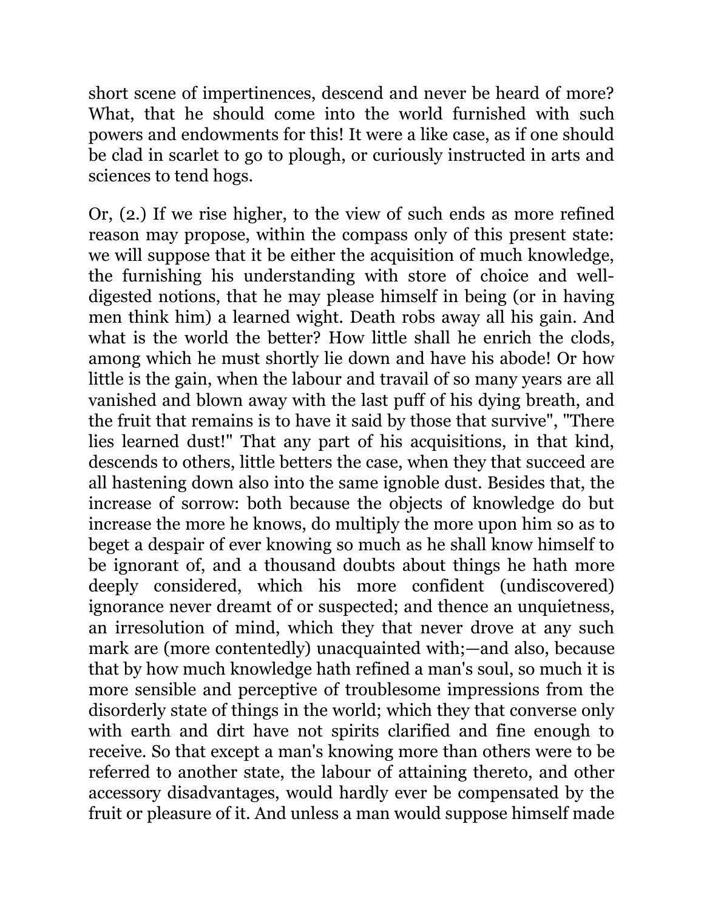short scene of impertinences, descend and never be heard of more? What, that he should come into the world furnished with such powers and endowments for this! It were a like case, as if one should be clad in scarlet to go to plough, or curiously instructed in arts and sciences to tend hogs.

Or, (2.) If we rise higher, to the view of such ends as more refined reason may propose, within the compass only of this present state: we will suppose that it be either the acquisition of much knowledge, the furnishing his understanding with store of choice and well-digested notions, that he may please himself in being (or in having men think him) a learned wight. Death robs away all his gain. And what is the world the better? How little shall he enrich the clods, among which he must shortly lie down and have his abode! Or how little is the gain, when the labour and travail of so many years are all vanished and blown away with the last puff of his dying breath, and the fruit that remains is to have it said by those that survive", "There lies learned dust!" That any part of his acquisitions, in that kind, descends to others, little betters the case, when they that succeed are all hastening down also into the same ignoble dust. Besides that, the increase of sorrow: both because the objects of knowledge do but increase the more he knows, do multiply the more upon him so as to beget a despair of ever knowing so much as he shall know himself to be ignorant of, and a thousand doubts about things he hath more deeply considered, which his more confident (undiscovered) ignorance never dreamt of or suspected; and thence an unquietness, an irresolution of mind, which they that never drove at any such mark are (more contentedly) unacquainted with;—and also, because that by how much knowledge hath refined a man's soul, so much it is more sensible and perceptive of troublesome impressions from the disorderly state of things in the world; which they that converse only with earth and dirt have not spirits clarified and fine enough to receive. So that except a man's knowing more than others were to be referred to another state, the labour of attaining thereto, and other accessory disadvantages, would hardly ever be compensated by the fruit or pleasure of it. And unless a man would suppose himself made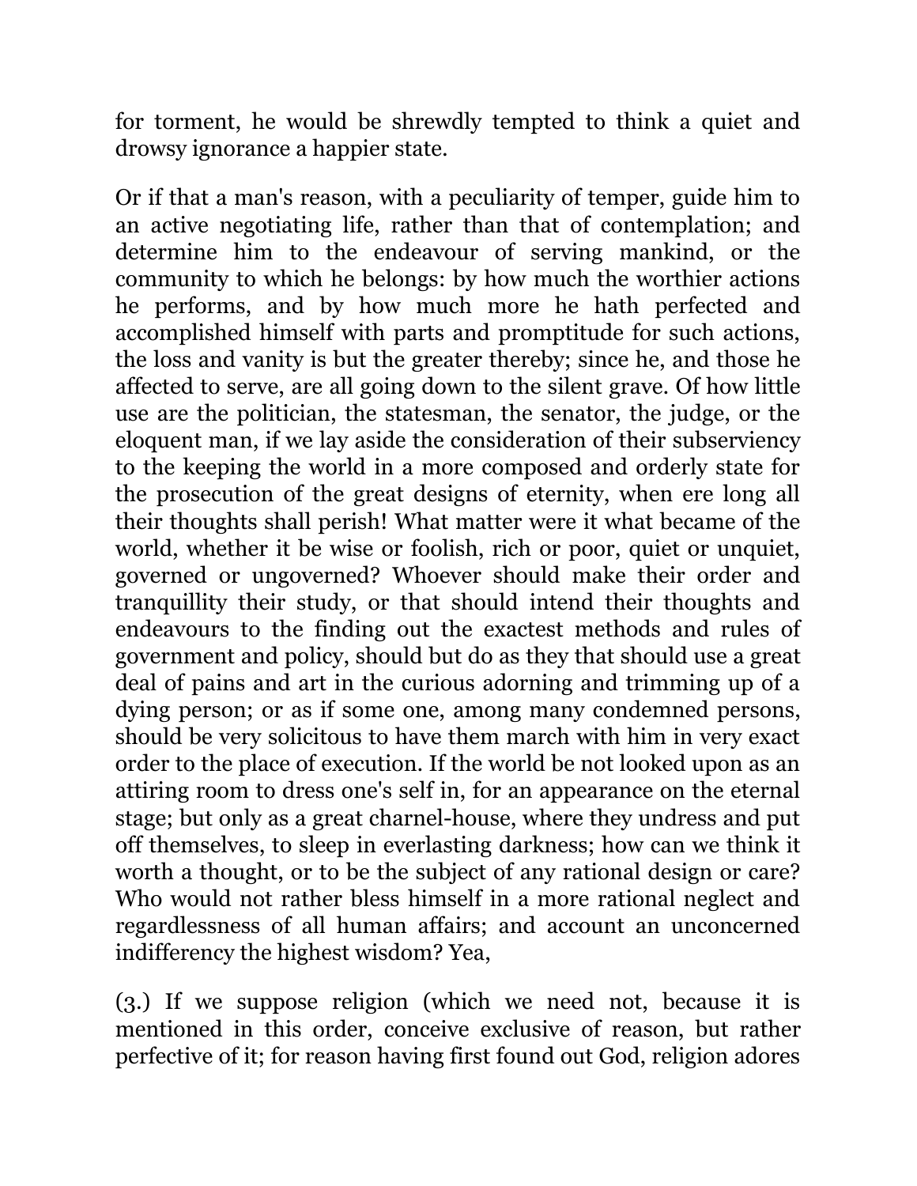for torment, he would be shrewdly tempted to think a quiet and drowsy ignorance a happier state.

Or if that a man's reason, with a peculiarity of temper, guide him to an active negotiating life, rather than that of contemplation; and determine him to the endeavour of serving mankind, or the community to which he belongs: by how much the worthier actions he performs, and by how much more he hath perfected and accomplished himself with parts and promptitude for such actions, the loss and vanity is but the greater thereby; since he, and those he affected to serve, are all going down to the silent grave. Of how little use are the politician, the statesman, the senator, the judge, or the eloquent man, if we lay aside the consideration of their subserviency to the keeping the world in a more composed and orderly state for the prosecution of the great designs of eternity, when ere long all their thoughts shall perish! What matter were it what became of the world, whether it be wise or foolish, rich or poor, quiet or unquiet, governed or ungoverned? Whoever should make their order and tranquillity their study, or that should intend their thoughts and endeavours to the finding out the exactest methods and rules of government and policy, should but do as they that should use a great deal of pains and art in the curious adorning and trimming up of a dying person; or as if some one, among many condemned persons, should be very solicitous to have them march with him in very exact order to the place of execution. If the world be not looked upon as an attiring room to dress one's self in, for an appearance on the eternal stage; but only as a great charnel-house, where they undress and put off themselves, to sleep in everlasting darkness; how can we think it worth a thought, or to be the subject of any rational design or care? Who would not rather bless himself in a more rational neglect and regardlessness of all human affairs; and account an unconcerned indifferency the highest wisdom? Yea,

(3.) If we suppose religion (which we need not, because it is mentioned in this order, conceive exclusive of reason, but rather perfective of it; for reason having first found out God, religion adores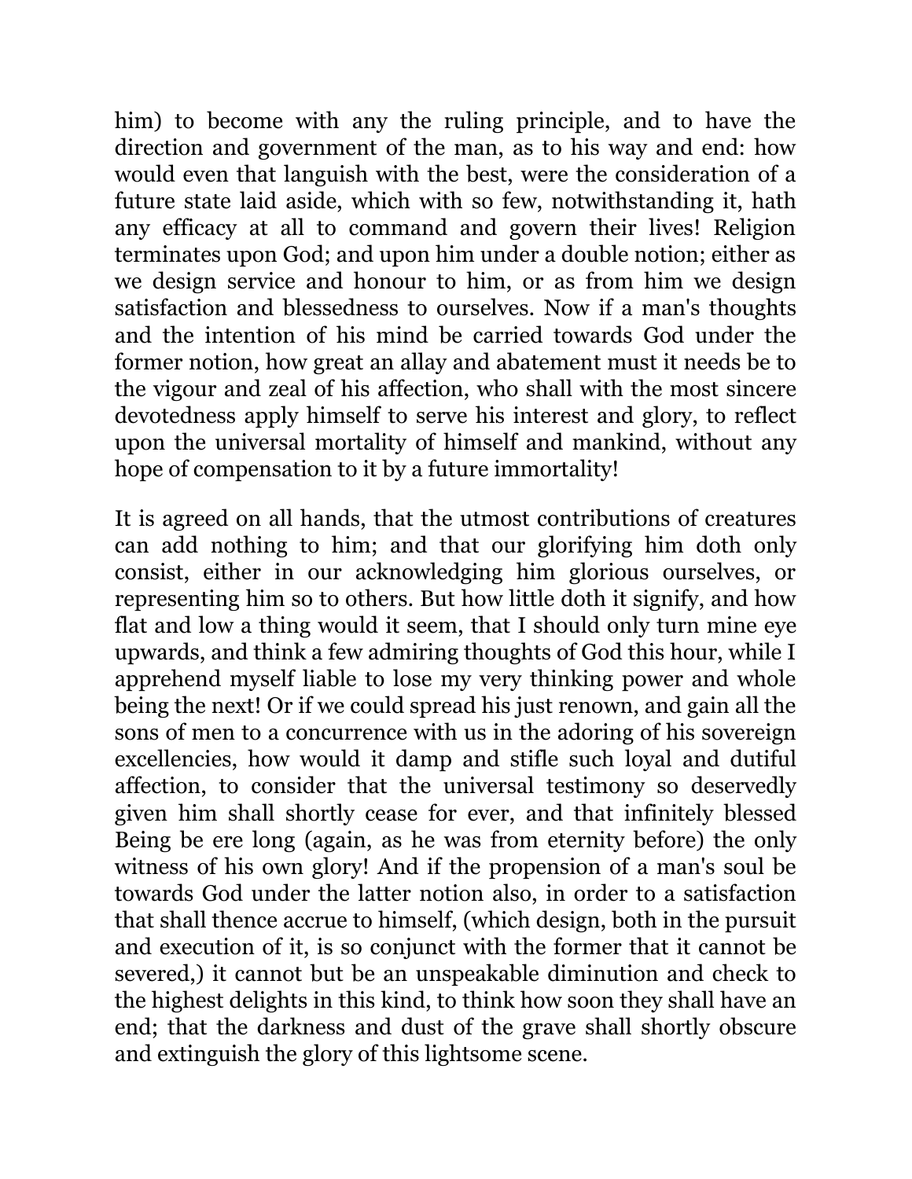him) to become with any the ruling principle, and to have the direction and government of the man, as to his way and end: how would even that languish with the best, were the consideration of a future state laid aside, which with so few, notwithstanding it, hath any efficacy at all to command and govern their lives! Religion terminates upon God; and upon him under a double notion; either as we design service and honour to him, or as from him we design satisfaction and blessedness to ourselves. Now if a man's thoughts and the intention of his mind be carried towards God under the former notion, how great an allay and abatement must it needs be to the vigour and zeal of his affection, who shall with the most sincere devotedness apply himself to serve his interest and glory, to reflect upon the universal mortality of himself and mankind, without any hope of compensation to it by a future immortality!

It is agreed on all hands, that the utmost contributions of creatures can add nothing to him; and that our glorifying him doth only consist, either in our acknowledging him glorious ourselves, or representing him so to others. But how little doth it signify, and how flat and low a thing would it seem, that I should only turn mine eye upwards, and think a few admiring thoughts of God this hour, while I apprehend myself liable to lose my very thinking power and whole being the next! Or if we could spread his just renown, and gain all the sons of men to a concurrence with us in the adoring of his sovereign excellencies, how would it damp and stifle such loyal and dutiful affection, to consider that the universal testimony so deservedly given him shall shortly cease for ever, and that infinitely blessed Being be ere long (again, as he was from eternity before) the only witness of his own glory! And if the propension of a man's soul be towards God under the latter notion also, in order to a satisfaction that shall thence accrue to himself, (which design, both in the pursuit and execution of it, is so conjunct with the former that it cannot be severed,) it cannot but be an unspeakable diminution and check to the highest delights in this kind, to think how soon they shall have an end; that the darkness and dust of the grave shall shortly obscure and extinguish the glory of this lightsome scene.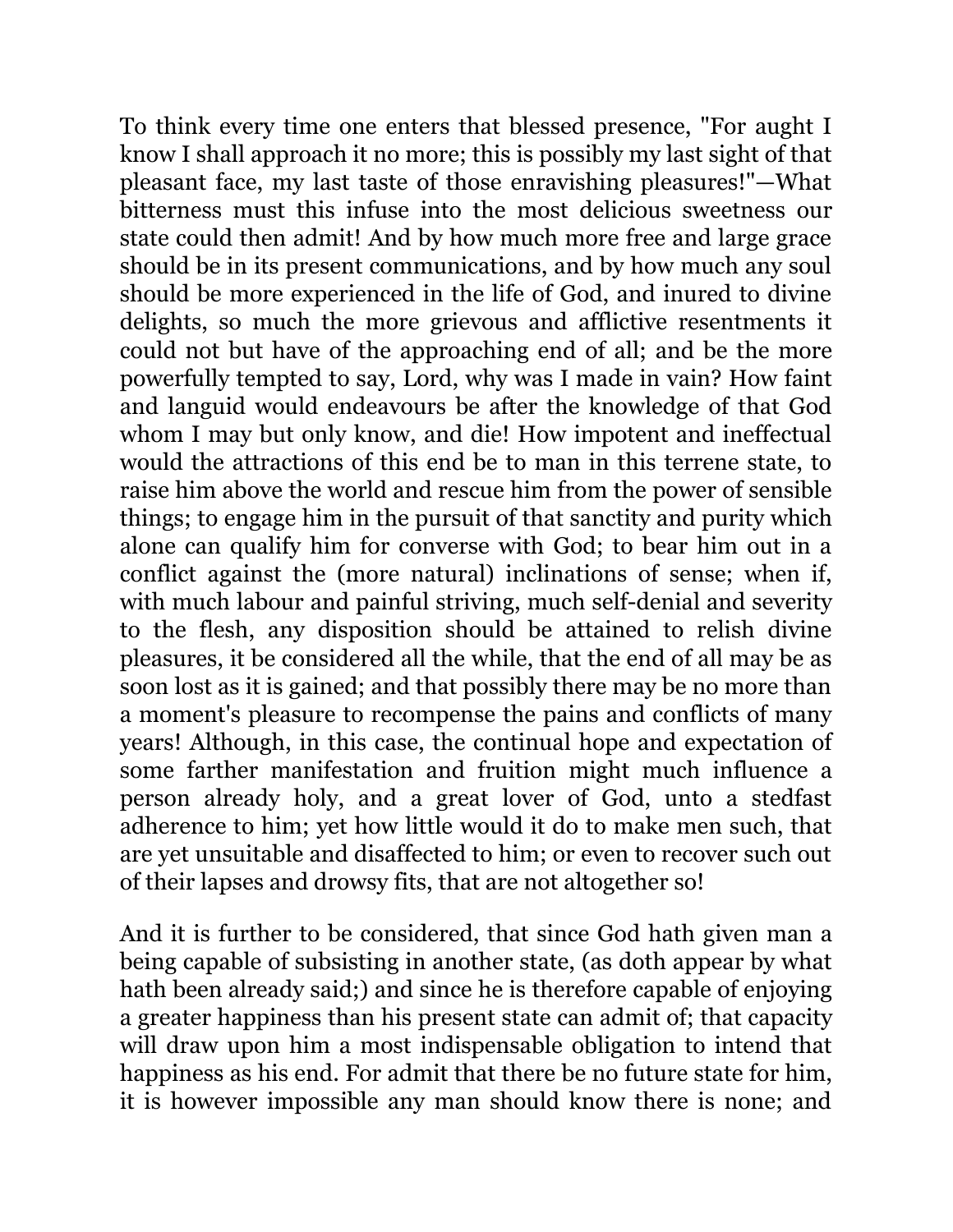To think every time one enters that blessed presence, "For aught I know I shall approach it no more; this is possibly my last sight of that pleasant face, my last taste of those enravishing pleasures!"—What bitterness must this infuse into the most delicious sweetness our state could then admit! And by how much more free and large grace should be in its present communications, and by how much any soul should be more experienced in the life of God, and inured to divine delights, so much the more grievous and afflictive resentments it could not but have of the approaching end of all; and be the more powerfully tempted to say, Lord, why was I made in vain? How faint and languid would endeavours be after the knowledge of that God whom I may but only know, and die! How impotent and ineffectual would the attractions of this end be to man in this terrene state, to raise him above the world and rescue him from the power of sensible things; to engage him in the pursuit of that sanctity and purity which alone can qualify him for converse with God; to bear him out in a conflict against the (more natural) inclinations of sense; when if, with much labour and painful striving, much self-denial and severity to the flesh, any disposition should be attained to relish divine pleasures, it be considered all the while, that the end of all may be as soon lost as it is gained; and that possibly there may be no more than a moment's pleasure to recompense the pains and conflicts of many years! Although, in this case, the continual hope and expectation of some farther manifestation and fruition might much influence a person already holy, and a great lover of God, unto a stedfast adherence to him; yet how little would it do to make men such, that are yet unsuitable and disaffected to him; or even to recover such out of their lapses and drowsy fits, that are not altogether so!

And it is further to be considered, that since God hath given man a being capable of subsisting in another state, (as doth appear by what hath been already said;) and since he is therefore capable of enjoying a greater happiness than his present state can admit of; that capacity will draw upon him a most indispensable obligation to intend that happiness as his end. For admit that there be no future state for him, it is however impossible any man should know there is none; and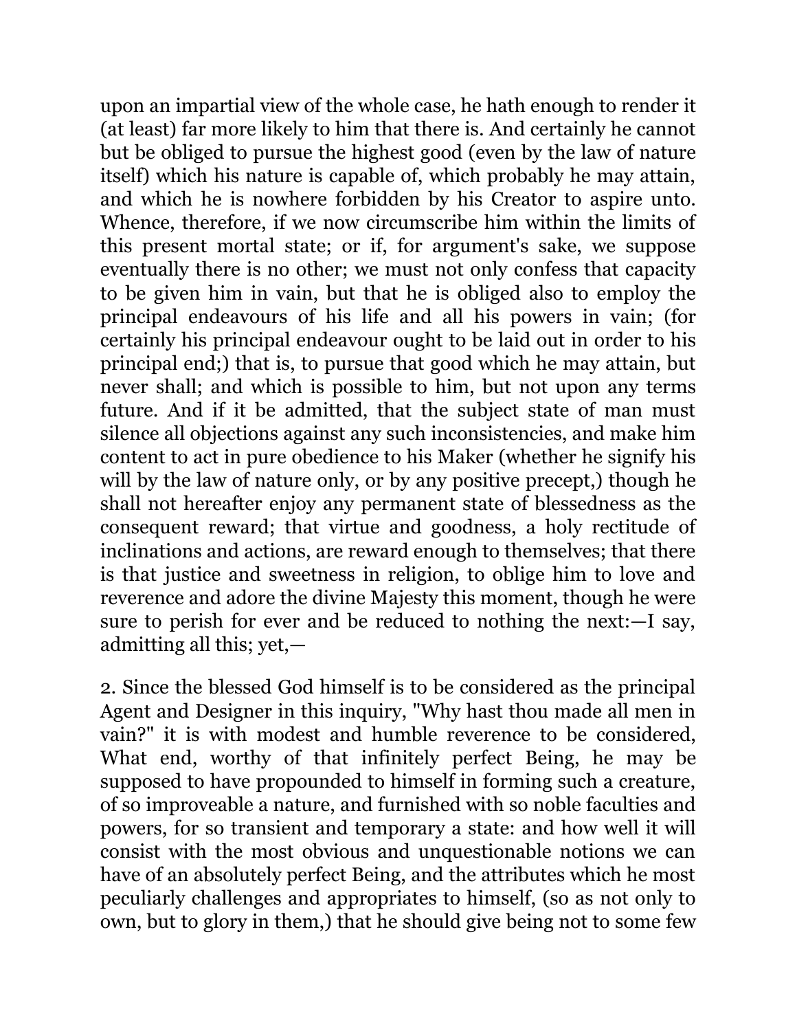upon an impartial view of the whole case, he hath enough to render it (at least) far more likely to him that there is. And certainly he cannot but be obliged to pursue the highest good (even by the law of nature itself) which his nature is capable of, which probably he may attain, and which he is nowhere forbidden by his Creator to aspire unto. Whence, therefore, if we now circumscribe him within the limits of this present mortal state; or if, for argument's sake, we suppose eventually there is no other; we must not only confess that capacity to be given him in vain, but that he is obliged also to employ the principal endeavours of his life and all his powers in vain; (for certainly his principal endeavour ought to be laid out in order to his principal end;) that is, to pursue that good which he may attain, but never shall; and which is possible to him, but not upon any terms future. And if it be admitted, that the subject state of man must silence all objections against any such inconsistencies, and make him content to act in pure obedience to his Maker (whether he signify his will by the law of nature only, or by any positive precept,) though he shall not hereafter enjoy any permanent state of blessedness as the consequent reward; that virtue and goodness, a holy rectitude of inclinations and actions, are reward enough to themselves; that there is that justice and sweetness in religion, to oblige him to love and reverence and adore the divine Majesty this moment, though he were sure to perish for ever and be reduced to nothing the next:—I say, admitting all this; yet,—

2. Since the blessed God himself is to be considered as the principal Agent and Designer in this inquiry, "Why hast thou made all men in vain?" it is with modest and humble reverence to be considered, What end, worthy of that infinitely perfect Being, he may be supposed to have propounded to himself in forming such a creature, of so improveable a nature, and furnished with so noble faculties and powers, for so transient and temporary a state: and how well it will consist with the most obvious and unquestionable notions we can have of an absolutely perfect Being, and the attributes which he most peculiarly challenges and appropriates to himself, (so as not only to own, but to glory in them,) that he should give being not to some few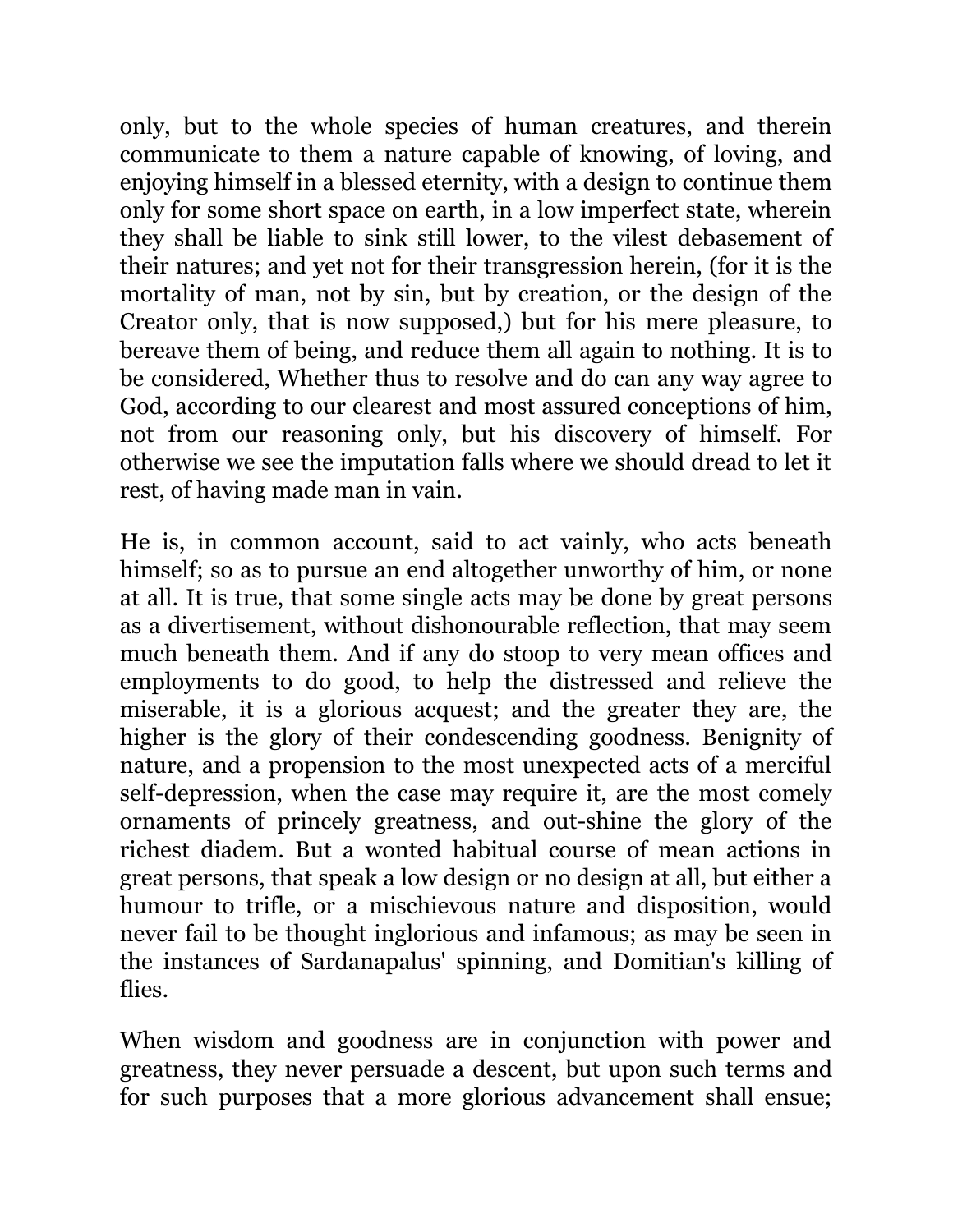only, but to the whole species of human creatures, and therein communicate to them a nature capable of knowing, of loving, and enjoying himself in a blessed eternity, with a design to continue them only for some short space on earth, in a low imperfect state, wherein they shall be liable to sink still lower, to the vilest debasement of their natures; and yet not for their transgression herein, (for it is the mortality of man, not by sin, but by creation, or the design of the Creator only, that is now supposed,) but for his mere pleasure, to bereave them of being, and reduce them all again to nothing. It is to be considered, Whether thus to resolve and do can any way agree to God, according to our clearest and most assured conceptions of him, not from our reasoning only, but his discovery of himself. For otherwise we see the imputation falls where we should dread to let it rest, of having made man in vain.

He is, in common account, said to act vainly, who acts beneath himself; so as to pursue an end altogether unworthy of him, or none at all. It is true, that some single acts may be done by great persons as a divertisement, without dishonourable reflection, that may seem much beneath them. And if any do stoop to very mean offices and employments to do good, to help the distressed and relieve the miserable, it is a glorious acquest; and the greater they are, the higher is the glory of their condescending goodness. Benignity of nature, and a propension to the most unexpected acts of a merciful self-depression, when the case may require it, are the most comely ornaments of princely greatness, and out-shine the glory of the richest diadem. But a wonted habitual course of mean actions in great persons, that speak a low design or no design at all, but either a humour to trifle, or a mischievous nature and disposition, would never fail to be thought inglorious and infamous; as may be seen in the instances of Sardanapalus' spinning, and Domitian's killing of flies.

When wisdom and goodness are in conjunction with power and greatness, they never persuade a descent, but upon such terms and for such purposes that a more glorious advancement shall ensue;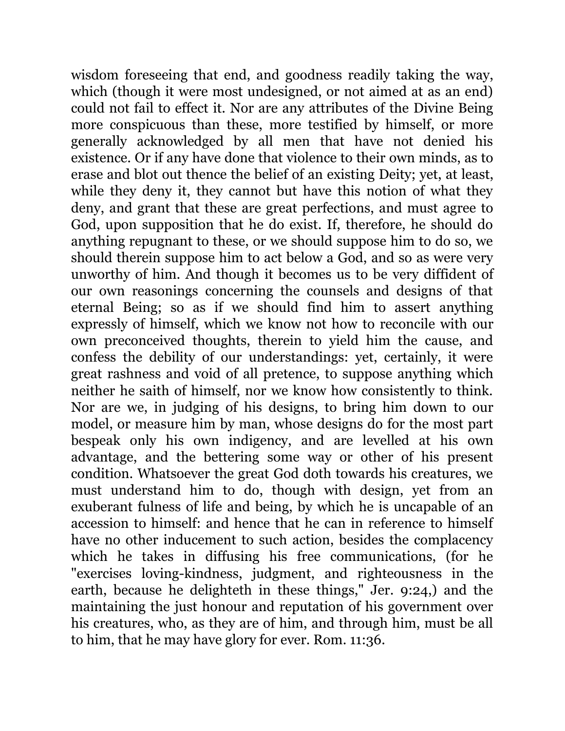wisdom foreseeing that end, and goodness readily taking the way, which (though it were most undesigned, or not aimed at as an end) could not fail to effect it. Nor are any attributes of the Divine Being more conspicuous than these, more testified by himself, or more generally acknowledged by all men that have not denied his existence. Or if any have done that violence to their own minds, as to erase and blot out thence the belief of an existing Deity; yet, at least, while they deny it, they cannot but have this notion of what they deny, and grant that these are great perfections, and must agree to God, upon supposition that he do exist. If, therefore, he should do anything repugnant to these, or we should suppose him to do so, we should therein suppose him to act below a God, and so as were very unworthy of him. And though it becomes us to be very diffident of our own reasonings concerning the counsels and designs of that eternal Being; so as if we should find him to assert anything expressly of himself, which we know not how to reconcile with our own preconceived thoughts, therein to yield him the cause, and confess the debility of our understandings: yet, certainly, it were great rashness and void of all pretence, to suppose anything which neither he saith of himself, nor we know how consistently to think. Nor are we, in judging of his designs, to bring him down to our model, or measure him by man, whose designs do for the most part bespeak only his own indigency, and are levelled at his own advantage, and the bettering some way or other of his present condition. Whatsoever the great God doth towards his creatures, we must understand him to do, though with design, yet from an exuberant fulness of life and being, by which he is uncapable of an accession to himself: and hence that he can in reference to himself have no other inducement to such action, besides the complacency which he takes in diffusing his free communications, (for he "exercises loving-kindness, judgment, and righteousness in the earth, because he delighteth in these things," Jer. 9:24,) and the maintaining the just honour and reputation of his government over his creatures, who, as they are of him, and through him, must be all to him, that he may have glory for ever. Rom. 11:36.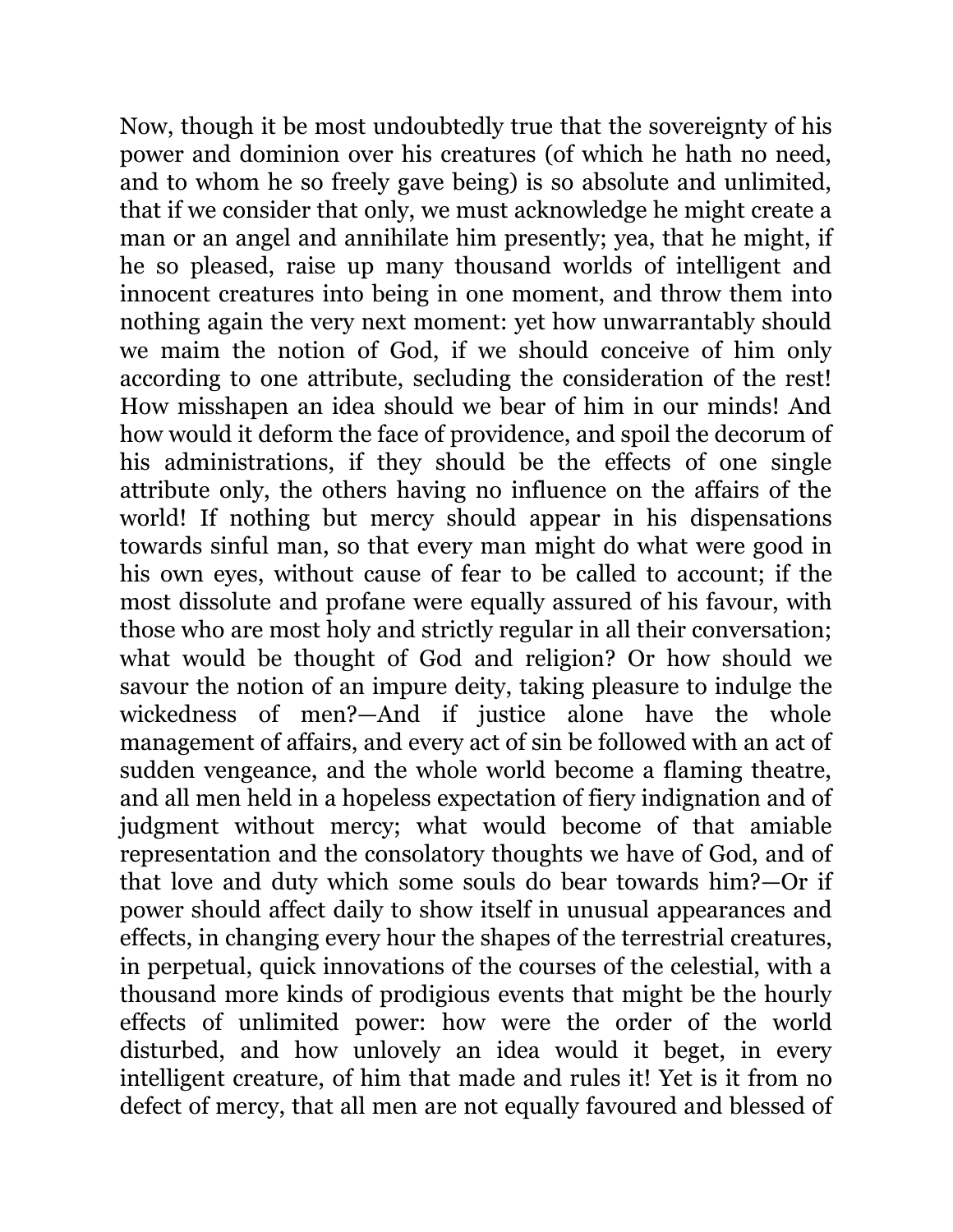Now, though it be most undoubtedly true that the sovereignty of his power and dominion over his creatures (of which he hath no need, and to whom he so freely gave being) is so absolute and unlimited, that if we consider that only, we must acknowledge he might create a man or an angel and annihilate him presently; yea, that he might, if he so pleased, raise up many thousand worlds of intelligent and innocent creatures into being in one moment, and throw them into nothing again the very next moment: yet how unwarrantably should we maim the notion of God, if we should conceive of him only according to one attribute, secluding the consideration of the rest! How misshapen an idea should we bear of him in our minds! And how would it deform the face of providence, and spoil the decorum of his administrations, if they should be the effects of one single attribute only, the others having no influence on the affairs of the world! If nothing but mercy should appear in his dispensations towards sinful man, so that every man might do what were good in his own eyes, without cause of fear to be called to account; if the most dissolute and profane were equally assured of his favour, with those who are most holy and strictly regular in all their conversation; what would be thought of God and religion? Or how should we savour the notion of an impure deity, taking pleasure to indulge the wickedness of men?—And if justice alone have the whole management of affairs, and every act of sin be followed with an act of sudden vengeance, and the whole world become a flaming theatre, and all men held in a hopeless expectation of fiery indignation and of judgment without mercy; what would become of that amiable representation and the consolatory thoughts we have of God, and of that love and duty which some souls do bear towards him?—Or if power should affect daily to show itself in unusual appearances and effects, in changing every hour the shapes of the terrestrial creatures, in perpetual, quick innovations of the courses of the celestial, with a thousand more kinds of prodigious events that might be the hourly effects of unlimited power: how were the order of the world disturbed, and how unlovely an idea would it beget, in every intelligent creature, of him that made and rules it! Yet is it from no defect of mercy, that all men are not equally favoured and blessed of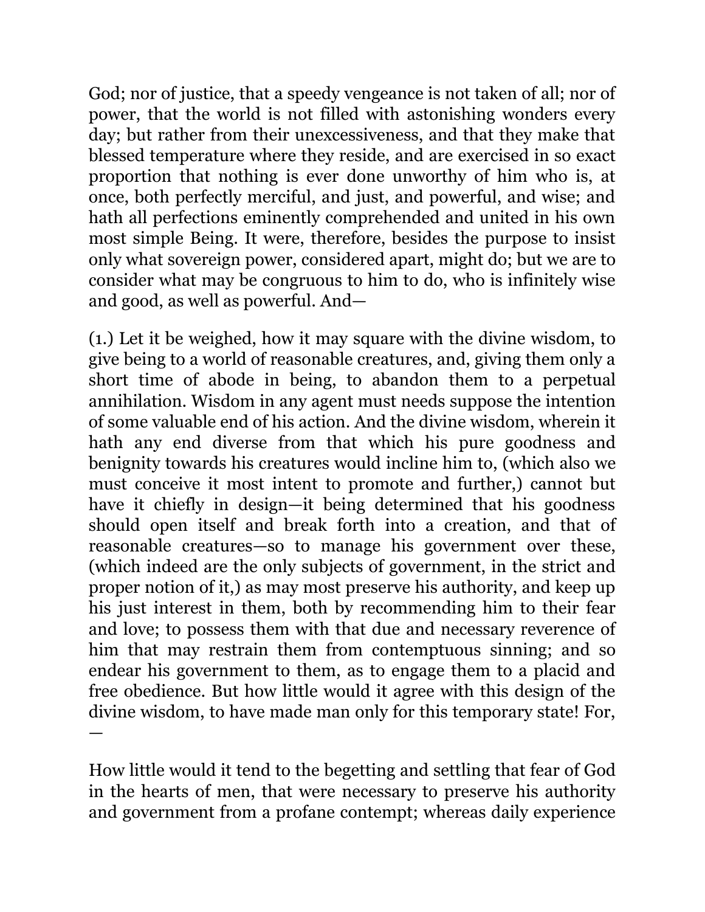God; nor of justice, that a speedy vengeance is not taken of all; nor of power, that the world is not filled with astonishing wonders every day; but rather from their unexcessiveness, and that they make that blessed temperature where they reside, and are exercised in so exact proportion that nothing is ever done unworthy of him who is, at once, both perfectly merciful, and just, and powerful, and wise; and hath all perfections eminently comprehended and united in his own most simple Being. It were, therefore, besides the purpose to insist only what sovereign power, considered apart, might do; but we are to consider what may be congruous to him to do, who is infinitely wise and good, as well as powerful. And—

(1.) Let it be weighed, how it may square with the divine wisdom, to give being to a world of reasonable creatures, and, giving them only a short time of abode in being, to abandon them to a perpetual annihilation. Wisdom in any agent must needs suppose the intention of some valuable end of his action. And the divine wisdom, wherein it hath any end diverse from that which his pure goodness and benignity towards his creatures would incline him to, (which also we must conceive it most intent to promote and further,) cannot but have it chiefly in design—it being determined that his goodness should open itself and break forth into a creation, and that of reasonable creatures—so to manage his government over these, (which indeed are the only subjects of government, in the strict and proper notion of it,) as may most preserve his authority, and keep up his just interest in them, both by recommending him to their fear and love; to possess them with that due and necessary reverence of him that may restrain them from contemptuous sinning; and so endear his government to them, as to engage them to a placid and free obedience. But how little would it agree with this design of the divine wisdom, to have made man only for this temporary state! For,—

How little would it tend to the begetting and settling that fear of God in the hearts of men, that were necessary to preserve his authority and government from a profane contempt; whereas daily experience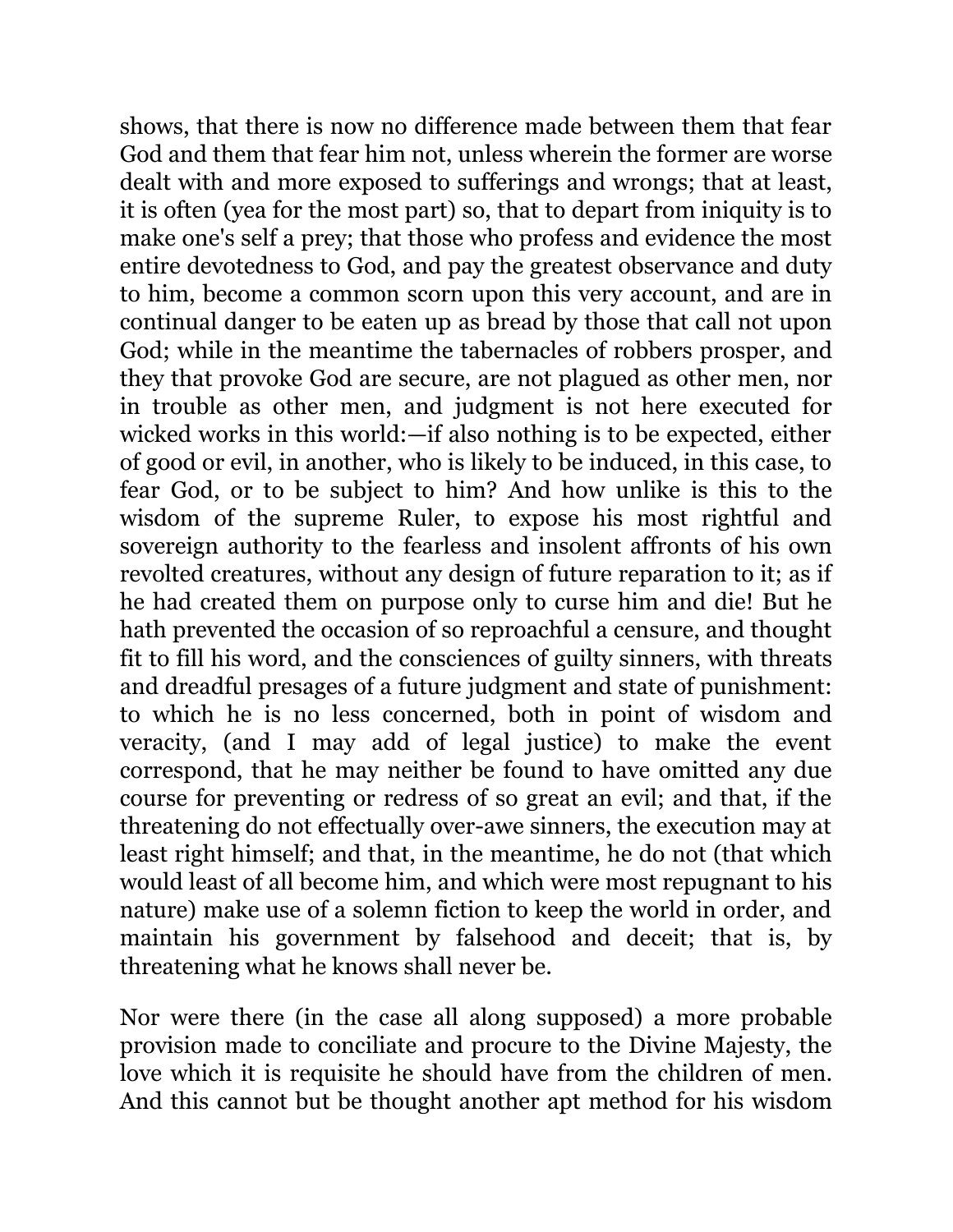shows, that there is now no difference made between them that fear God and them that fear him not, unless wherein the former are worse dealt with and more exposed to sufferings and wrongs; that at least, it is often (yea for the most part) so, that to depart from iniquity is to make one's self a prey; that those who profess and evidence the most entire devotedness to God, and pay the greatest observance and duty to him, become a common scorn upon this very account, and are in continual danger to be eaten up as bread by those that call not upon God; while in the meantime the tabernacles of robbers prosper, and they that provoke God are secure, are not plagued as other men, nor in trouble as other men, and judgment is not here executed for wicked works in this world:—if also nothing is to be expected, either of good or evil, in another, who is likely to be induced, in this case, to fear God, or to be subject to him? And how unlike is this to the wisdom of the supreme Ruler, to expose his most rightful and sovereign authority to the fearless and insolent affronts of his own revolted creatures, without any design of future reparation to it; as if he had created them on purpose only to curse him and die! But he hath prevented the occasion of so reproachful a censure, and thought fit to fill his word, and the consciences of guilty sinners, with threats and dreadful presages of a future judgment and state of punishment: to which he is no less concerned, both in point of wisdom and veracity, (and I may add of legal justice) to make the event correspond, that he may neither be found to have omitted any due course for preventing or redress of so great an evil; and that, if the threatening do not effectually over-awe sinners, the execution may at least right himself; and that, in the meantime, he do not (that which would least of all become him, and which were most repugnant to his nature) make use of a solemn fiction to keep the world in order, and maintain his government by falsehood and deceit; that is, by threatening what he knows shall never be.

Nor were there (in the case all along supposed) a more probable provision made to conciliate and procure to the Divine Majesty, the love which it is requisite he should have from the children of men. And this cannot but be thought another apt method for his wisdom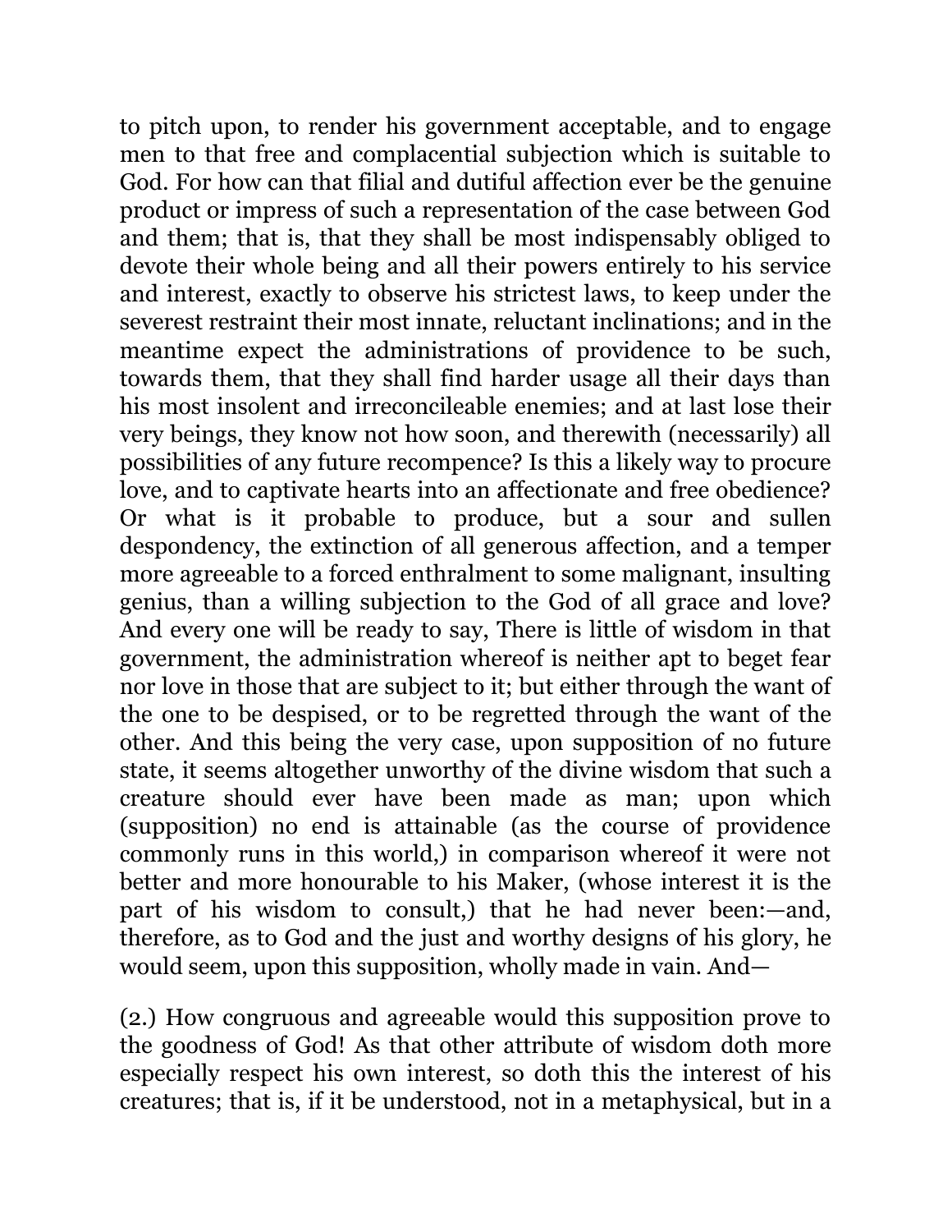to pitch upon, to render his government acceptable, and to engage men to that free and complacential subjection which is suitable to God. For how can that filial and dutiful affection ever be the genuine product or impress of such a representation of the case between God and them; that is, that they shall be most indispensably obliged to devote their whole being and all their powers entirely to his service and interest, exactly to observe his strictest laws, to keep under the severest restraint their most innate, reluctant inclinations; and in the meantime expect the administrations of providence to be such, towards them, that they shall find harder usage all their days than his most insolent and irreconcileable enemies; and at last lose their very beings, they know not how soon, and therewith (necessarily) all possibilities of any future recompence? Is this a likely way to procure love, and to captivate hearts into an affectionate and free obedience? Or what is it probable to produce, but a sour and sullen despondency, the extinction of all generous affection, and a temper more agreeable to a forced enthralment to some malignant, insulting genius, than a willing subjection to the God of all grace and love? And every one will be ready to say, There is little of wisdom in that government, the administration whereof is neither apt to beget fear nor love in those that are subject to it; but either through the want of the one to be despised, or to be regretted through the want of the other. And this being the very case, upon supposition of no future state, it seems altogether unworthy of the divine wisdom that such a creature should ever have been made as man; upon which (supposition) no end is attainable (as the course of providence commonly runs in this world,) in comparison whereof it were not better and more honourable to his Maker, (whose interest it is the part of his wisdom to consult,) that he had never been:—and, therefore, as to God and the just and worthy designs of his glory, he would seem, upon this supposition, wholly made in vain. And—

(2.) How congruous and agreeable would this supposition prove to the goodness of God! As that other attribute of wisdom doth more especially respect his own interest, so doth this the interest of his creatures; that is, if it be understood, not in a metaphysical, but in a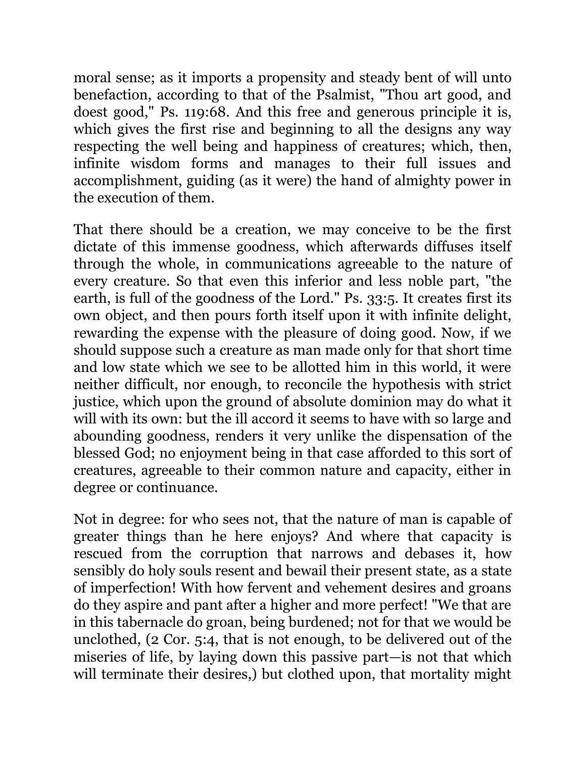moral sense; as it imports a propensity and steady bent of will unto benefaction, according to that of the Psalmist, "Thou art good, and doest good," Ps. 119:68. And this free and generous principle it is, which gives the first rise and beginning to all the designs any way respecting the well being and happiness of creatures; which, then, infinite wisdom forms and manages to their full issues and accomplishment, guiding (as it were) the hand of almighty power in the execution of them.

That there should be a creation, we may conceive to be the first dictate of this immense goodness, which afterwards diffuses itself through the whole, in communications agreeable to the nature of every creature. So that even this inferior and less noble part, "the earth, is full of the goodness of the Lord." Ps. 33:5. It creates first its own object, and then pours forth itself upon it with infinite delight, rewarding the expense with the pleasure of doing good. Now, if we should suppose such a creature as man made only for that short time and low state which we see to be allotted him in this world, it were neither difficult, nor enough, to reconcile the hypothesis with strict justice, which upon the ground of absolute dominion may do what it will with its own: but the ill accord it seems to have with so large and abounding goodness, renders it very unlike the dispensation of the blessed God; no enjoyment being in that case afforded to this sort of creatures, agreeable to their common nature and capacity, either in degree or continuance.

Not in degree: for who sees not, that the nature of man is capable of greater things than he here enjoys? And where that capacity is rescued from the corruption that narrows and debases it, how sensibly do holy souls resent and bewail their present state, as a state of imperfection! With how fervent and vehement desires and groans do they aspire and pant after a higher and more perfect! "We that are in this tabernacle do groan, being burdened; not for that we would be unclothed, (2 Cor. 5:4, that is not enough, to be delivered out of the miseries of life, by laying down this passive part—is not that which will terminate their desires,) but clothed upon, that mortality might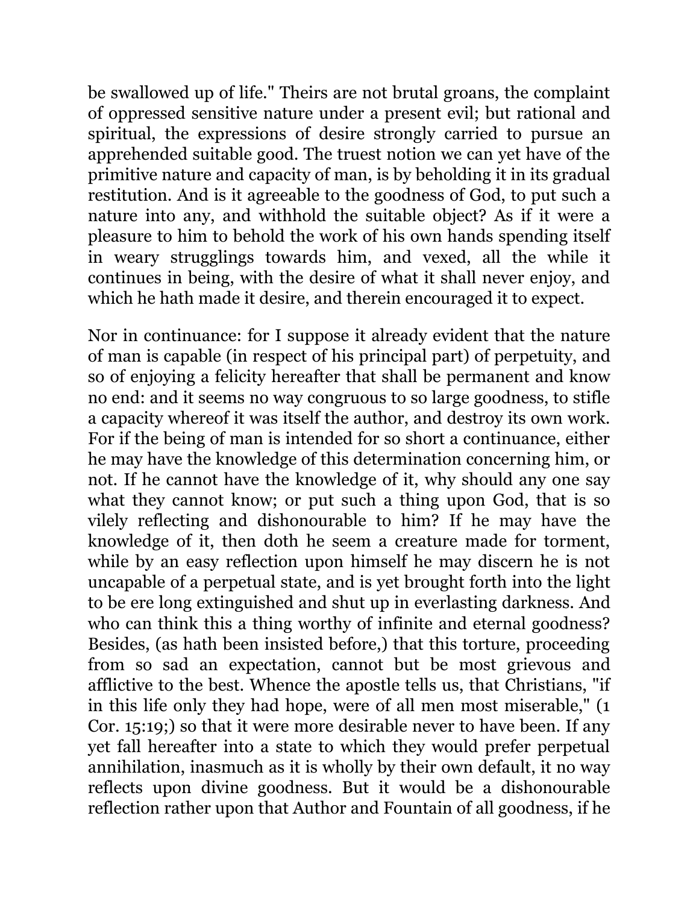be swallowed up of life." Theirs are not brutal groans, the complaint of oppressed sensitive nature under a present evil; but rational and spiritual, the expressions of desire strongly carried to pursue an apprehended suitable good. The truest notion we can yet have of the primitive nature and capacity of man, is by beholding it in its gradual restitution. And is it agreeable to the goodness of God, to put such a nature into any, and withhold the suitable object? As if it were a pleasure to him to behold the work of his own hands spending itself in weary strugglings towards him, and vexed, all the while it continues in being, with the desire of what it shall never enjoy, and which he hath made it desire, and therein encouraged it to expect.

Nor in continuance: for I suppose it already evident that the nature of man is capable (in respect of his principal part) of perpetuity, and so of enjoying a felicity hereafter that shall be permanent and know no end: and it seems no way congruous to so large goodness, to stifle a capacity whereof it was itself the author, and destroy its own work. For if the being of man is intended for so short a continuance, either he may have the knowledge of this determination concerning him, or not. If he cannot have the knowledge of it, why should any one say what they cannot know; or put such a thing upon God, that is so vilely reflecting and dishonourable to him? If he may have the knowledge of it, then doth he seem a creature made for torment, while by an easy reflection upon himself he may discern he is not uncapable of a perpetual state, and is yet brought forth into the light to be ere long extinguished and shut up in everlasting darkness. And who can think this a thing worthy of infinite and eternal goodness? Besides, (as hath been insisted before,) that this torture, proceeding from so sad an expectation, cannot but be most grievous and afflictive to the best. Whence the apostle tells us, that Christians, "if in this life only they had hope, were of all men most miserable," (1 Cor. 15:19;) so that it were more desirable never to have been. If any yet fall hereafter into a state to which they would prefer perpetual annihilation, inasmuch as it is wholly by their own default, it no way reflects upon divine goodness. But it would be a dishonourable reflection rather upon that Author and Fountain of all goodness, if he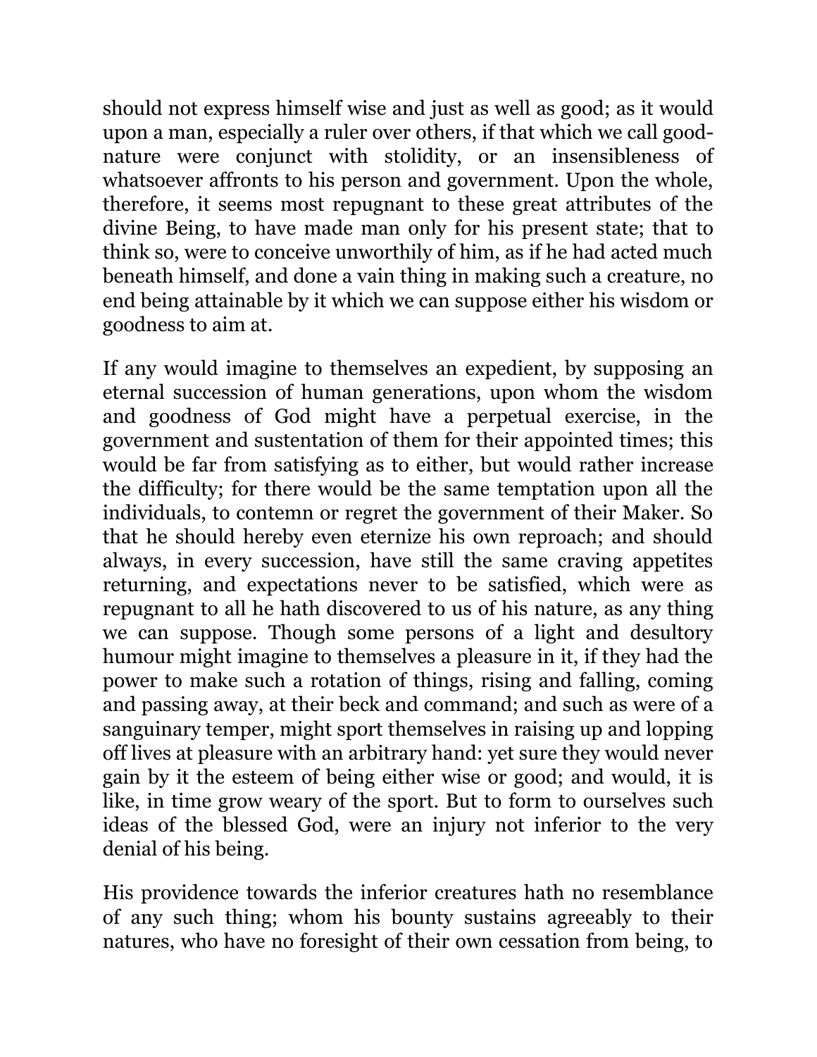should not express himself wise and just as well as good; as it would upon a man, especially a ruler over others, if that which we call good-nature were conjunct with stolidity, or an insensibleness of whatsoever affronts to his person and government. Upon the whole, therefore, it seems most repugnant to these great attributes of the divine Being, to have made man only for his present state; that to think so, were to conceive unworthily of him, as if he had acted much beneath himself, and done a vain thing in making such a creature, no end being attainable by it which we can suppose either his wisdom or goodness to aim at.

If any would imagine to themselves an expedient, by supposing an eternal succession of human generations, upon whom the wisdom and goodness of God might have a perpetual exercise, in the government and sustentation of them for their appointed times; this would be far from satisfying as to either, but would rather increase the difficulty; for there would be the same temptation upon all the individuals, to contemn or regret the government of their Maker. So that he should hereby even eternize his own reproach; and should always, in every succession, have still the same craving appetites returning, and expectations never to be satisfied, which were as repugnant to all he hath discovered to us of his nature, as any thing we can suppose. Though some persons of a light and desultory humour might imagine to themselves a pleasure in it, if they had the power to make such a rotation of things, rising and falling, coming and passing away, at their beck and command; and such as were of a sanguinary temper, might sport themselves in raising up and lopping off lives at pleasure with an arbitrary hand: yet sure they would never gain by it the esteem of being either wise or good; and would, it is like, in time grow weary of the sport. But to form to ourselves such ideas of the blessed God, were an injury not inferior to the very denial of his being.

His providence towards the inferior creatures hath no resemblance of any such thing; whom his bounty sustains agreeably to their natures, who have no foresight of their own cessation from being, to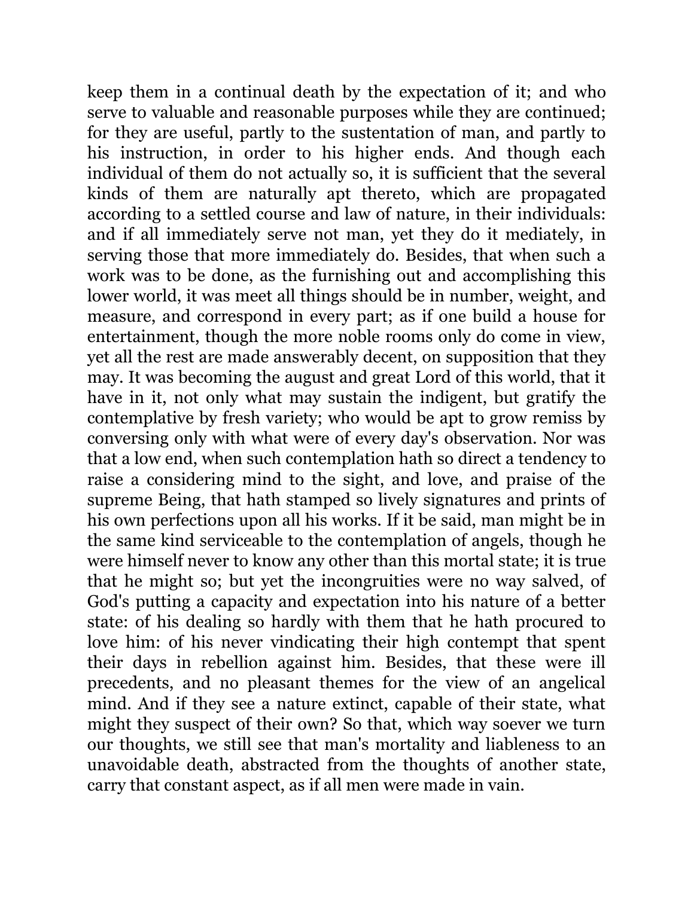keep them in a continual death by the expectation of it; and who serve to valuable and reasonable purposes while they are continued; for they are useful, partly to the sustentation of man, and partly to his instruction, in order to his higher ends. And though each individual of them do not actually so, it is sufficient that the several kinds of them are naturally apt thereto, which are propagated according to a settled course and law of nature, in their individuals: and if all immediately serve not man, yet they do it mediately, in serving those that more immediately do. Besides, that when such a work was to be done, as the furnishing out and accomplishing this lower world, it was meet all things should be in number, weight, and measure, and correspond in every part; as if one build a house for entertainment, though the more noble rooms only do come in view, yet all the rest are made answerably decent, on supposition that they may. It was becoming the august and great Lord of this world, that it have in it, not only what may sustain the indigent, but gratify the contemplative by fresh variety; who would be apt to grow remiss by conversing only with what were of every day's observation. Nor was that a low end, when such contemplation hath so direct a tendency to raise a considering mind to the sight, and love, and praise of the supreme Being, that hath stamped so lively signatures and prints of his own perfections upon all his works. If it be said, man might be in the same kind serviceable to the contemplation of angels, though he were himself never to know any other than this mortal state; it is true that he might so; but yet the incongruities were no way salved, of God's putting a capacity and expectation into his nature of a better state: of his dealing so hardly with them that he hath procured to love him: of his never vindicating their high contempt that spent their days in rebellion against him. Besides, that these were ill precedents, and no pleasant themes for the view of an angelical mind. And if they see a nature extinct, capable of their state, what might they suspect of their own? So that, which way soever we turn our thoughts, we still see that man's mortality and liableness to an unavoidable death, abstracted from the thoughts of another state, carry that constant aspect, as if all men were made in vain.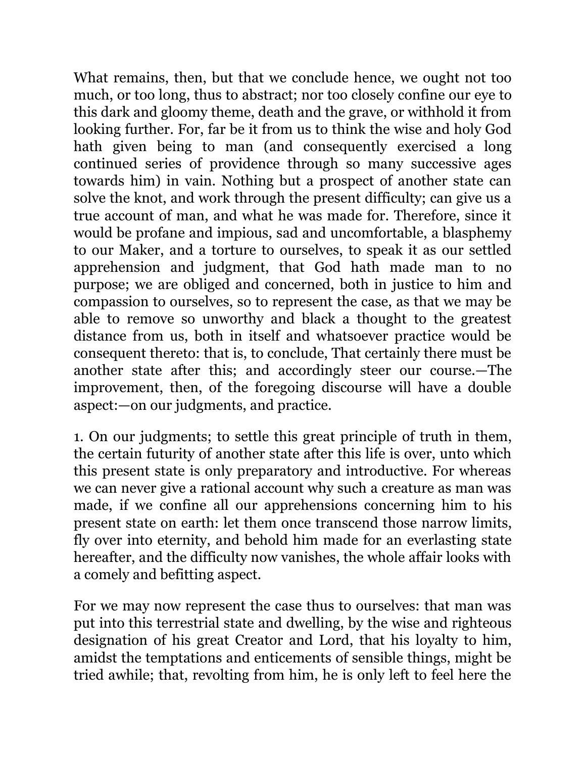What remains, then, but that we conclude hence, we ought not too much, or too long, thus to abstract; nor too closely confine our eye to this dark and gloomy theme, death and the grave, or withhold it from looking further. For, far be it from us to think the wise and holy God hath given being to man (and consequently exercised a long continued series of providence through so many successive ages towards him) in vain. Nothing but a prospect of another state can solve the knot, and work through the present difficulty; can give us a true account of man, and what he was made for. Therefore, since it would be profane and impious, sad and uncomfortable, a blasphemy to our Maker, and a torture to ourselves, to speak it as our settled apprehension and judgment, that God hath made man to no purpose; we are obliged and concerned, both in justice to him and compassion to ourselves, so to represent the case, as that we may be able to remove so unworthy and black a thought to the greatest distance from us, both in itself and whatsoever practice would be consequent thereto: that is, to conclude, That certainly there must be another state after this; and accordingly steer our course.—The improvement, then, of the foregoing discourse will have a double aspect:—on our judgments, and practice.

1. On our judgments; to settle this great principle of truth in them, the certain futurity of another state after this life is over, unto which this present state is only preparatory and introductive. For whereas we can never give a rational account why such a creature as man was made, if we confine all our apprehensions concerning him to his present state on earth: let them once transcend those narrow limits, fly over into eternity, and behold him made for an everlasting state hereafter, and the difficulty now vanishes, the whole affair looks with a comely and befitting aspect.

For we may now represent the case thus to ourselves: that man was put into this terrestrial state and dwelling, by the wise and righteous designation of his great Creator and Lord, that his loyalty to him, amidst the temptations and enticements of sensible things, might be tried awhile; that, revolting from him, he is only left to feel here the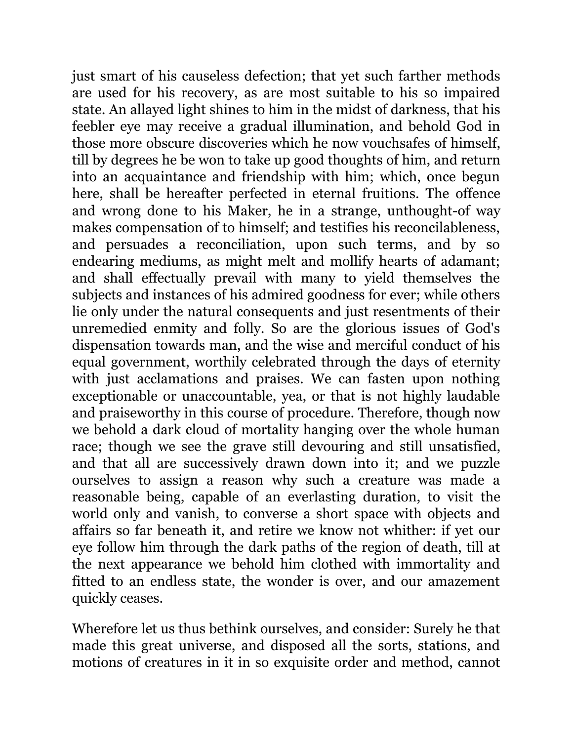just smart of his causeless defection; that yet such farther methods are used for his recovery, as are most suitable to his so impaired state. An allayed light shines to him in the midst of darkness, that his feebler eye may receive a gradual illumination, and behold God in those more obscure discoveries which he now vouchsafes of himself, till by degrees he be won to take up good thoughts of him, and return into an acquaintance and friendship with him; which, once begun here, shall be hereafter perfected in eternal fruitions. The offence and wrong done to his Maker, he in a strange, unthought-of way makes compensation of to himself; and testifies his reconcilableness, and persuades a reconciliation, upon such terms, and by so endearing mediums, as might melt and mollify hearts of adamant; and shall effectually prevail with many to yield themselves the subjects and instances of his admired goodness for ever; while others lie only under the natural consequents and just resentments of their unremedied enmity and folly. So are the glorious issues of God's dispensation towards man, and the wise and merciful conduct of his equal government, worthily celebrated through the days of eternity with just acclamations and praises. We can fasten upon nothing exceptionable or unaccountable, yea, or that is not highly laudable and praiseworthy in this course of procedure. Therefore, though now we behold a dark cloud of mortality hanging over the whole human race; though we see the grave still devouring and still unsatisfied, and that all are successively drawn down into it; and we puzzle ourselves to assign a reason why such a creature was made a reasonable being, capable of an everlasting duration, to visit the world only and vanish, to converse a short space with objects and affairs so far beneath it, and retire we know not whither: if yet our eye follow him through the dark paths of the region of death, till at the next appearance we behold him clothed with immortality and fitted to an endless state, the wonder is over, and our amazement quickly ceases.

Wherefore let us thus bethink ourselves, and consider: Surely he that made this great universe, and disposed all the sorts, stations, and motions of creatures in it in so exquisite order and method, cannot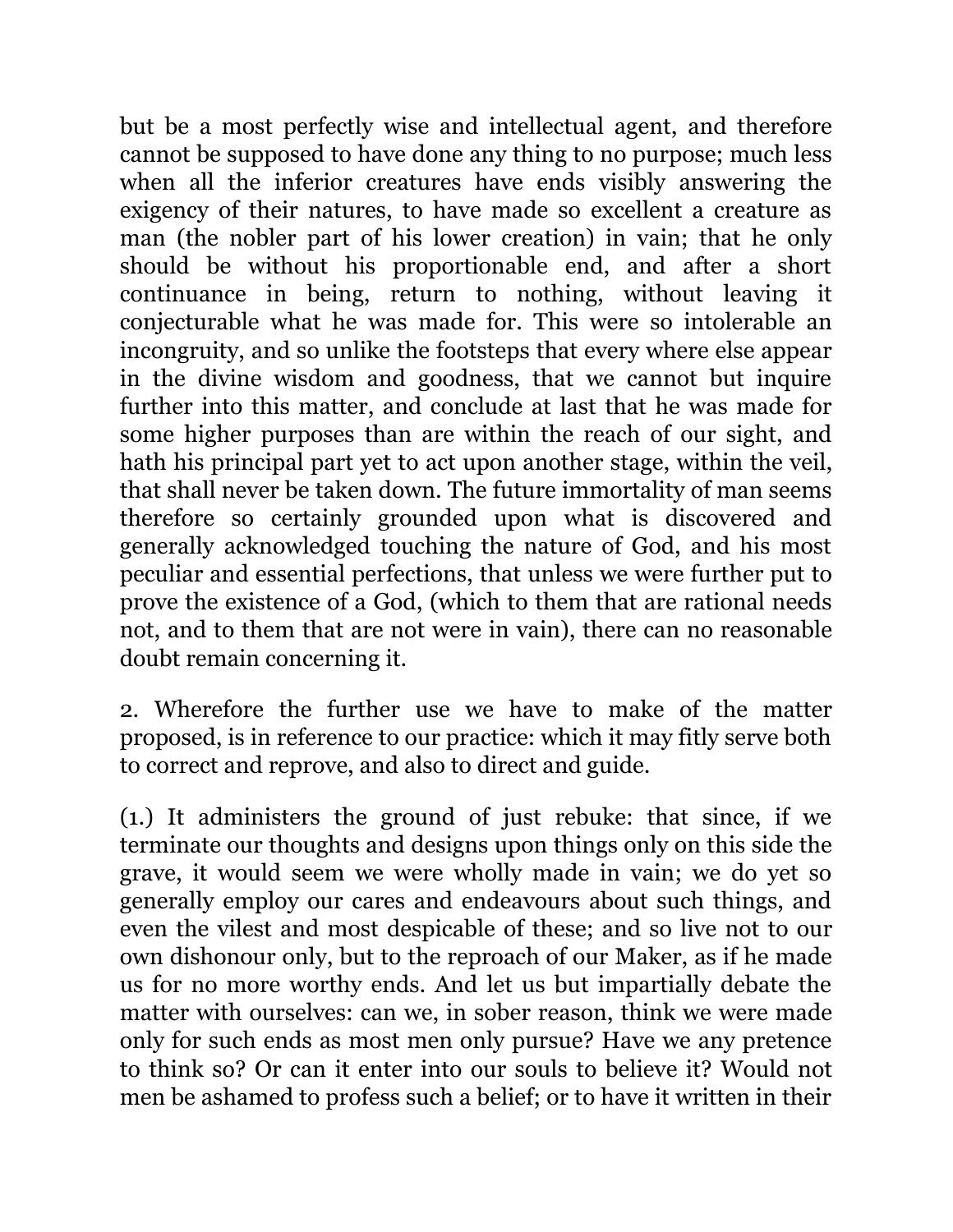but be a most perfectly wise and intellectual agent, and therefore cannot be supposed to have done any thing to no purpose; much less when all the inferior creatures have ends visibly answering the exigency of their natures, to have made so excellent a creature as man (the nobler part of his lower creation) in vain; that he only should be without his proportionable end, and after a short continuance in being, return to nothing, without leaving it conjecturable what he was made for. This were so intolerable an incongruity, and so unlike the footsteps that every where else appear in the divine wisdom and goodness, that we cannot but inquire further into this matter, and conclude at last that he was made for some higher purposes than are within the reach of our sight, and hath his principal part yet to act upon another stage, within the veil, that shall never be taken down. The future immortality of man seems therefore so certainly grounded upon what is discovered and generally acknowledged touching the nature of God, and his most peculiar and essential perfections, that unless we were further put to prove the existence of a God, (which to them that are rational needs not, and to them that are not were in vain), there can no reasonable doubt remain concerning it.

2. Wherefore the further use we have to make of the matter proposed, is in reference to our practice: which it may fitly serve both to correct and reprove, and also to direct and guide.

(1.) It administers the ground of just rebuke: that since, if we terminate our thoughts and designs upon things only on this side the grave, it would seem we were wholly made in vain; we do yet so generally employ our cares and endeavours about such things, and even the vilest and most despicable of these; and so live not to our own dishonour only, but to the reproach of our Maker, as if he made us for no more worthy ends. And let us but impartially debate the matter with ourselves: can we, in sober reason, think we were made only for such ends as most men only pursue? Have we any pretence to think so? Or can it enter into our souls to believe it? Would not men be ashamed to profess such a belief; or to have it written in their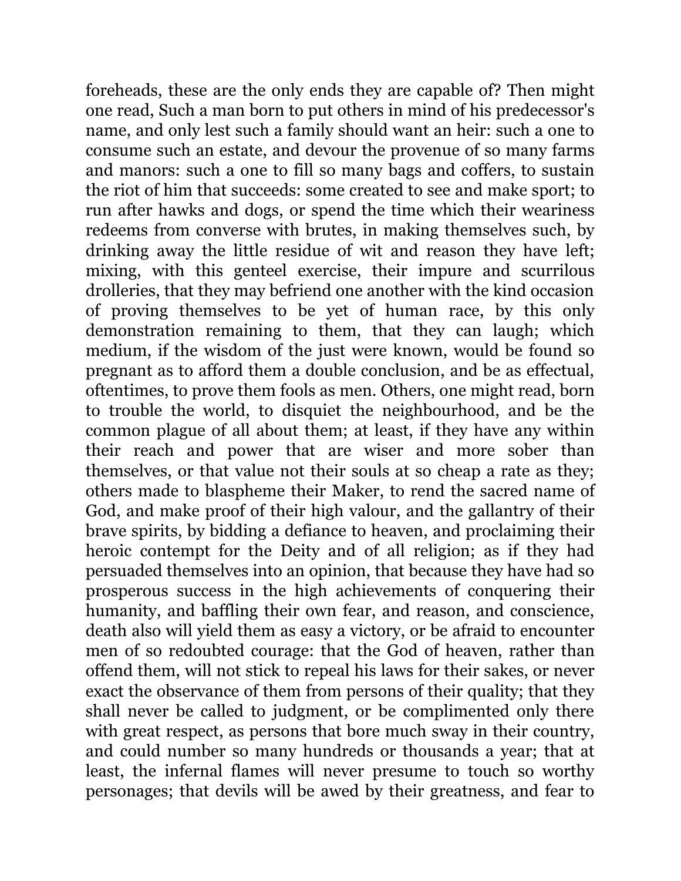foreheads, these are the only ends they are capable of? Then might one read, Such a man born to put others in mind of his predecessor's name, and only lest such a family should want an heir: such a one to consume such an estate, and devour the provenue of so many farms and manors: such a one to fill so many bags and coffers, to sustain the riot of him that succeeds: some created to see and make sport; to run after hawks and dogs, or spend the time which their weariness redeems from converse with brutes, in making themselves such, by drinking away the little residue of wit and reason they have left; mixing, with this genteel exercise, their impure and scurrilous drolleries, that they may befriend one another with the kind occasion of proving themselves to be yet of human race, by this only demonstration remaining to them, that they can laugh; which medium, if the wisdom of the just were known, would be found so pregnant as to afford them a double conclusion, and be as effectual, oftentimes, to prove them fools as men. Others, one might read, born to trouble the world, to disquiet the neighbourhood, and be the common plague of all about them; at least, if they have any within their reach and power that are wiser and more sober than themselves, or that value not their souls at so cheap a rate as they; others made to blaspheme their Maker, to rend the sacred name of God, and make proof of their high valour, and the gallantry of their brave spirits, by bidding a defiance to heaven, and proclaiming their heroic contempt for the Deity and of all religion; as if they had persuaded themselves into an opinion, that because they have had so prosperous success in the high achievements of conquering their humanity, and baffling their own fear, and reason, and conscience, death also will yield them as easy a victory, or be afraid to encounter men of so redoubted courage: that the God of heaven, rather than offend them, will not stick to repeal his laws for their sakes, or never exact the observance of them from persons of their quality; that they shall never be called to judgment, or be complimented only there with great respect, as persons that bore much sway in their country, and could number so many hundreds or thousands a year; that at least, the infernal flames will never presume to touch so worthy personages; that devils will be awed by their greatness, and fear to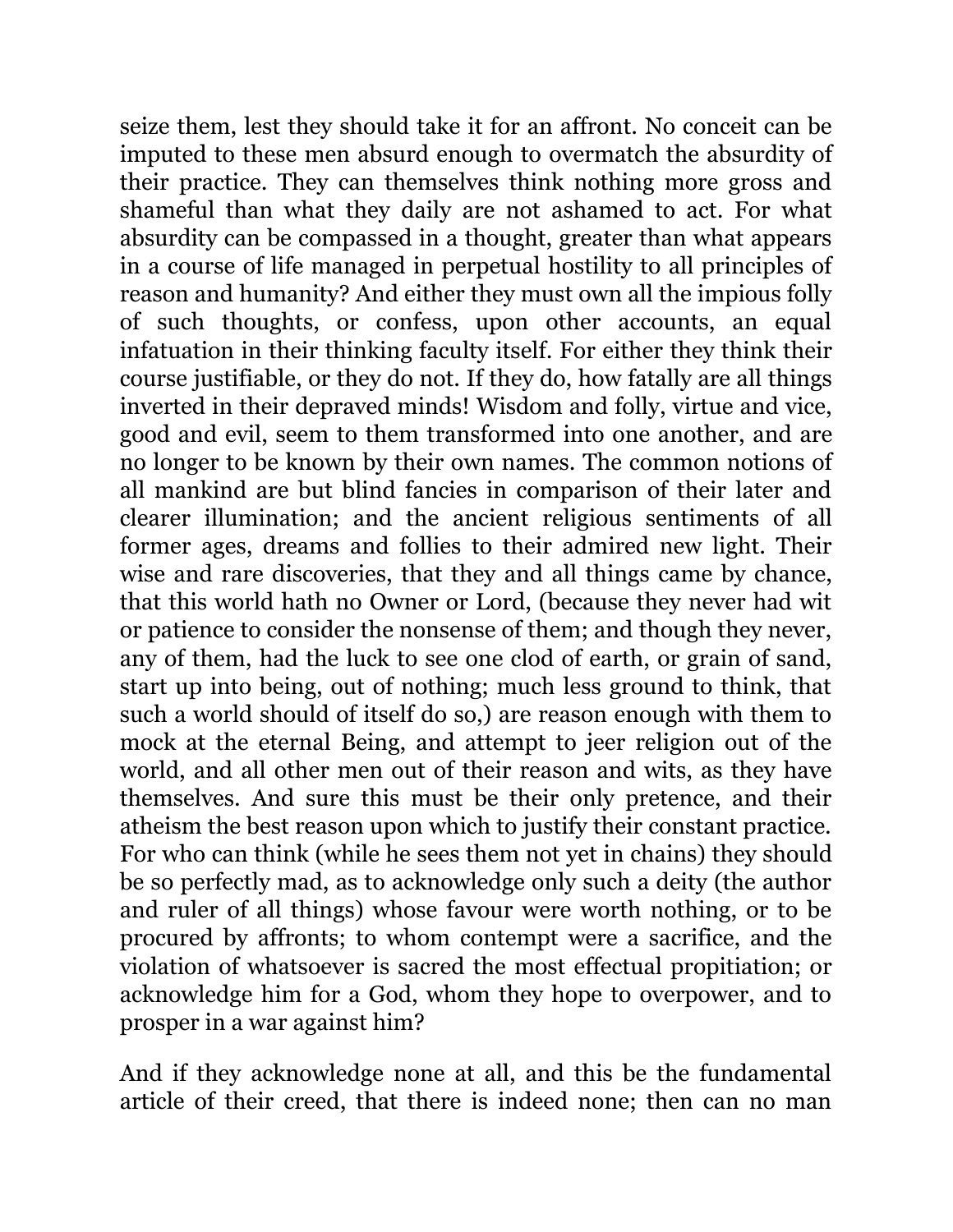seize them, lest they should take it for an affront. No conceit can be imputed to these men absurd enough to overmatch the absurdity of their practice. They can themselves think nothing more gross and shameful than what they daily are not ashamed to act. For what absurdity can be compassed in a thought, greater than what appears in a course of life managed in perpetual hostility to all principles of reason and humanity? And either they must own all the impious folly of such thoughts, or confess, upon other accounts, an equal infatuation in their thinking faculty itself. For either they think their course justifiable, or they do not. If they do, how fatally are all things inverted in their depraved minds! Wisdom and folly, virtue and vice, good and evil, seem to them transformed into one another, and are no longer to be known by their own names. The common notions of all mankind are but blind fancies in comparison of their later and clearer illumination; and the ancient religious sentiments of all former ages, dreams and follies to their admired new light. Their wise and rare discoveries, that they and all things came by chance, that this world hath no Owner or Lord, (because they never had wit or patience to consider the nonsense of them; and though they never, any of them, had the luck to see one clod of earth, or grain of sand, start up into being, out of nothing; much less ground to think, that such a world should of itself do so,) are reason enough with them to mock at the eternal Being, and attempt to jeer religion out of the world, and all other men out of their reason and wits, as they have themselves. And sure this must be their only pretence, and their atheism the best reason upon which to justify their constant practice. For who can think (while he sees them not yet in chains) they should be so perfectly mad, as to acknowledge only such a deity (the author and ruler of all things) whose favour were worth nothing, or to be procured by affronts; to whom contempt were a sacrifice, and the violation of whatsoever is sacred the most effectual propitiation; or acknowledge him for a God, whom they hope to overpower, and to prosper in a war against him?

And if they acknowledge none at all, and this be the fundamental article of their creed, that there is indeed none; then can no man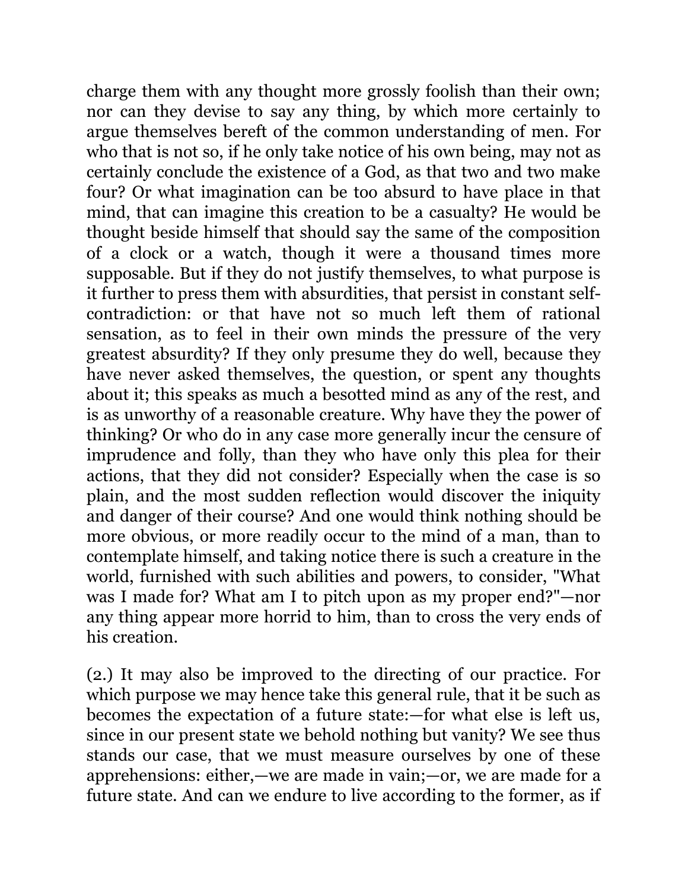charge them with any thought more grossly foolish than their own; nor can they devise to say any thing, by which more certainly to argue themselves bereft of the common understanding of men. For who that is not so, if he only take notice of his own being, may not as certainly conclude the existence of a God, as that two and two make four? Or what imagination can be too absurd to have place in that mind, that can imagine this creation to be a casualty? He would be thought beside himself that should say the same of the composition of a clock or a watch, though it were a thousand times more supposable. But if they do not justify themselves, to what purpose is it further to press them with absurdities, that persist in constant self-contradiction: or that have not so much left them of rational sensation, as to feel in their own minds the pressure of the very greatest absurdity? If they only presume they do well, because they have never asked themselves, the question, or spent any thoughts about it; this speaks as much a besotted mind as any of the rest, and is as unworthy of a reasonable creature. Why have they the power of thinking? Or who do in any case more generally incur the censure of imprudence and folly, than they who have only this plea for their actions, that they did not consider? Especially when the case is so plain, and the most sudden reflection would discover the iniquity and danger of their course? And one would think nothing should be more obvious, or more readily occur to the mind of a man, than to contemplate himself, and taking notice there is such a creature in the world, furnished with such abilities and powers, to consider, "What was I made for? What am I to pitch upon as my proper end?"—nor any thing appear more horrid to him, than to cross the very ends of his creation.

(2.) It may also be improved to the directing of our practice. For which purpose we may hence take this general rule, that it be such as becomes the expectation of a future state:—for what else is left us, since in our present state we behold nothing but vanity? We see thus stands our case, that we must measure ourselves by one of these apprehensions: either,—we are made in vain;—or, we are made for a future state. And can we endure to live according to the former, as if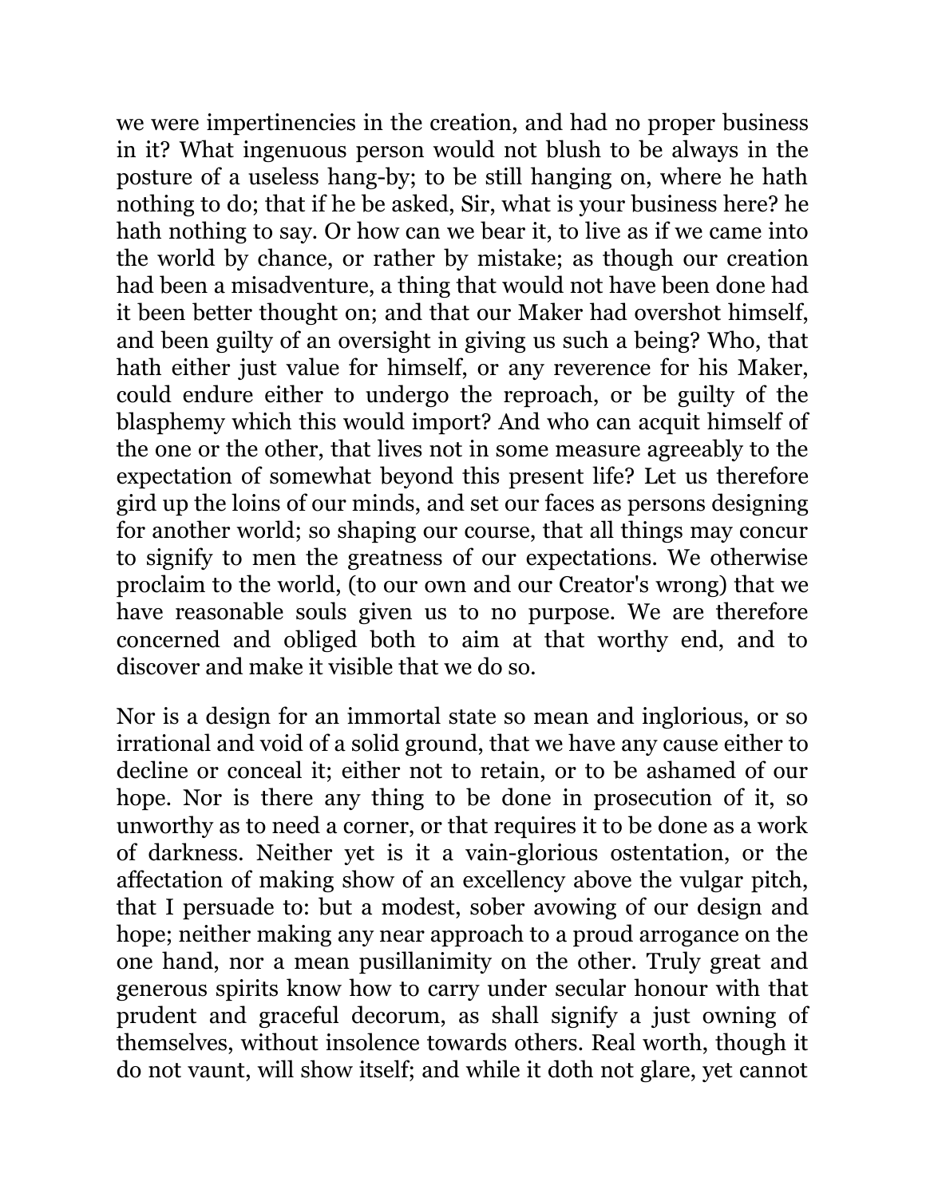we were impertinencies in the creation, and had no proper business in it? What ingenuous person would not blush to be always in the posture of a useless hang-by; to be still hanging on, where he hath nothing to do; that if he be asked, Sir, what is your business here? he hath nothing to say. Or how can we bear it, to live as if we came into the world by chance, or rather by mistake; as though our creation had been a misadventure, a thing that would not have been done had it been better thought on; and that our Maker had overshot himself, and been guilty of an oversight in giving us such a being? Who, that hath either just value for himself, or any reverence for his Maker, could endure either to undergo the reproach, or be guilty of the blasphemy which this would import? And who can acquit himself of the one or the other, that lives not in some measure agreeably to the expectation of somewhat beyond this present life? Let us therefore gird up the loins of our minds, and set our faces as persons designing for another world; so shaping our course, that all things may concur to signify to men the greatness of our expectations. We otherwise proclaim to the world, (to our own and our Creator's wrong) that we have reasonable souls given us to no purpose. We are therefore concerned and obliged both to aim at that worthy end, and to discover and make it visible that we do so.

Nor is a design for an immortal state so mean and inglorious, or so irrational and void of a solid ground, that we have any cause either to decline or conceal it; either not to retain, or to be ashamed of our hope. Nor is there any thing to be done in prosecution of it, so unworthy as to need a corner, or that requires it to be done as a work of darkness. Neither yet is it a vain-glorious ostentation, or the affectation of making show of an excellency above the vulgar pitch, that I persuade to: but a modest, sober avowing of our design and hope; neither making any near approach to a proud arrogance on the one hand, nor a mean pusillanimity on the other. Truly great and generous spirits know how to carry under secular honour with that prudent and graceful decorum, as shall signify a just owning of themselves, without insolence towards others. Real worth, though it do not vaunt, will show itself; and while it doth not glare, yet cannot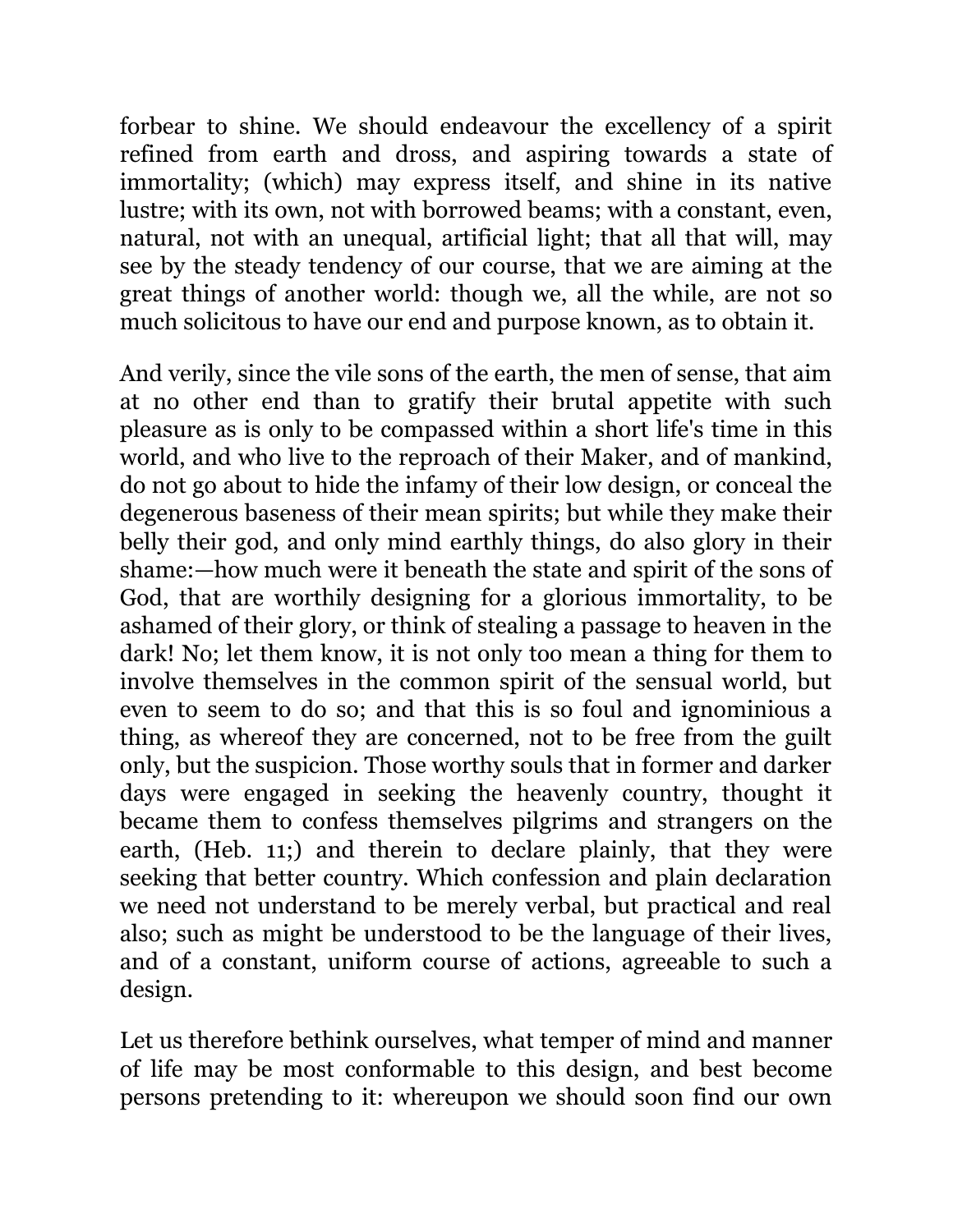forbear to shine. We should endeavour the excellency of a spirit refined from earth and dross, and aspiring towards a state of immortality; (which) may express itself, and shine in its native lustre; with its own, not with borrowed beams; with a constant, even, natural, not with an unequal, artificial light; that all that will, may see by the steady tendency of our course, that we are aiming at the great things of another world: though we, all the while, are not so much solicitous to have our end and purpose known, as to obtain it.

And verily, since the vile sons of the earth, the men of sense, that aim at no other end than to gratify their brutal appetite with such pleasure as is only to be compassed within a short life's time in this world, and who live to the reproach of their Maker, and of mankind, do not go about to hide the infamy of their low design, or conceal the degenerous baseness of their mean spirits; but while they make their belly their god, and only mind earthly things, do also glory in their shame:—how much were it beneath the state and spirit of the sons of God, that are worthily designing for a glorious immortality, to be ashamed of their glory, or think of stealing a passage to heaven in the dark! No; let them know, it is not only too mean a thing for them to involve themselves in the common spirit of the sensual world, but even to seem to do so; and that this is so foul and ignominious a thing, as whereof they are concerned, not to be free from the guilt only, but the suspicion. Those worthy souls that in former and darker days were engaged in seeking the heavenly country, thought it became them to confess themselves pilgrims and strangers on the earth, (Heb. 11;) and therein to declare plainly, that they were seeking that better country. Which confession and plain declaration we need not understand to be merely verbal, but practical and real also; such as might be understood to be the language of their lives, and of a constant, uniform course of actions, agreeable to such a design.

Let us therefore bethink ourselves, what temper of mind and manner of life may be most conformable to this design, and best become persons pretending to it: whereupon we should soon find our own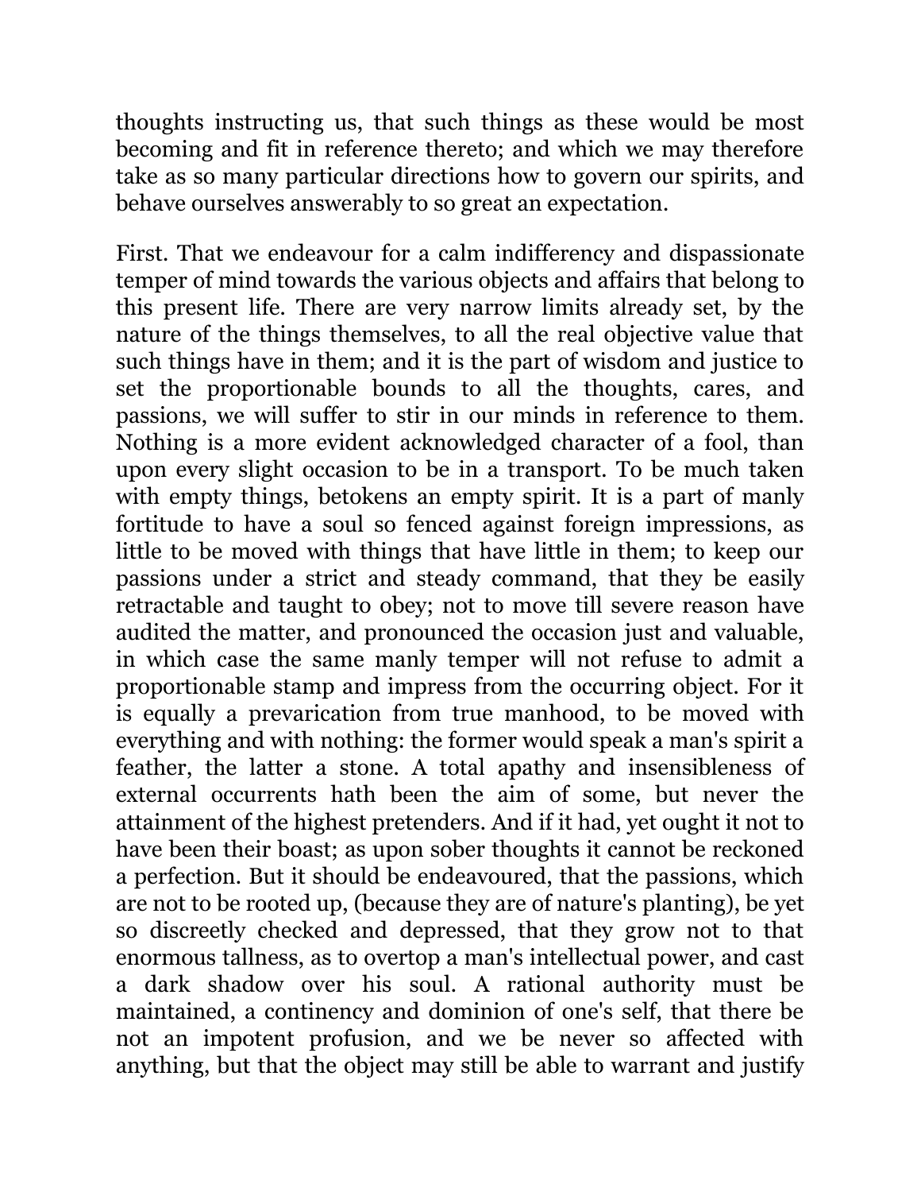thoughts instructing us, that such things as these would be most becoming and fit in reference thereto; and which we may therefore take as so many particular directions how to govern our spirits, and behave ourselves answerably to so great an expectation.

First. That we endeavour for a calm indifferency and dispassionate temper of mind towards the various objects and affairs that belong to this present life. There are very narrow limits already set, by the nature of the things themselves, to all the real objective value that such things have in them; and it is the part of wisdom and justice to set the proportionable bounds to all the thoughts, cares, and passions, we will suffer to stir in our minds in reference to them. Nothing is a more evident acknowledged character of a fool, than upon every slight occasion to be in a transport. To be much taken with empty things, betokens an empty spirit. It is a part of manly fortitude to have a soul so fenced against foreign impressions, as little to be moved with things that have little in them; to keep our passions under a strict and steady command, that they be easily retractable and taught to obey; not to move till severe reason have audited the matter, and pronounced the occasion just and valuable, in which case the same manly temper will not refuse to admit a proportionable stamp and impress from the occurring object. For it is equally a prevarication from true manhood, to be moved with everything and with nothing: the former would speak a man's spirit a feather, the latter a stone. A total apathy and insensibleness of external occurrents hath been the aim of some, but never the attainment of the highest pretenders. And if it had, yet ought it not to have been their boast; as upon sober thoughts it cannot be reckoned a perfection. But it should be endeavoured, that the passions, which are not to be rooted up, (because they are of nature's planting), be yet so discreetly checked and depressed, that they grow not to that enormous tallness, as to overtop a man's intellectual power, and cast a dark shadow over his soul. A rational authority must be maintained, a continency and dominion of one's self, that there be not an impotent profusion, and we be never so affected with anything, but that the object may still be able to warrant and justify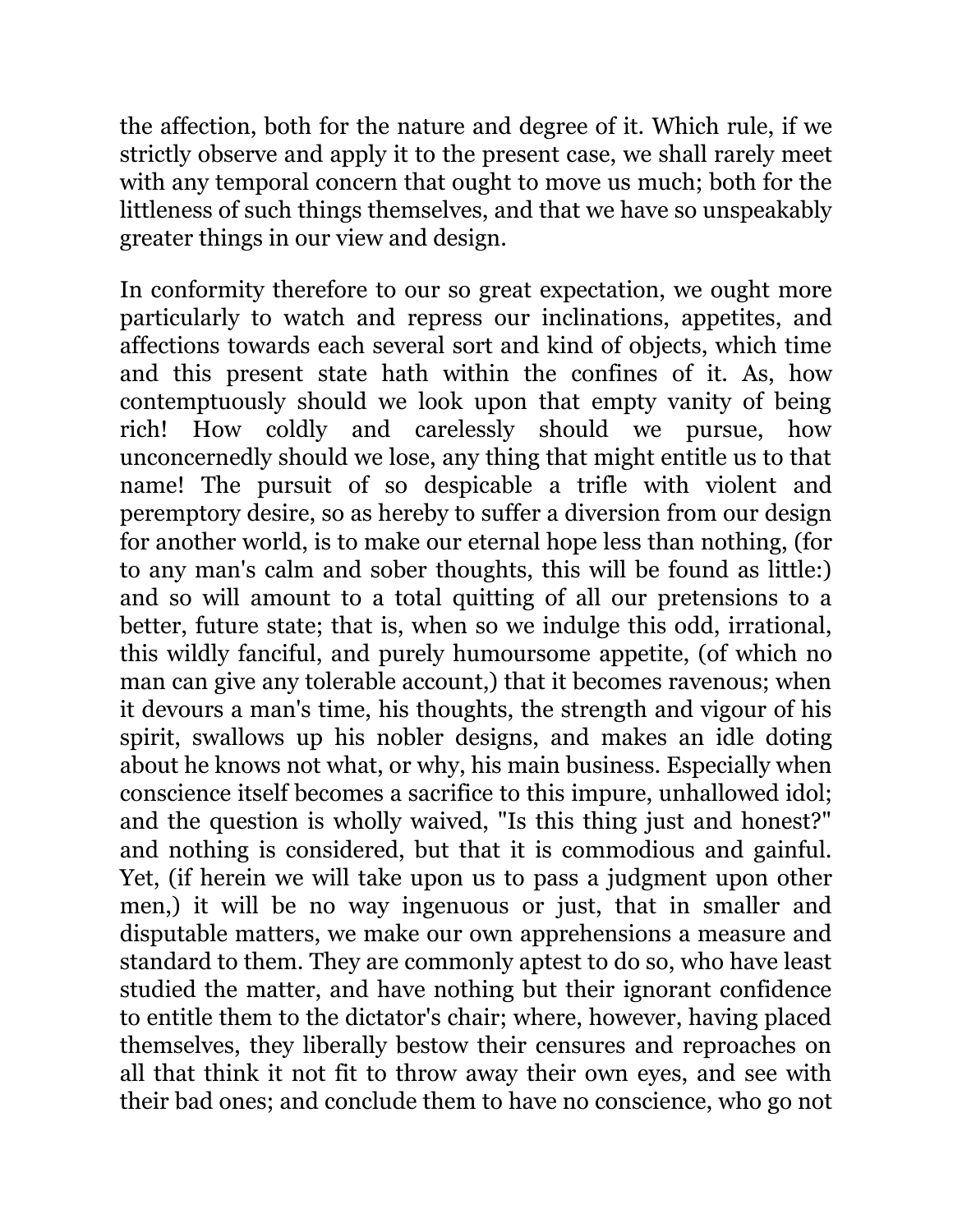the affection, both for the nature and degree of it. Which rule, if we strictly observe and apply it to the present case, we shall rarely meet with any temporal concern that ought to move us much; both for the littleness of such things themselves, and that we have so unspeakably greater things in our view and design.

In conformity therefore to our so great expectation, we ought more particularly to watch and repress our inclinations, appetites, and affections towards each several sort and kind of objects, which time and this present state hath within the confines of it. As, how contemptuously should we look upon that empty vanity of being rich! How coldly and carelessly should we pursue, how unconcernedly should we lose, any thing that might entitle us to that name! The pursuit of so despicable a trifle with violent and peremptory desire, so as hereby to suffer a diversion from our design for another world, is to make our eternal hope less than nothing, (for to any man's calm and sober thoughts, this will be found as little:) and so will amount to a total quitting of all our pretensions to a better, future state; that is, when so we indulge this odd, irrational, this wildly fanciful, and purely humoursome appetite, (of which no man can give any tolerable account,) that it becomes ravenous; when it devours a man's time, his thoughts, the strength and vigour of his spirit, swallows up his nobler designs, and makes an idle doting about he knows not what, or why, his main business. Especially when conscience itself becomes a sacrifice to this impure, unhallowed idol; and the question is wholly waived, "Is this thing just and honest?" and nothing is considered, but that it is commodious and gainful. Yet, (if herein we will take upon us to pass a judgment upon other men,) it will be no way ingenuous or just, that in smaller and disputable matters, we make our own apprehensions a measure and standard to them. They are commonly aptest to do so, who have least studied the matter, and have nothing but their ignorant confidence to entitle them to the dictator's chair; where, however, having placed themselves, they liberally bestow their censures and reproaches on all that think it not fit to throw away their own eyes, and see with their bad ones; and conclude them to have no conscience, who go not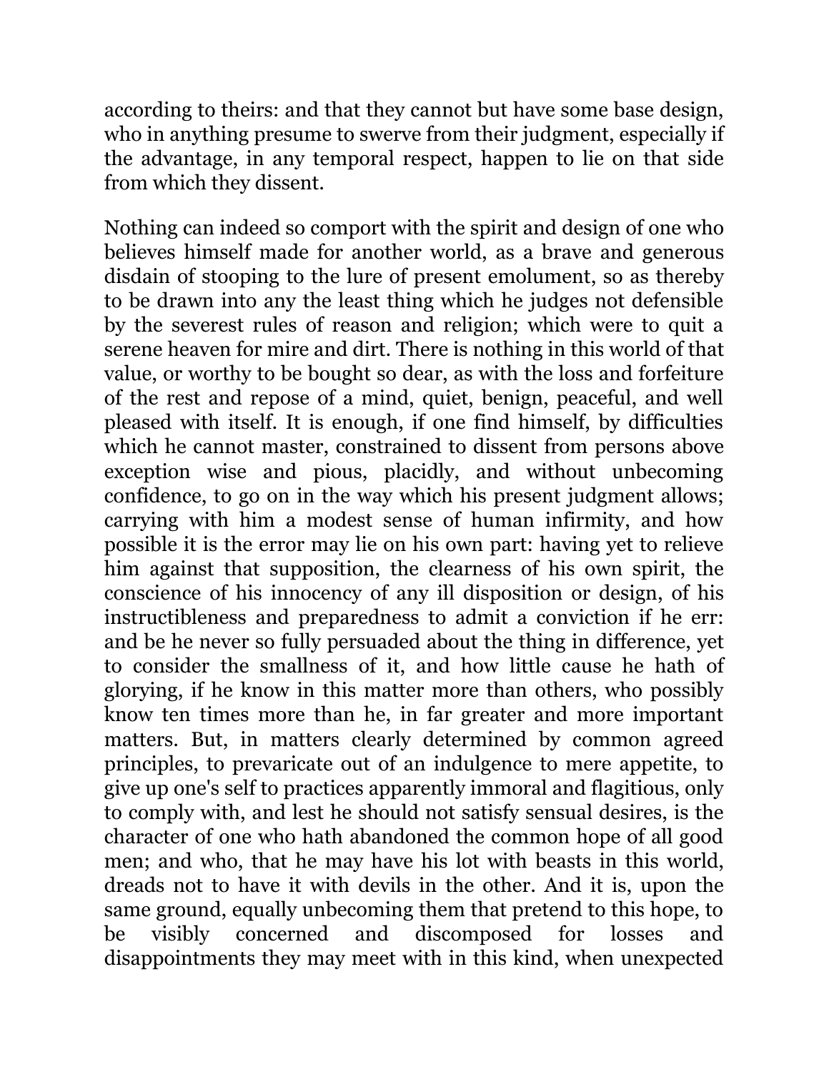according to theirs: and that they cannot but have some base design, who in anything presume to swerve from their judgment, especially if the advantage, in any temporal respect, happen to lie on that side from which they dissent.

Nothing can indeed so comport with the spirit and design of one who believes himself made for another world, as a brave and generous disdain of stooping to the lure of present emolument, so as thereby to be drawn into any the least thing which he judges not defensible by the severest rules of reason and religion; which were to quit a serene heaven for mire and dirt. There is nothing in this world of that value, or worthy to be bought so dear, as with the loss and forfeiture of the rest and repose of a mind, quiet, benign, peaceful, and well pleased with itself. It is enough, if one find himself, by difficulties which he cannot master, constrained to dissent from persons above exception wise and pious, placidly, and without unbecoming confidence, to go on in the way which his present judgment allows; carrying with him a modest sense of human infirmity, and how possible it is the error may lie on his own part: having yet to relieve him against that supposition, the clearness of his own spirit, the conscience of his innocency of any ill disposition or design, of his instructibleness and preparedness to admit a conviction if he err: and be he never so fully persuaded about the thing in difference, yet to consider the smallness of it, and how little cause he hath of glorying, if he know in this matter more than others, who possibly know ten times more than he, in far greater and more important matters. But, in matters clearly determined by common agreed principles, to prevaricate out of an indulgence to mere appetite, to give up one's self to practices apparently immoral and flagitious, only to comply with, and lest he should not satisfy sensual desires, is the character of one who hath abandoned the common hope of all good men; and who, that he may have his lot with beasts in this world, dreads not to have it with devils in the other. And it is, upon the same ground, equally unbecoming them that pretend to this hope, to be visibly concerned and discomposed for losses and disappointments they may meet with in this kind, when unexpected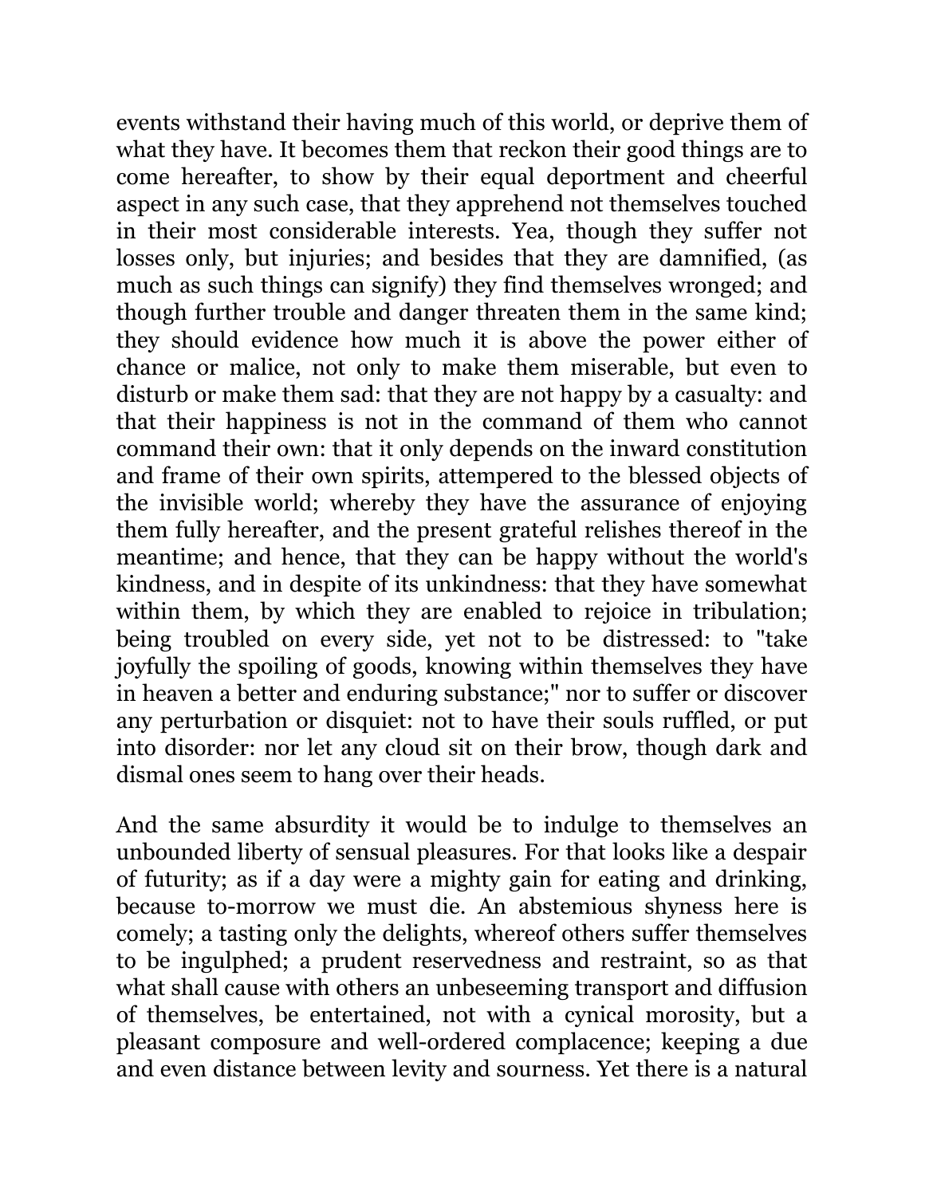events withstand their having much of this world, or deprive them of what they have. It becomes them that reckon their good things are to come hereafter, to show by their equal deportment and cheerful aspect in any such case, that they apprehend not themselves touched in their most considerable interests. Yea, though they suffer not losses only, but injuries; and besides that they are damnified, (as much as such things can signify) they find themselves wronged; and though further trouble and danger threaten them in the same kind; they should evidence how much it is above the power either of chance or malice, not only to make them miserable, but even to disturb or make them sad: that they are not happy by a casualty: and that their happiness is not in the command of them who cannot command their own: that it only depends on the inward constitution and frame of their own spirits, attempered to the blessed objects of the invisible world; whereby they have the assurance of enjoying them fully hereafter, and the present grateful relishes thereof in the meantime; and hence, that they can be happy without the world's kindness, and in despite of its unkindness: that they have somewhat within them, by which they are enabled to rejoice in tribulation; being troubled on every side, yet not to be distressed: to "take joyfully the spoiling of goods, knowing within themselves they have in heaven a better and enduring substance;" nor to suffer or discover any perturbation or disquiet: not to have their souls ruffled, or put into disorder: nor let any cloud sit on their brow, though dark and dismal ones seem to hang over their heads.

And the same absurdity it would be to indulge to themselves an unbounded liberty of sensual pleasures. For that looks like a despair of futurity; as if a day were a mighty gain for eating and drinking, because to-morrow we must die. An abstemious shyness here is comely; a tasting only the delights, whereof others suffer themselves to be ingulphed; a prudent reservedness and restraint, so as that what shall cause with others an unbeseeming transport and diffusion of themselves, be entertained, not with a cynical morosity, but a pleasant composure and well-ordered complacence; keeping a due and even distance between levity and sourness. Yet there is a natural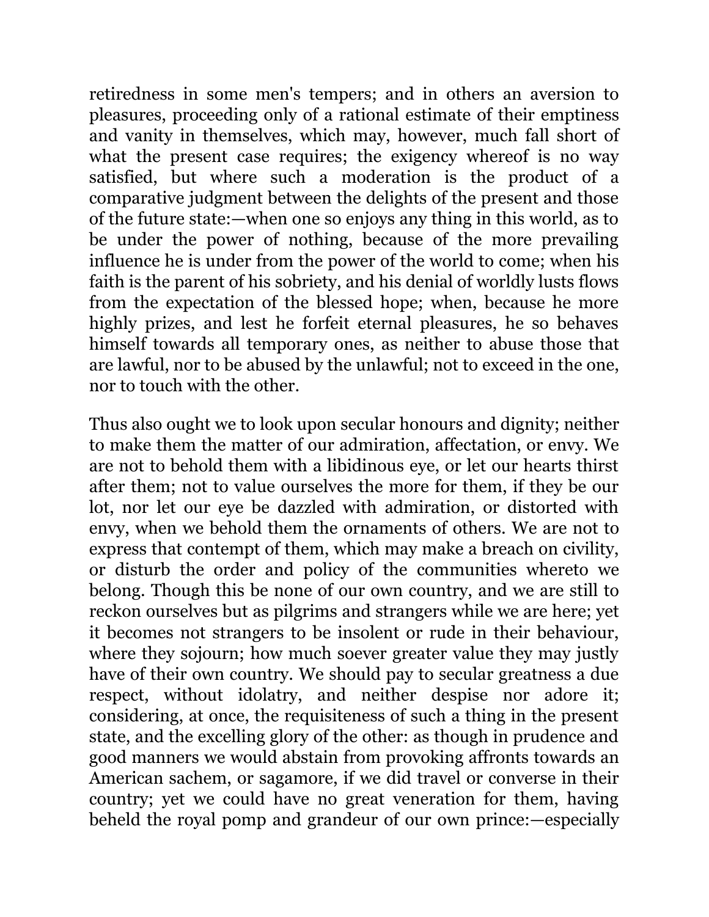retiredness in some men's tempers; and in others an aversion to pleasures, proceeding only of a rational estimate of their emptiness and vanity in themselves, which may, however, much fall short of what the present case requires; the exigency whereof is no way satisfied, but where such a moderation is the product of a comparative judgment between the delights of the present and those of the future state:—when one so enjoys any thing in this world, as to be under the power of nothing, because of the more prevailing influence he is under from the power of the world to come; when his faith is the parent of his sobriety, and his denial of worldly lusts flows from the expectation of the blessed hope; when, because he more highly prizes, and lest he forfeit eternal pleasures, he so behaves himself towards all temporary ones, as neither to abuse those that are lawful, nor to be abused by the unlawful; not to exceed in the one, nor to touch with the other.

Thus also ought we to look upon secular honours and dignity; neither to make them the matter of our admiration, affectation, or envy. We are not to behold them with a libidinous eye, or let our hearts thirst after them; not to value ourselves the more for them, if they be our lot, nor let our eye be dazzled with admiration, or distorted with envy, when we behold them the ornaments of others. We are not to express that contempt of them, which may make a breach on civility, or disturb the order and policy of the communities whereto we belong. Though this be none of our own country, and we are still to reckon ourselves but as pilgrims and strangers while we are here; yet it becomes not strangers to be insolent or rude in their behaviour, where they sojourn; how much soever greater value they may justly have of their own country. We should pay to secular greatness a due respect, without idolatry, and neither despise nor adore it; considering, at once, the requisiteness of such a thing in the present state, and the excelling glory of the other: as though in prudence and good manners we would abstain from provoking affronts towards an American sachem, or sagamore, if we did travel or converse in their country; yet we could have no great veneration for them, having beheld the royal pomp and grandeur of our own prince:—especially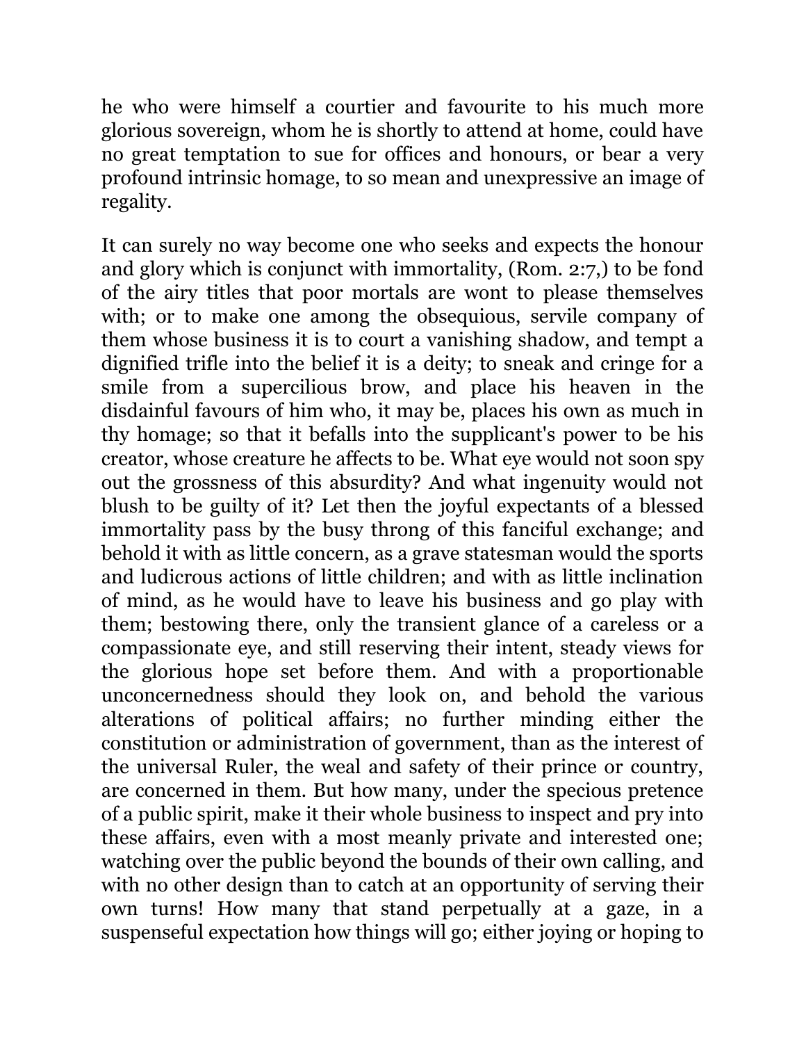he who were himself a courtier and favourite to his much more glorious sovereign, whom he is shortly to attend at home, could have no great temptation to sue for offices and honours, or bear a very profound intrinsic homage, to so mean and unexpressive an image of regality.

It can surely no way become one who seeks and expects the honour and glory which is conjunct with immortality, (Rom. 2:7,) to be fond of the airy titles that poor mortals are wont to please themselves with; or to make one among the obsequious, servile company of them whose business it is to court a vanishing shadow, and tempt a dignified trifle into the belief it is a deity; to sneak and cringe for a smile from a supercilious brow, and place his heaven in the disdainful favours of him who, it may be, places his own as much in thy homage; so that it befalls into the supplicant's power to be his creator, whose creature he affects to be. What eye would not soon spy out the grossness of this absurdity? And what ingenuity would not blush to be guilty of it? Let then the joyful expectants of a blessed immortality pass by the busy throng of this fanciful exchange; and behold it with as little concern, as a grave statesman would the sports and ludicrous actions of little children; and with as little inclination of mind, as he would have to leave his business and go play with them; bestowing there, only the transient glance of a careless or a compassionate eye, and still reserving their intent, steady views for the glorious hope set before them. And with a proportionable unconcernedness should they look on, and behold the various alterations of political affairs; no further minding either the constitution or administration of government, than as the interest of the universal Ruler, the weal and safety of their prince or country, are concerned in them. But how many, under the specious pretence of a public spirit, make it their whole business to inspect and pry into these affairs, even with a most meanly private and interested one; watching over the public beyond the bounds of their own calling, and with no other design than to catch at an opportunity of serving their own turns! How many that stand perpetually at a gaze, in a suspenseful expectation how things will go; either joying or hoping to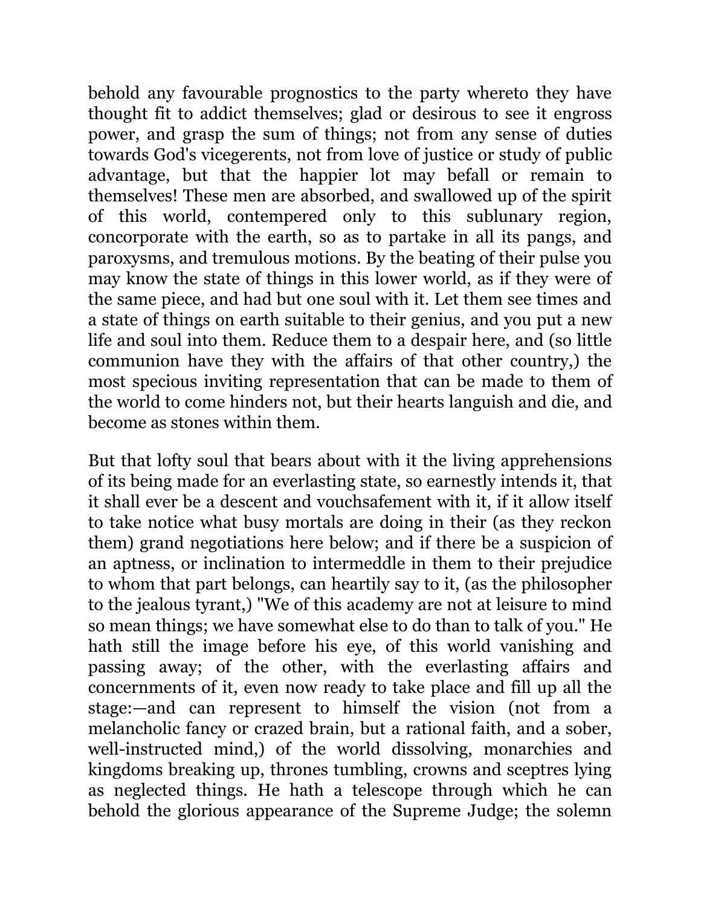behold any favourable prognostics to the party whereto they have thought fit to addict themselves; glad or desirous to see it engross power, and grasp the sum of things; not from any sense of duties towards God's vicegerents, not from love of justice or study of public advantage, but that the happier lot may befall or remain to themselves! These men are absorbed, and swallowed up of the spirit of this world, contempered only to this sublunary region, concorporate with the earth, so as to partake in all its pangs, and paroxysms, and tremulous motions. By the beating of their pulse you may know the state of things in this lower world, as if they were of the same piece, and had but one soul with it. Let them see times and a state of things on earth suitable to their genius, and you put a new life and soul into them. Reduce them to a despair here, and (so little communion have they with the affairs of that other country,) the most specious inviting representation that can be made to them of the world to come hinders not, but their hearts languish and die, and become as stones within them.

But that lofty soul that bears about with it the living apprehensions of its being made for an everlasting state, so earnestly intends it, that it shall ever be a descent and vouchsafement with it, if it allow itself to take notice what busy mortals are doing in their (as they reckon them) grand negotiations here below; and if there be a suspicion of an aptness, or inclination to intermeddle in them to their prejudice to whom that part belongs, can heartily say to it, (as the philosopher to the jealous tyrant,) "We of this academy are not at leisure to mind so mean things; we have somewhat else to do than to talk of you." He hath still the image before his eye, of this world vanishing and passing away; of the other, with the everlasting affairs and concernments of it, even now ready to take place and fill up all the stage:—and can represent to himself the vision (not from a melancholic fancy or crazed brain, but a rational faith, and a sober, well-instructed mind,) of the world dissolving, monarchies and kingdoms breaking up, thrones tumbling, crowns and sceptres lying as neglected things. He hath a telescope through which he can behold the glorious appearance of the Supreme Judge; the solemn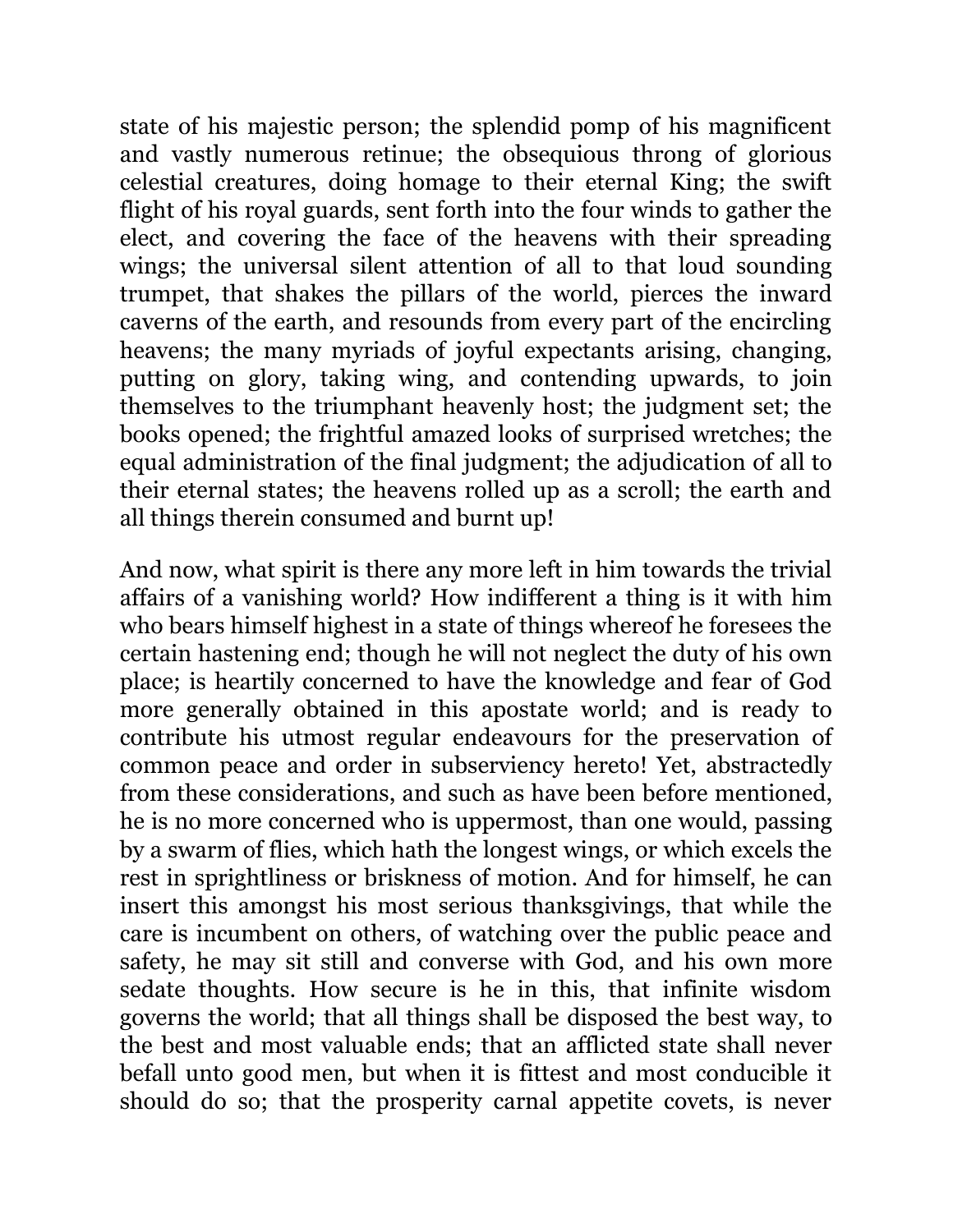state of his majestic person; the splendid pomp of his magnificent and vastly numerous retinue; the obsequious throng of glorious celestial creatures, doing homage to their eternal King; the swift flight of his royal guards, sent forth into the four winds to gather the elect, and covering the face of the heavens with their spreading wings; the universal silent attention of all to that loud sounding trumpet, that shakes the pillars of the world, pierces the inward caverns of the earth, and resounds from every part of the encircling heavens; the many myriads of joyful expectants arising, changing, putting on glory, taking wing, and contending upwards, to join themselves to the triumphant heavenly host; the judgment set; the books opened; the frightful amazed looks of surprised wretches; the equal administration of the final judgment; the adjudication of all to their eternal states; the heavens rolled up as a scroll; the earth and all things therein consumed and burnt up!

And now, what spirit is there any more left in him towards the trivial affairs of a vanishing world? How indifferent a thing is it with him who bears himself highest in a state of things whereof he foresees the certain hastening end; though he will not neglect the duty of his own place; is heartily concerned to have the knowledge and fear of God more generally obtained in this apostate world; and is ready to contribute his utmost regular endeavours for the preservation of common peace and order in subserviency hereto! Yet, abstractedly from these considerations, and such as have been before mentioned, he is no more concerned who is uppermost, than one would, passing by a swarm of flies, which hath the longest wings, or which excels the rest in sprightliness or briskness of motion. And for himself, he can insert this amongst his most serious thanksgivings, that while the care is incumbent on others, of watching over the public peace and safety, he may sit still and converse with God, and his own more sedate thoughts. How secure is he in this, that infinite wisdom governs the world; that all things shall be disposed the best way, to the best and most valuable ends; that an afflicted state shall never befall unto good men, but when it is fittest and most conducible it should do so; that the prosperity carnal appetite covets, is never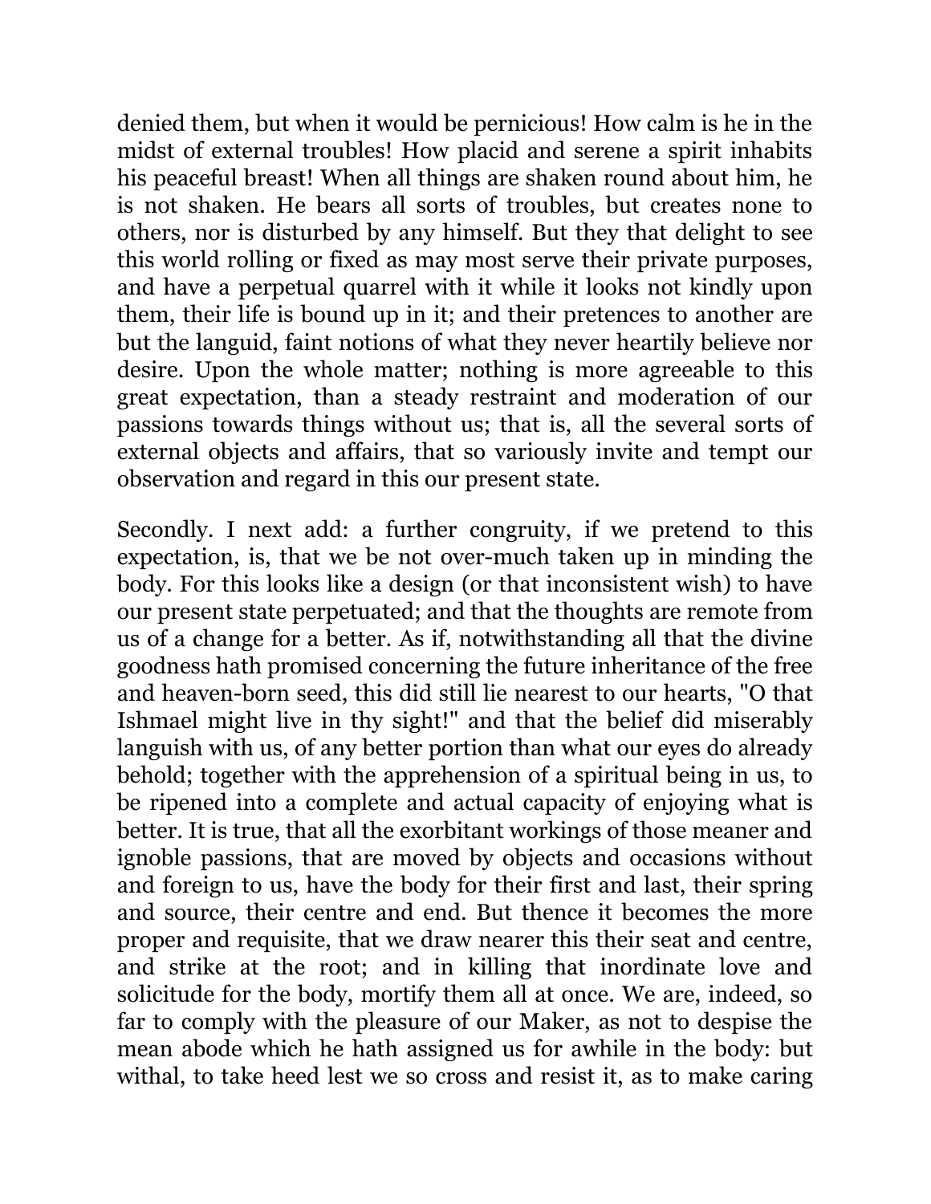denied them, but when it would be pernicious! How calm is he in the midst of external troubles! How placid and serene a spirit inhabits his peaceful breast! When all things are shaken round about him, he is not shaken. He bears all sorts of troubles, but creates none to others, nor is disturbed by any himself. But they that delight to see this world rolling or fixed as may most serve their private purposes, and have a perpetual quarrel with it while it looks not kindly upon them, their life is bound up in it; and their pretences to another are but the languid, faint notions of what they never heartily believe nor desire. Upon the whole matter; nothing is more agreeable to this great expectation, than a steady restraint and moderation of our passions towards things without us; that is, all the several sorts of external objects and affairs, that so variously invite and tempt our observation and regard in this our present state.

Secondly. I next add: a further congruity, if we pretend to this expectation, is, that we be not over-much taken up in minding the body. For this looks like a design (or that inconsistent wish) to have our present state perpetuated; and that the thoughts are remote from us of a change for a better. As if, notwithstanding all that the divine goodness hath promised concerning the future inheritance of the free and heaven-born seed, this did still lie nearest to our hearts, "O that Ishmael might live in thy sight!" and that the belief did miserably languish with us, of any better portion than what our eyes do already behold; together with the apprehension of a spiritual being in us, to be ripened into a complete and actual capacity of enjoying what is better. It is true, that all the exorbitant workings of those meaner and ignoble passions, that are moved by objects and occasions without and foreign to us, have the body for their first and last, their spring and source, their centre and end. But thence it becomes the more proper and requisite, that we draw nearer this their seat and centre, and strike at the root; and in killing that inordinate love and solicitude for the body, mortify them all at once. We are, indeed, so far to comply with the pleasure of our Maker, as not to despise the mean abode which he hath assigned us for awhile in the body: but withal, to take heed lest we so cross and resist it, as to make caring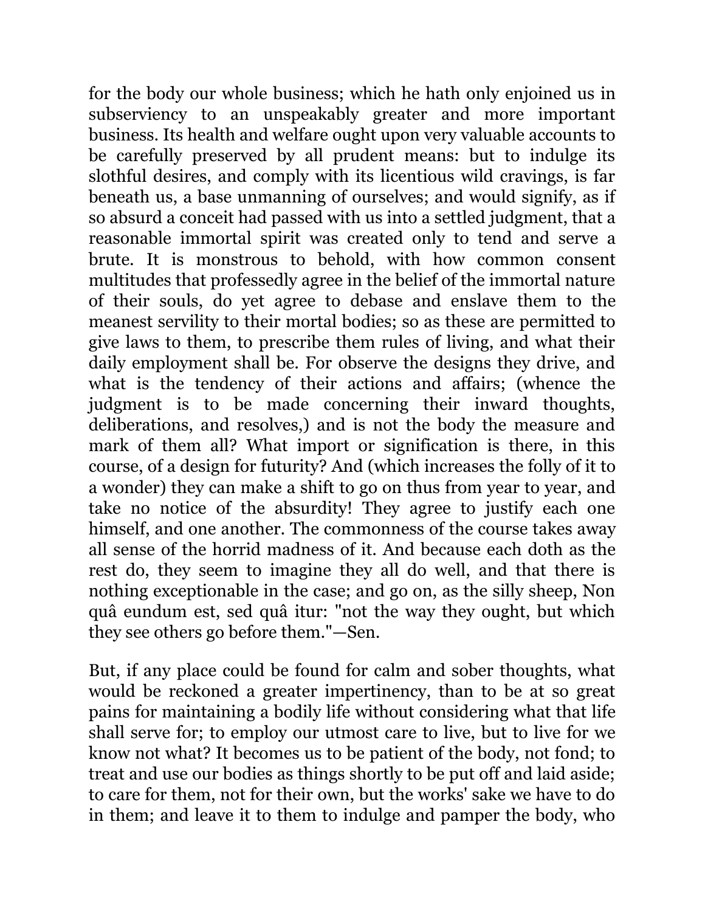for the body our whole business; which he hath only enjoined us in subserviency to an unspeakably greater and more important business. Its health and welfare ought upon very valuable accounts to be carefully preserved by all prudent means: but to indulge its slothful desires, and comply with its licentious wild cravings, is far beneath us, a base unmanning of ourselves; and would signify, as if so absurd a conceit had passed with us into a settled judgment, that a reasonable immortal spirit was created only to tend and serve a brute. It is monstrous to behold, with how common consent multitudes that professedly agree in the belief of the immortal nature of their souls, do yet agree to debase and enslave them to the meanest servility to their mortal bodies; so as these are permitted to give laws to them, to prescribe them rules of living, and what their daily employment shall be. For observe the designs they drive, and what is the tendency of their actions and affairs; (whence the judgment is to be made concerning their inward thoughts, deliberations, and resolves,) and is not the body the measure and mark of them all? What import or signification is there, in this course, of a design for futurity? And (which increases the folly of it to a wonder) they can make a shift to go on thus from year to year, and take no notice of the absurdity! They agree to justify each one himself, and one another. The commonness of the course takes away all sense of the horrid madness of it. And because each doth as the rest do, they seem to imagine they all do well, and that there is nothing exceptionable in the case; and go on, as the silly sheep, Non quâ eundum est, sed quâ itur: "not the way they ought, but which they see others go before them."—Sen.

But, if any place could be found for calm and sober thoughts, what would be reckoned a greater impertinency, than to be at so great pains for maintaining a bodily life without considering what that life shall serve for; to employ our utmost care to live, but to live for we know not what? It becomes us to be patient of the body, not fond; to treat and use our bodies as things shortly to be put off and laid aside; to care for them, not for their own, but the works' sake we have to do in them; and leave it to them to indulge and pamper the body, who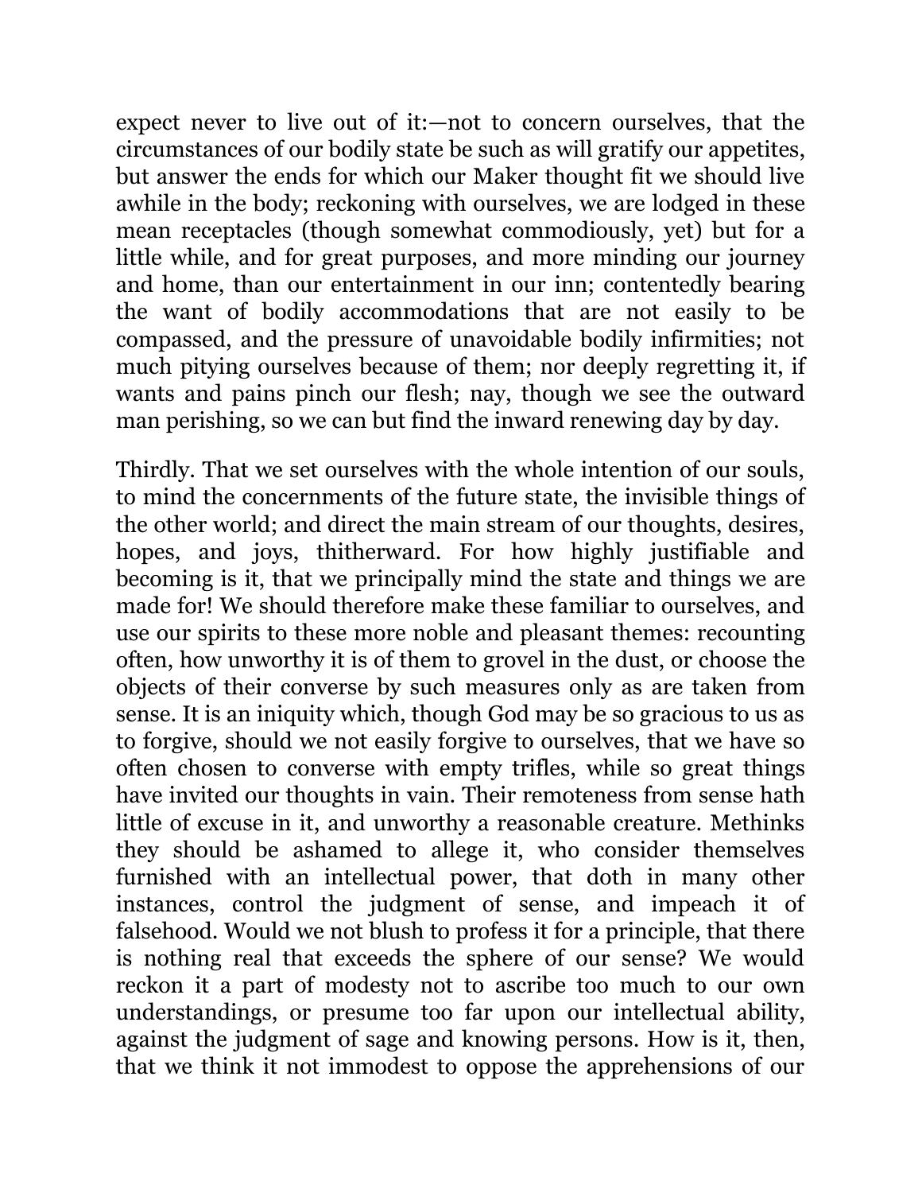expect never to live out of it:—not to concern ourselves, that the circumstances of our bodily state be such as will gratify our appetites, but answer the ends for which our Maker thought fit we should live awhile in the body; reckoning with ourselves, we are lodged in these mean receptacles (though somewhat commodiously, yet) but for a little while, and for great purposes, and more minding our journey and home, than our entertainment in our inn; contentedly bearing the want of bodily accommodations that are not easily to be compassed, and the pressure of unavoidable bodily infirmities; not much pitying ourselves because of them; nor deeply regretting it, if wants and pains pinch our flesh; nay, though we see the outward man perishing, so we can but find the inward renewing day by day.

Thirdly. That we set ourselves with the whole intention of our souls, to mind the concernments of the future state, the invisible things of the other world; and direct the main stream of our thoughts, desires, hopes, and joys, thitherward. For how highly justifiable and becoming is it, that we principally mind the state and things we are made for! We should therefore make these familiar to ourselves, and use our spirits to these more noble and pleasant themes: recounting often, how unworthy it is of them to grovel in the dust, or choose the objects of their converse by such measures only as are taken from sense. It is an iniquity which, though God may be so gracious to us as to forgive, should we not easily forgive to ourselves, that we have so often chosen to converse with empty trifles, while so great things have invited our thoughts in vain. Their remoteness from sense hath little of excuse in it, and unworthy a reasonable creature. Methinks they should be ashamed to allege it, who consider themselves furnished with an intellectual power, that doth in many other instances, control the judgment of sense, and impeach it of falsehood. Would we not blush to profess it for a principle, that there is nothing real that exceeds the sphere of our sense? We would reckon it a part of modesty not to ascribe too much to our own understandings, or presume too far upon our intellectual ability, against the judgment of sage and knowing persons. How is it, then, that we think it not immodest to oppose the apprehensions of our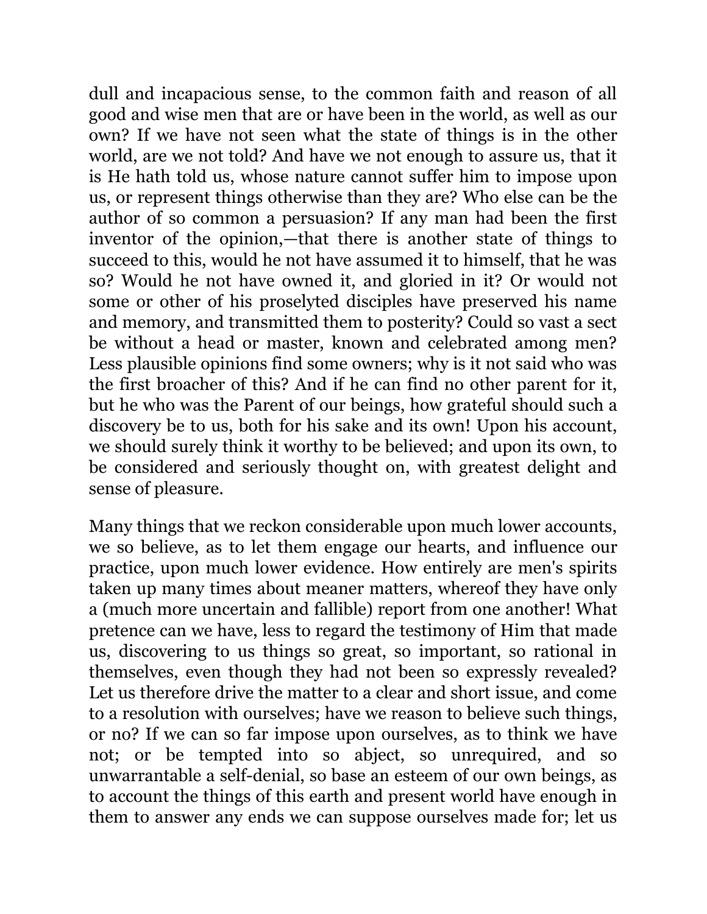dull and incapacious sense, to the common faith and reason of all good and wise men that are or have been in the world, as well as our own? If we have not seen what the state of things is in the other world, are we not told? And have we not enough to assure us, that it is He hath told us, whose nature cannot suffer him to impose upon us, or represent things otherwise than they are? Who else can be the author of so common a persuasion? If any man had been the first inventor of the opinion,—that there is another state of things to succeed to this, would he not have assumed it to himself, that he was so? Would he not have owned it, and gloried in it? Or would not some or other of his proselyted disciples have preserved his name and memory, and transmitted them to posterity? Could so vast a sect be without a head or master, known and celebrated among men? Less plausible opinions find some owners; why is it not said who was the first broacher of this? And if he can find no other parent for it, but he who was the Parent of our beings, how grateful should such a discovery be to us, both for his sake and its own! Upon his account, we should surely think it worthy to be believed; and upon its own, to be considered and seriously thought on, with greatest delight and sense of pleasure.

Many things that we reckon considerable upon much lower accounts, we so believe, as to let them engage our hearts, and influence our practice, upon much lower evidence. How entirely are men's spirits taken up many times about meaner matters, whereof they have only a (much more uncertain and fallible) report from one another! What pretence can we have, less to regard the testimony of Him that made us, discovering to us things so great, so important, so rational in themselves, even though they had not been so expressly revealed? Let us therefore drive the matter to a clear and short issue, and come to a resolution with ourselves; have we reason to believe such things, or no? If we can so far impose upon ourselves, as to think we have not; or be tempted into so abject, so unrequired, and so unwarrantable a self-denial, so base an esteem of our own beings, as to account the things of this earth and present world have enough in them to answer any ends we can suppose ourselves made for; let us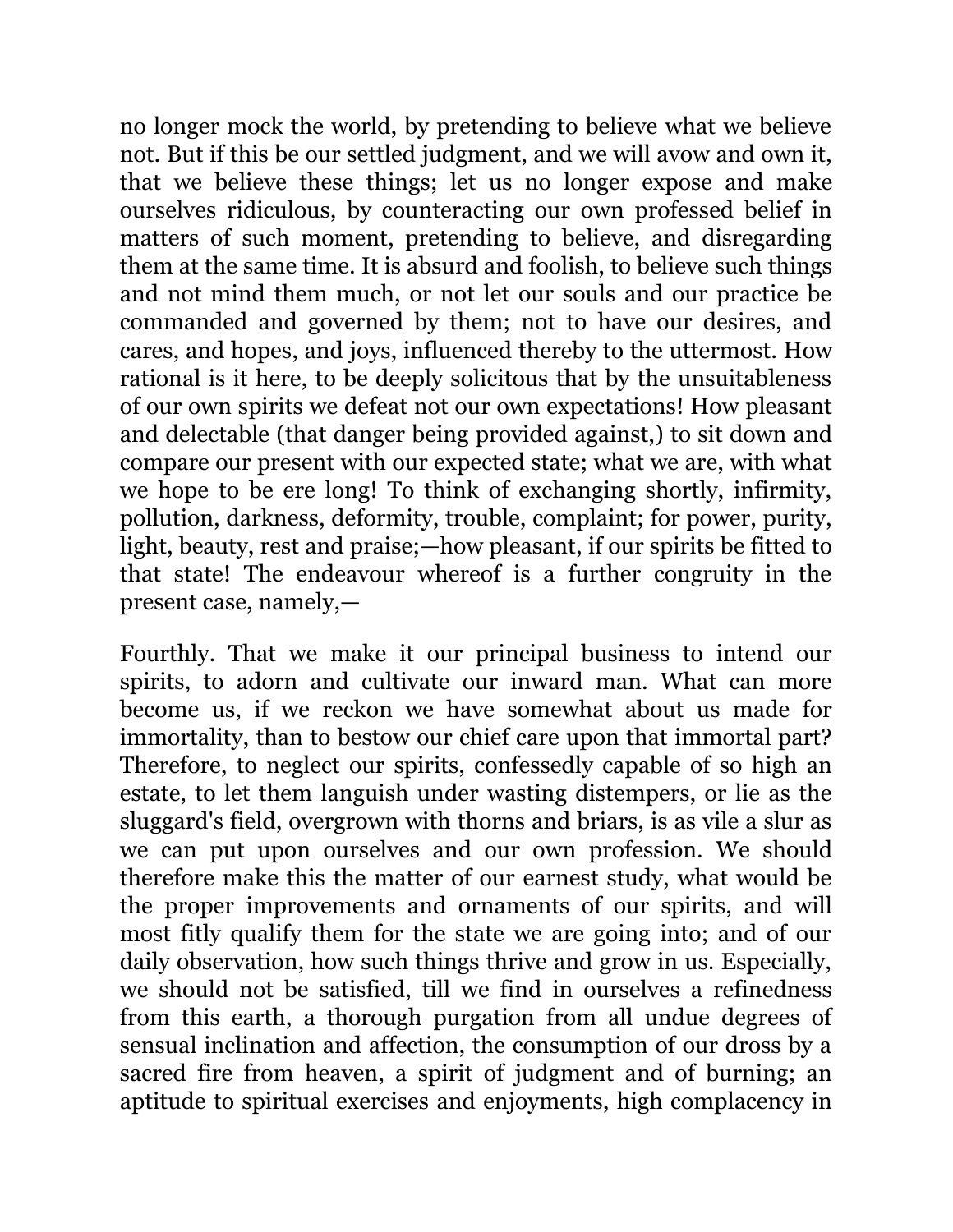no longer mock the world, by pretending to believe what we believe not. But if this be our settled judgment, and we will avow and own it, that we believe these things; let us no longer expose and make ourselves ridiculous, by counteracting our own professed belief in matters of such moment, pretending to believe, and disregarding them at the same time. It is absurd and foolish, to believe such things and not mind them much, or not let our souls and our practice be commanded and governed by them; not to have our desires, and cares, and hopes, and joys, influenced thereby to the uttermost. How rational is it here, to be deeply solicitous that by the unsuitableness of our own spirits we defeat not our own expectations! How pleasant and delectable (that danger being provided against,) to sit down and compare our present with our expected state; what we are, with what we hope to be ere long! To think of exchanging shortly, infirmity, pollution, darkness, deformity, trouble, complaint; for power, purity, light, beauty, rest and praise;—how pleasant, if our spirits be fitted to that state! The endeavour whereof is a further congruity in the present case, namely,—

Fourthly. That we make it our principal business to intend our spirits, to adorn and cultivate our inward man. What can more become us, if we reckon we have somewhat about us made for immortality, than to bestow our chief care upon that immortal part? Therefore, to neglect our spirits, confessedly capable of so high an estate, to let them languish under wasting distempers, or lie as the sluggard's field, overgrown with thorns and briars, is as vile a slur as we can put upon ourselves and our own profession. We should therefore make this the matter of our earnest study, what would be the proper improvements and ornaments of our spirits, and will most fitly qualify them for the state we are going into; and of our daily observation, how such things thrive and grow in us. Especially, we should not be satisfied, till we find in ourselves a refinedness from this earth, a thorough purgation from all undue degrees of sensual inclination and affection, the consumption of our dross by a sacred fire from heaven, a spirit of judgment and of burning; an aptitude to spiritual exercises and enjoyments, high complacency in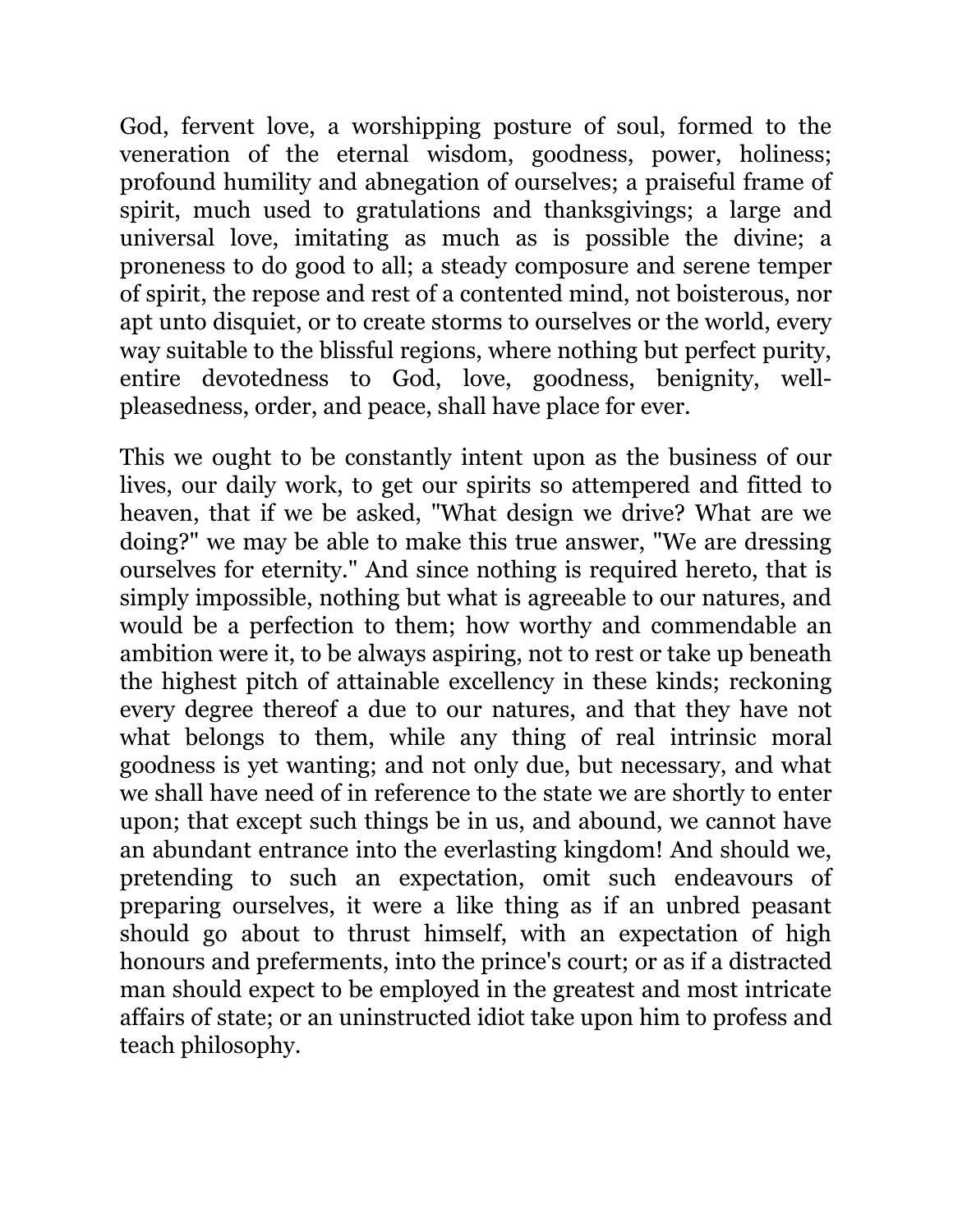God, fervent love, a worshipping posture of soul, formed to the veneration of the eternal wisdom, goodness, power, holiness; profound humility and abnegation of ourselves; a praiseful frame of spirit, much used to gratulations and thanksgivings; a large and universal love, imitating as much as is possible the divine; a proneness to do good to all; a steady composure and serene temper of spirit, the repose and rest of a contented mind, not boisterous, nor apt unto disquiet, or to create storms to ourselves or the world, every way suitable to the blissful regions, where nothing but perfect purity, entire devotedness to God, love, goodness, benignity, well-pleasedness, order, and peace, shall have place for ever.

This we ought to be constantly intent upon as the business of our lives, our daily work, to get our spirits so attempered and fitted to heaven, that if we be asked, "What design we drive? What are we doing?" we may be able to make this true answer, "We are dressing ourselves for eternity." And since nothing is required hereto, that is simply impossible, nothing but what is agreeable to our natures, and would be a perfection to them; how worthy and commendable an ambition were it, to be always aspiring, not to rest or take up beneath the highest pitch of attainable excellency in these kinds; reckoning every degree thereof a due to our natures, and that they have not what belongs to them, while any thing of real intrinsic moral goodness is yet wanting; and not only due, but necessary, and what we shall have need of in reference to the state we are shortly to enter upon; that except such things be in us, and abound, we cannot have an abundant entrance into the everlasting kingdom! And should we, pretending to such an expectation, omit such endeavours of preparing ourselves, it were a like thing as if an unbred peasant should go about to thrust himself, with an expectation of high honours and preferments, into the prince's court; or as if a distracted man should expect to be employed in the greatest and most intricate affairs of state; or an uninstructed idiot take upon him to profess and teach philosophy.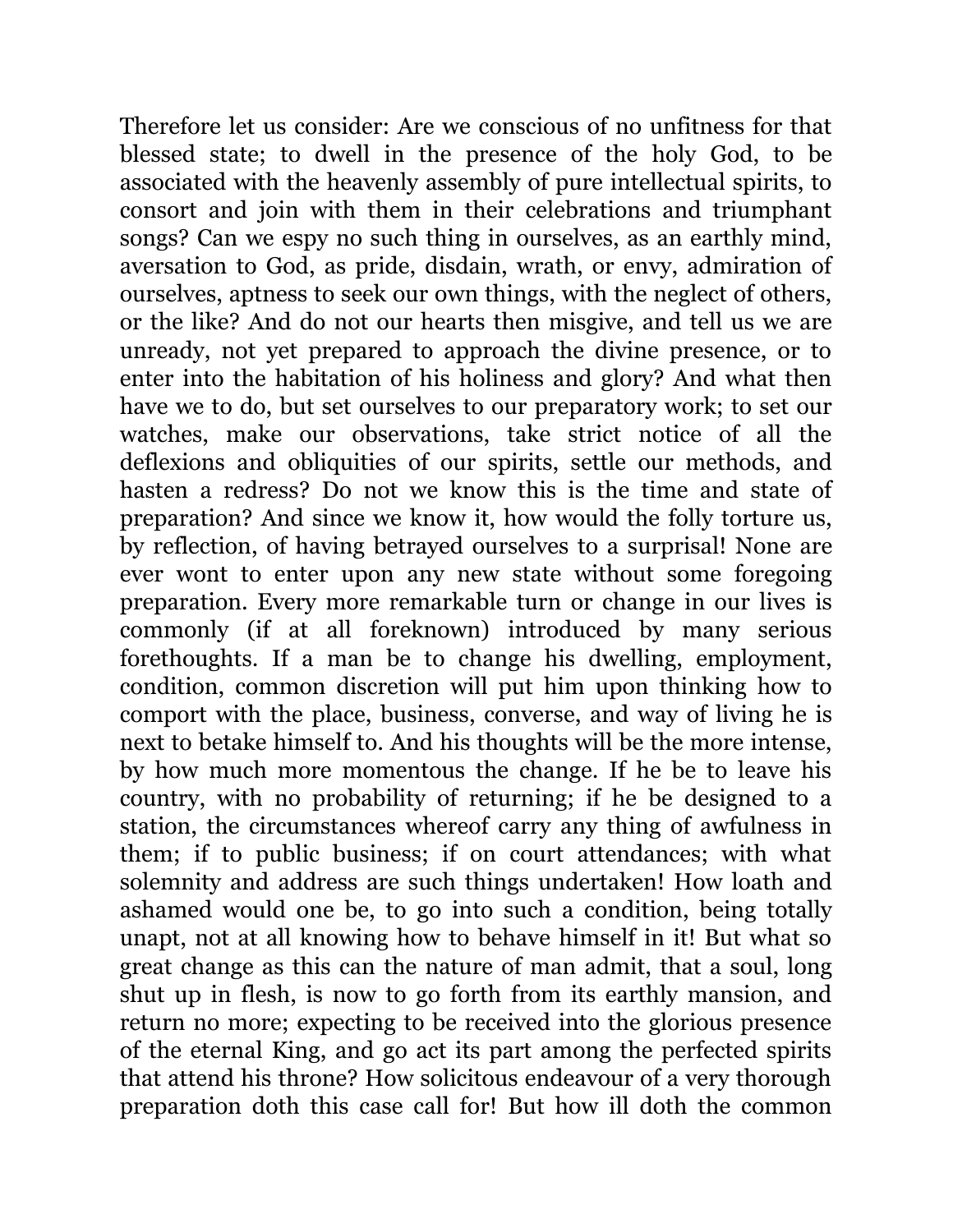Therefore let us consider: Are we conscious of no unfitness for that blessed state; to dwell in the presence of the holy God, to be associated with the heavenly assembly of pure intellectual spirits, to consort and join with them in their celebrations and triumphant songs? Can we espy no such thing in ourselves, as an earthly mind, aversation to God, as pride, disdain, wrath, or envy, admiration of ourselves, aptness to seek our own things, with the neglect of others, or the like? And do not our hearts then misgive, and tell us we are unready, not yet prepared to approach the divine presence, or to enter into the habitation of his holiness and glory? And what then have we to do, but set ourselves to our preparatory work; to set our watches, make our observations, take strict notice of all the deflexions and obliquities of our spirits, settle our methods, and hasten a redress? Do not we know this is the time and state of preparation? And since we know it, how would the folly torture us, by reflection, of having betrayed ourselves to a surprisal! None are ever wont to enter upon any new state without some foregoing preparation. Every more remarkable turn or change in our lives is commonly (if at all foreknown) introduced by many serious forethoughts. If a man be to change his dwelling, employment, condition, common discretion will put him upon thinking how to comport with the place, business, converse, and way of living he is next to betake himself to. And his thoughts will be the more intense, by how much more momentous the change. If he be to leave his country, with no probability of returning; if he be designed to a station, the circumstances whereof carry any thing of awfulness in them; if to public business; if on court attendances; with what solemnity and address are such things undertaken! How loath and ashamed would one be, to go into such a condition, being totally unapt, not at all knowing how to behave himself in it! But what so great change as this can the nature of man admit, that a soul, long shut up in flesh, is now to go forth from its earthly mansion, and return no more; expecting to be received into the glorious presence of the eternal King, and go act its part among the perfected spirits that attend his throne? How solicitous endeavour of a very thorough preparation doth this case call for! But how ill doth the common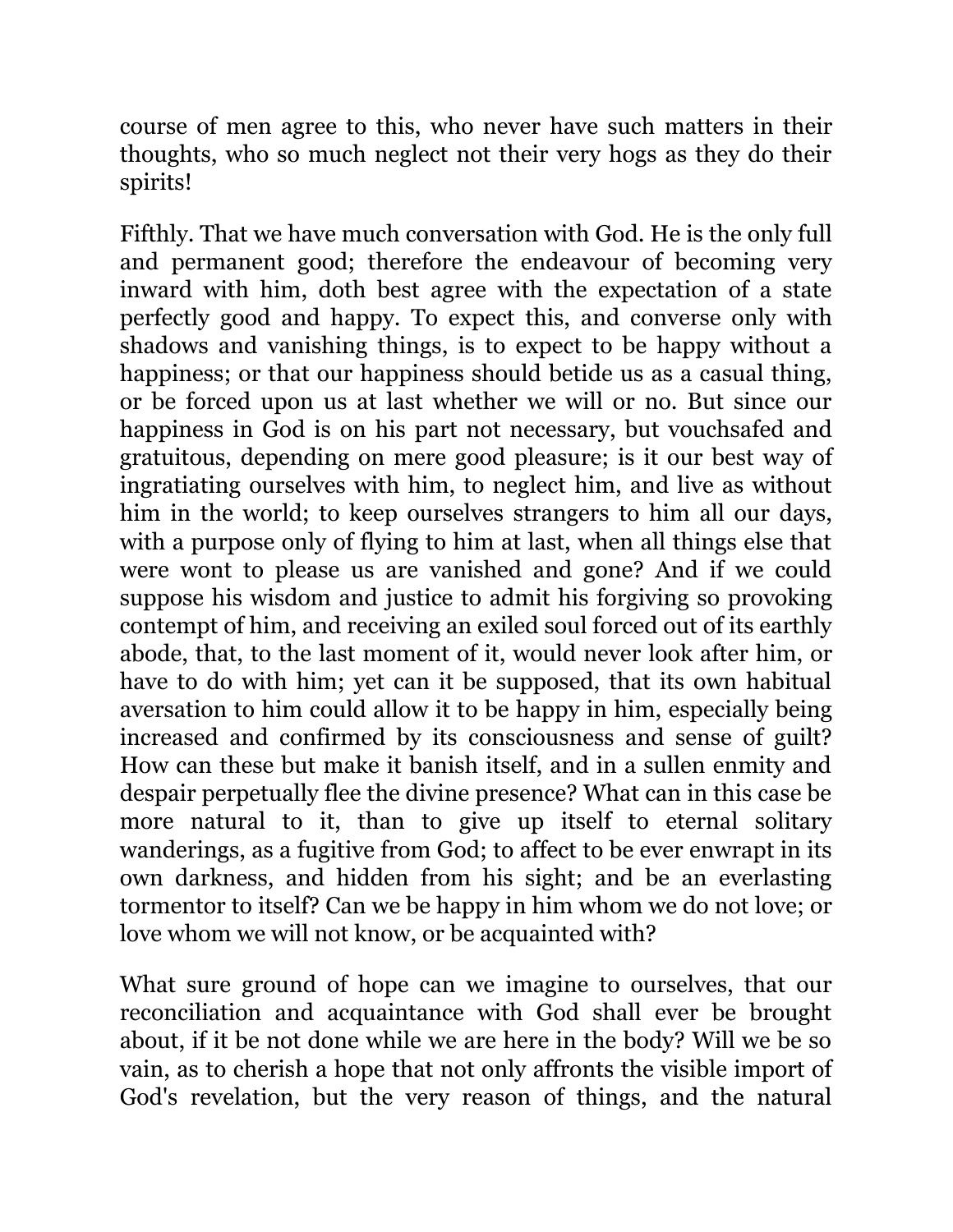course of men agree to this, who never have such matters in their thoughts, who so much neglect not their very hogs as they do their spirits!

Fifthly. That we have much conversation with God. He is the only full and permanent good; therefore the endeavour of becoming very inward with him, doth best agree with the expectation of a state perfectly good and happy. To expect this, and converse only with shadows and vanishing things, is to expect to be happy without a happiness; or that our happiness should betide us as a casual thing, or be forced upon us at last whether we will or no. But since our happiness in God is on his part not necessary, but vouchsafed and gratuitous, depending on mere good pleasure; is it our best way of ingratiating ourselves with him, to neglect him, and live as without him in the world; to keep ourselves strangers to him all our days, with a purpose only of flying to him at last, when all things else that were wont to please us are vanished and gone? And if we could suppose his wisdom and justice to admit his forgiving so provoking contempt of him, and receiving an exiled soul forced out of its earthly abode, that, to the last moment of it, would never look after him, or have to do with him; yet can it be supposed, that its own habitual aversation to him could allow it to be happy in him, especially being increased and confirmed by its consciousness and sense of guilt? How can these but make it banish itself, and in a sullen enmity and despair perpetually flee the divine presence? What can in this case be more natural to it, than to give up itself to eternal solitary wanderings, as a fugitive from God; to affect to be ever enwrapt in its own darkness, and hidden from his sight; and be an everlasting tormentor to itself? Can we be happy in him whom we do not love; or love whom we will not know, or be acquainted with?

What sure ground of hope can we imagine to ourselves, that our reconciliation and acquaintance with God shall ever be brought about, if it be not done while we are here in the body? Will we be so vain, as to cherish a hope that not only affronts the visible import of God's revelation, but the very reason of things, and the natural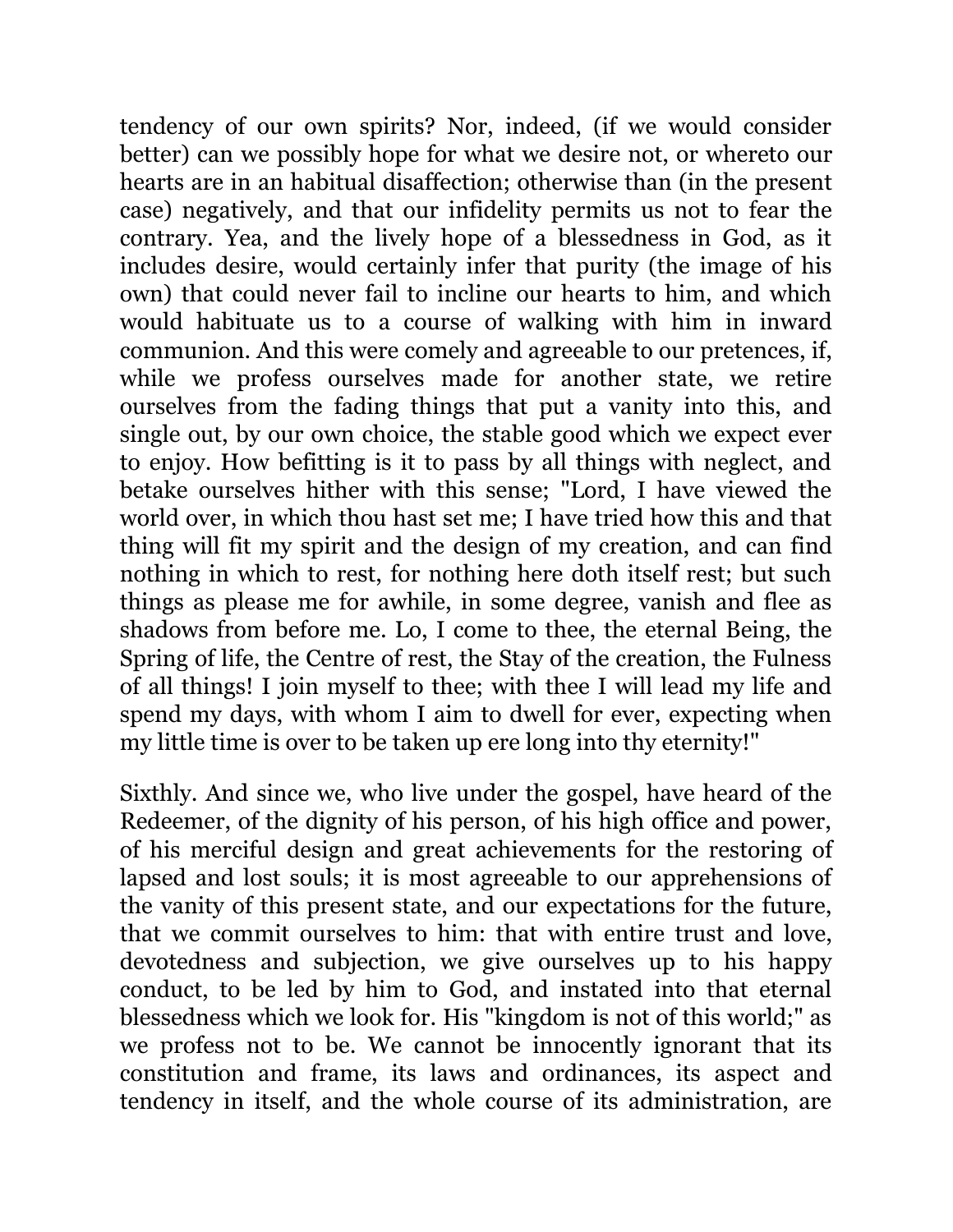tendency of our own spirits? Nor, indeed, (if we would consider better) can we possibly hope for what we desire not, or whereto our hearts are in an habitual disaffection; otherwise than (in the present case) negatively, and that our infidelity permits us not to fear the contrary. Yea, and the lively hope of a blessedness in God, as it includes desire, would certainly infer that purity (the image of his own) that could never fail to incline our hearts to him, and which would habituate us to a course of walking with him in inward communion. And this were comely and agreeable to our pretences, if, while we profess ourselves made for another state, we retire ourselves from the fading things that put a vanity into this, and single out, by our own choice, the stable good which we expect ever to enjoy. How befitting is it to pass by all things with neglect, and betake ourselves hither with this sense; "Lord, I have viewed the world over, in which thou hast set me; I have tried how this and that thing will fit my spirit and the design of my creation, and can find nothing in which to rest, for nothing here doth itself rest; but such things as please me for awhile, in some degree, vanish and flee as shadows from before me. Lo, I come to thee, the eternal Being, the Spring of life, the Centre of rest, the Stay of the creation, the Fulness of all things! I join myself to thee; with thee I will lead my life and spend my days, with whom I aim to dwell for ever, expecting when my little time is over to be taken up ere long into thy eternity!"

Sixthly. And since we, who live under the gospel, have heard of the Redeemer, of the dignity of his person, of his high office and power, of his merciful design and great achievements for the restoring of lapsed and lost souls; it is most agreeable to our apprehensions of the vanity of this present state, and our expectations for the future, that we commit ourselves to him: that with entire trust and love, devotedness and subjection, we give ourselves up to his happy conduct, to be led by him to God, and instated into that eternal blessedness which we look for. His "kingdom is not of this world;" as we profess not to be. We cannot be innocently ignorant that its constitution and frame, its laws and ordinances, its aspect and tendency in itself, and the whole course of its administration, are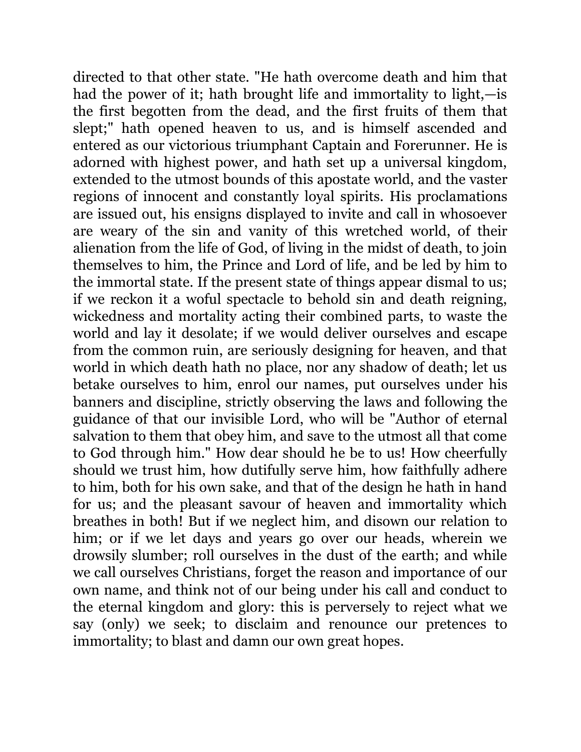directed to that other state. "He hath overcome death and him that had the power of it; hath brought life and immortality to light,—is the first begotten from the dead, and the first fruits of them that slept;" hath opened heaven to us, and is himself ascended and entered as our victorious triumphant Captain and Forerunner. He is adorned with highest power, and hath set up a universal kingdom, extended to the utmost bounds of this apostate world, and the vaster regions of innocent and constantly loyal spirits. His proclamations are issued out, his ensigns displayed to invite and call in whosoever are weary of the sin and vanity of this wretched world, of their alienation from the life of God, of living in the midst of death, to join themselves to him, the Prince and Lord of life, and be led by him to the immortal state. If the present state of things appear dismal to us; if we reckon it a woful spectacle to behold sin and death reigning, wickedness and mortality acting their combined parts, to waste the world and lay it desolate; if we would deliver ourselves and escape from the common ruin, are seriously designing for heaven, and that world in which death hath no place, nor any shadow of death; let us betake ourselves to him, enrol our names, put ourselves under his banners and discipline, strictly observing the laws and following the guidance of that our invisible Lord, who will be "Author of eternal salvation to them that obey him, and save to the utmost all that come to God through him." How dear should he be to us! How cheerfully should we trust him, how dutifully serve him, how faithfully adhere to him, both for his own sake, and that of the design he hath in hand for us; and the pleasant savour of heaven and immortality which breathes in both! But if we neglect him, and disown our relation to him; or if we let days and years go over our heads, wherein we drowsily slumber; roll ourselves in the dust of the earth; and while we call ourselves Christians, forget the reason and importance of our own name, and think not of our being under his call and conduct to the eternal kingdom and glory: this is perversely to reject what we say (only) we seek; to disclaim and renounce our pretences to immortality; to blast and damn our own great hopes.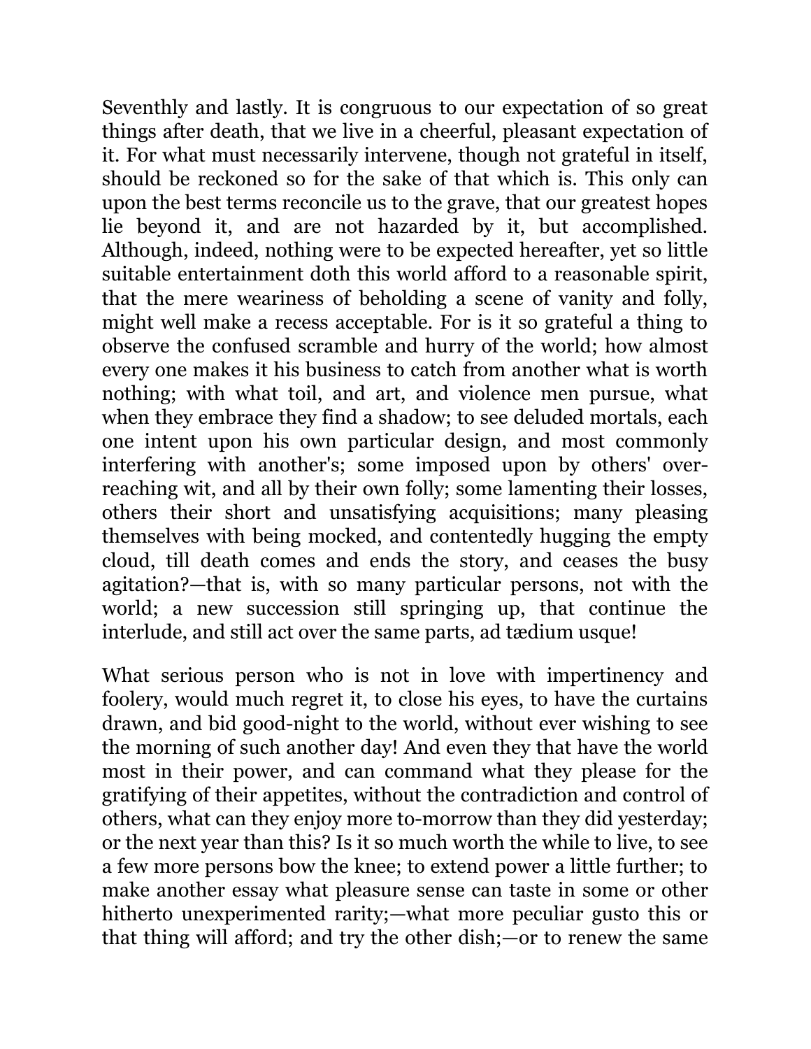Seventhly and lastly. It is congruous to our expectation of so great things after death, that we live in a cheerful, pleasant expectation of it. For what must necessarily intervene, though not grateful in itself, should be reckoned so for the sake of that which is. This only can upon the best terms reconcile us to the grave, that our greatest hopes lie beyond it, and are not hazarded by it, but accomplished. Although, indeed, nothing were to be expected hereafter, yet so little suitable entertainment doth this world afford to a reasonable spirit, that the mere weariness of beholding a scene of vanity and folly, might well make a recess acceptable. For is it so grateful a thing to observe the confused scramble and hurry of the world; how almost every one makes it his business to catch from another what is worth nothing; with what toil, and art, and violence men pursue, what when they embrace they find a shadow; to see deluded mortals, each one intent upon his own particular design, and most commonly interfering with another's; some imposed upon by others' over-reaching wit, and all by their own folly; some lamenting their losses, others their short and unsatisfying acquisitions; many pleasing themselves with being mocked, and contentedly hugging the empty cloud, till death comes and ends the story, and ceases the busy agitation?—that is, with so many particular persons, not with the world; a new succession still springing up, that continue the interlude, and still act over the same parts, ad tædium usque!

What serious person who is not in love with impertinency and foolery, would much regret it, to close his eyes, to have the curtains drawn, and bid good-night to the world, without ever wishing to see the morning of such another day! And even they that have the world most in their power, and can command what they please for the gratifying of their appetites, without the contradiction and control of others, what can they enjoy more to-morrow than they did yesterday; or the next year than this? Is it so much worth the while to live, to see a few more persons bow the knee; to extend power a little further; to make another essay what pleasure sense can taste in some or other hitherto unexperimented rarity;—what more peculiar gusto this or that thing will afford; and try the other dish;—or to renew the same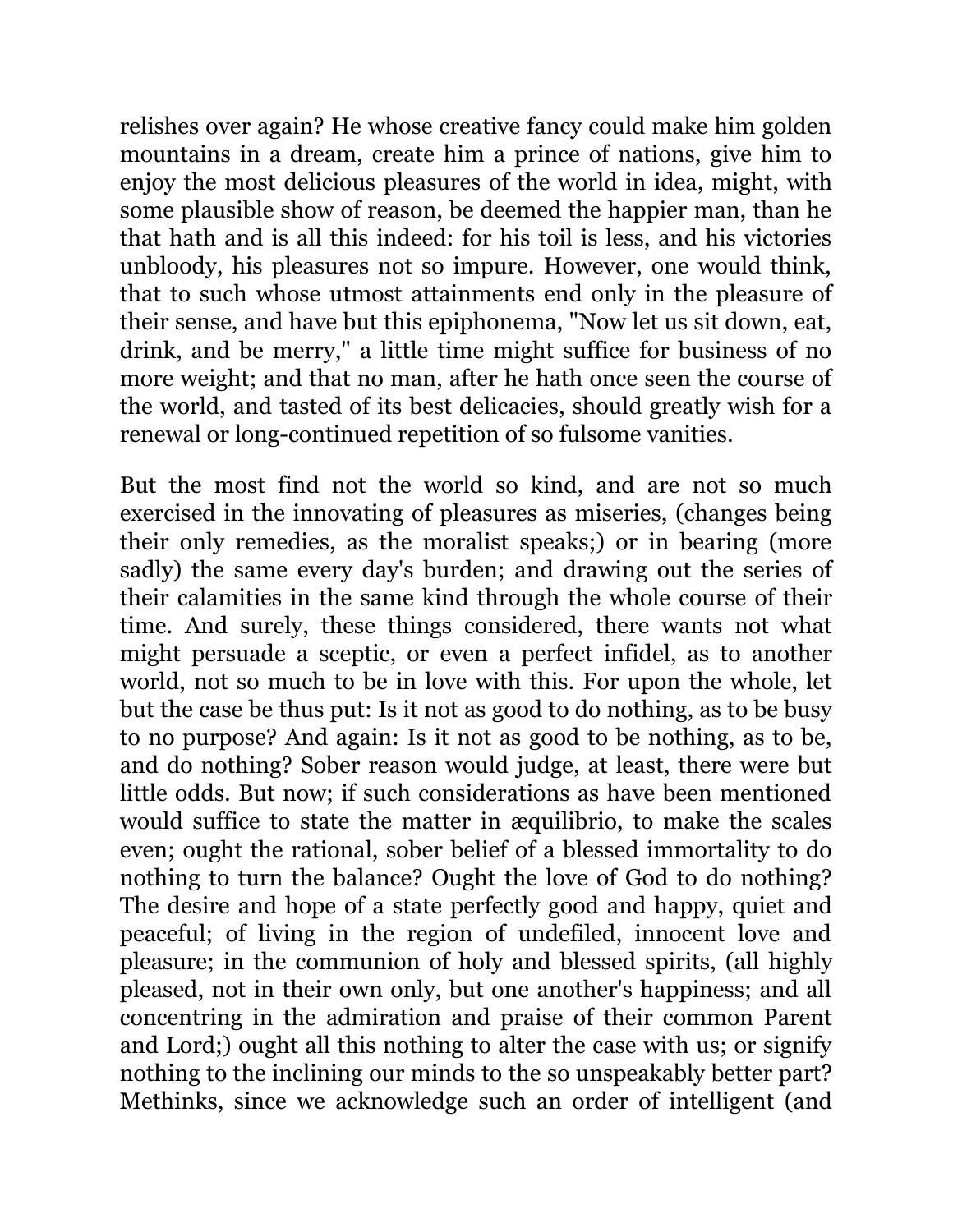relishes over again? He whose creative fancy could make him golden mountains in a dream, create him a prince of nations, give him to enjoy the most delicious pleasures of the world in idea, might, with some plausible show of reason, be deemed the happier man, than he that hath and is all this indeed: for his toil is less, and his victories unbloody, his pleasures not so impure. However, one would think, that to such whose utmost attainments end only in the pleasure of their sense, and have but this epiphonema, "Now let us sit down, eat, drink, and be merry," a little time might suffice for business of no more weight; and that no man, after he hath once seen the course of the world, and tasted of its best delicacies, should greatly wish for a renewal or long-continued repetition of so fulsome vanities.

But the most find not the world so kind, and are not so much exercised in the innovating of pleasures as miseries, (changes being their only remedies, as the moralist speaks;) or in bearing (more sadly) the same every day's burden; and drawing out the series of their calamities in the same kind through the whole course of their time. And surely, these things considered, there wants not what might persuade a sceptic, or even a perfect infidel, as to another world, not so much to be in love with this. For upon the whole, let but the case be thus put: Is it not as good to do nothing, as to be busy to no purpose? And again: Is it not as good to be nothing, as to be, and do nothing? Sober reason would judge, at least, there were but little odds. But now; if such considerations as have been mentioned would suffice to state the matter in æquilibrio, to make the scales even; ought the rational, sober belief of a blessed immortality to do nothing to turn the balance? Ought the love of God to do nothing? The desire and hope of a state perfectly good and happy, quiet and peaceful; of living in the region of undefiled, innocent love and pleasure; in the communion of holy and blessed spirits, (all highly pleased, not in their own only, but one another's happiness; and all concentring in the admiration and praise of their common Parent and Lord;) ought all this nothing to alter the case with us; or signify nothing to the inclining our minds to the so unspeakably better part? Methinks, since we acknowledge such an order of intelligent (and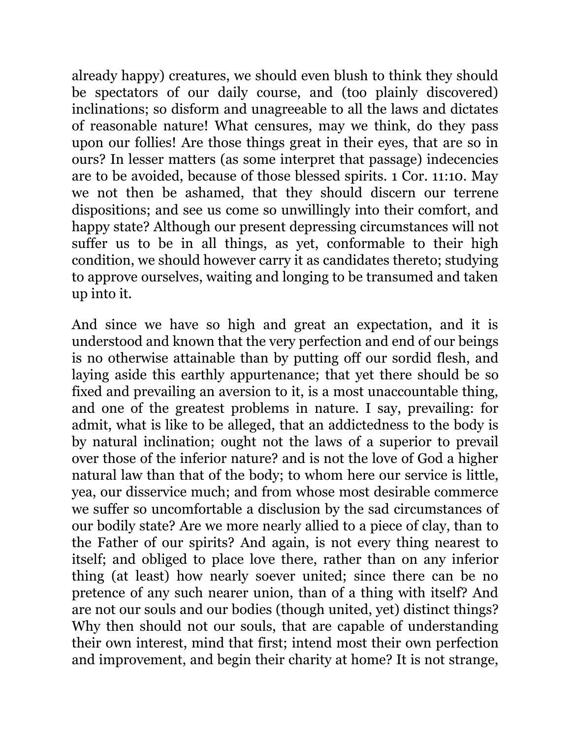already happy) creatures, we should even blush to think they should be spectators of our daily course, and (too plainly discovered) inclinations; so disform and unagreeable to all the laws and dictates of reasonable nature! What censures, may we think, do they pass upon our follies! Are those things great in their eyes, that are so in ours? In lesser matters (as some interpret that passage) indecencies are to be avoided, because of those blessed spirits. 1 Cor. 11:10. May we not then be ashamed, that they should discern our terrene dispositions; and see us come so unwillingly into their comfort, and happy state? Although our present depressing circumstances will not suffer us to be in all things, as yet, conformable to their high condition, we should however carry it as candidates thereto; studying to approve ourselves, waiting and longing to be transumed and taken up into it.

And since we have so high and great an expectation, and it is understood and known that the very perfection and end of our beings is no otherwise attainable than by putting off our sordid flesh, and laying aside this earthly appurtenance; that yet there should be so fixed and prevailing an aversion to it, is a most unaccountable thing, and one of the greatest problems in nature. I say, prevailing: for admit, what is like to be alleged, that an addictedness to the body is by natural inclination; ought not the laws of a superior to prevail over those of the inferior nature? and is not the love of God a higher natural law than that of the body; to whom here our service is little, yea, our disservice much; and from whose most desirable commerce we suffer so uncomfortable a disclusion by the sad circumstances of our bodily state? Are we more nearly allied to a piece of clay, than to the Father of our spirits? And again, is not every thing nearest to itself; and obliged to place love there, rather than on any inferior thing (at least) how nearly soever united; since there can be no pretence of any such nearer union, than of a thing with itself? And are not our souls and our bodies (though united, yet) distinct things? Why then should not our souls, that are capable of understanding their own interest, mind that first; intend most their own perfection and improvement, and begin their charity at home? It is not strange,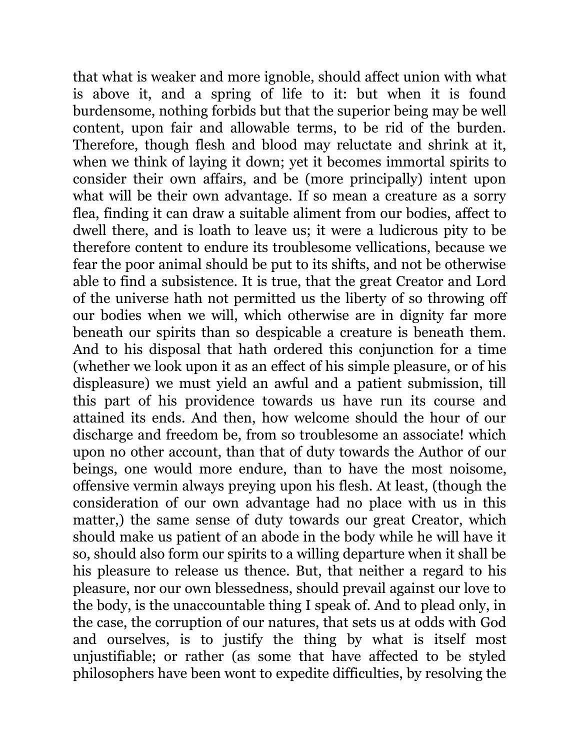that what is weaker and more ignoble, should affect union with what is above it, and a spring of life to it: but when it is found burdensome, nothing forbids but that the superior being may be well content, upon fair and allowable terms, to be rid of the burden. Therefore, though flesh and blood may reluctate and shrink at it, when we think of laying it down; yet it becomes immortal spirits to consider their own affairs, and be (more principally) intent upon what will be their own advantage. If so mean a creature as a sorry flea, finding it can draw a suitable aliment from our bodies, affect to dwell there, and is loath to leave us; it were a ludicrous pity to be therefore content to endure its troublesome vellications, because we fear the poor animal should be put to its shifts, and not be otherwise able to find a subsistence. It is true, that the great Creator and Lord of the universe hath not permitted us the liberty of so throwing off our bodies when we will, which otherwise are in dignity far more beneath our spirits than so despicable a creature is beneath them. And to his disposal that hath ordered this conjunction for a time (whether we look upon it as an effect of his simple pleasure, or of his displeasure) we must yield an awful and a patient submission, till this part of his providence towards us have run its course and attained its ends. And then, how welcome should the hour of our discharge and freedom be, from so troublesome an associate! which upon no other account, than that of duty towards the Author of our beings, one would more endure, than to have the most noisome, offensive vermin always preying upon his flesh. At least, (though the consideration of our own advantage had no place with us in this matter,) the same sense of duty towards our great Creator, which should make us patient of an abode in the body while he will have it so, should also form our spirits to a willing departure when it shall be his pleasure to release us thence. But, that neither a regard to his pleasure, nor our own blessedness, should prevail against our love to the body, is the unaccountable thing I speak of. And to plead only, in the case, the corruption of our natures, that sets us at odds with God and ourselves, is to justify the thing by what is itself most unjustifiable; or rather (as some that have affected to be styled philosophers have been wont to expedite difficulties, by resolving the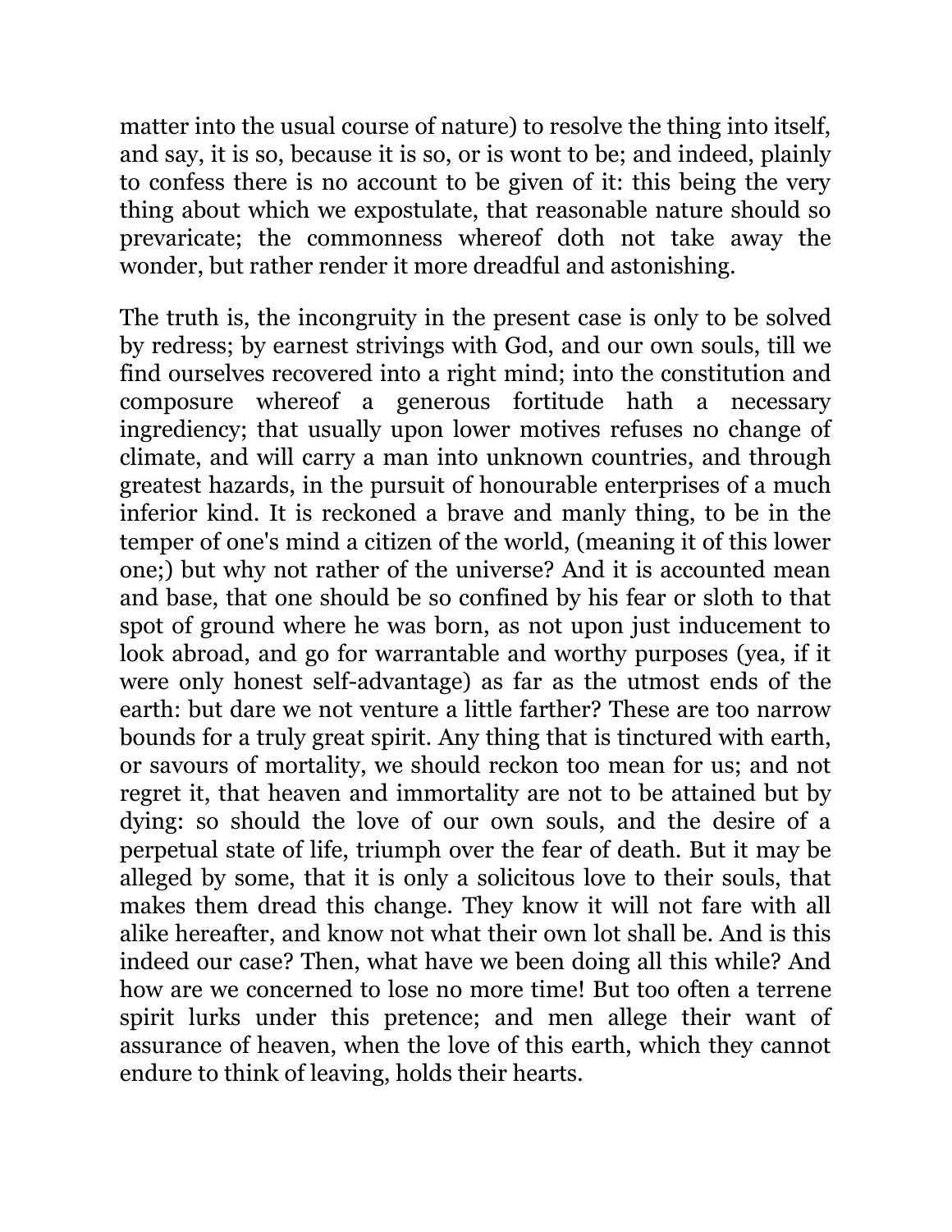matter into the usual course of nature) to resolve the thing into itself, and say, it is so, because it is so, or is wont to be; and indeed, plainly to confess there is no account to be given of it: this being the very thing about which we expostulate, that reasonable nature should so prevaricate; the commonness whereof doth not take away the wonder, but rather render it more dreadful and astonishing.

The truth is, the incongruity in the present case is only to be solved by redress; by earnest strivings with God, and our own souls, till we find ourselves recovered into a right mind; into the constitution and composure whereof a generous fortitude hath a necessary ingrediency; that usually upon lower motives refuses no change of climate, and will carry a man into unknown countries, and through greatest hazards, in the pursuit of honourable enterprises of a much inferior kind. It is reckoned a brave and manly thing, to be in the temper of one's mind a citizen of the world, (meaning it of this lower one;) but why not rather of the universe? And it is accounted mean and base, that one should be so confined by his fear or sloth to that spot of ground where he was born, as not upon just inducement to look abroad, and go for warrantable and worthy purposes (yea, if it were only honest self-advantage) as far as the utmost ends of the earth: but dare we not venture a little farther? These are too narrow bounds for a truly great spirit. Any thing that is tinctured with earth, or savours of mortality, we should reckon too mean for us; and not regret it, that heaven and immortality are not to be attained but by dying: so should the love of our own souls, and the desire of a perpetual state of life, triumph over the fear of death. But it may be alleged by some, that it is only a solicitous love to their souls, that makes them dread this change. They know it will not fare with all alike hereafter, and know not what their own lot shall be. And is this indeed our case? Then, what have we been doing all this while? And how are we concerned to lose no more time! But too often a terrene spirit lurks under this pretence; and men allege their want of assurance of heaven, when the love of this earth, which they cannot endure to think of leaving, holds their hearts.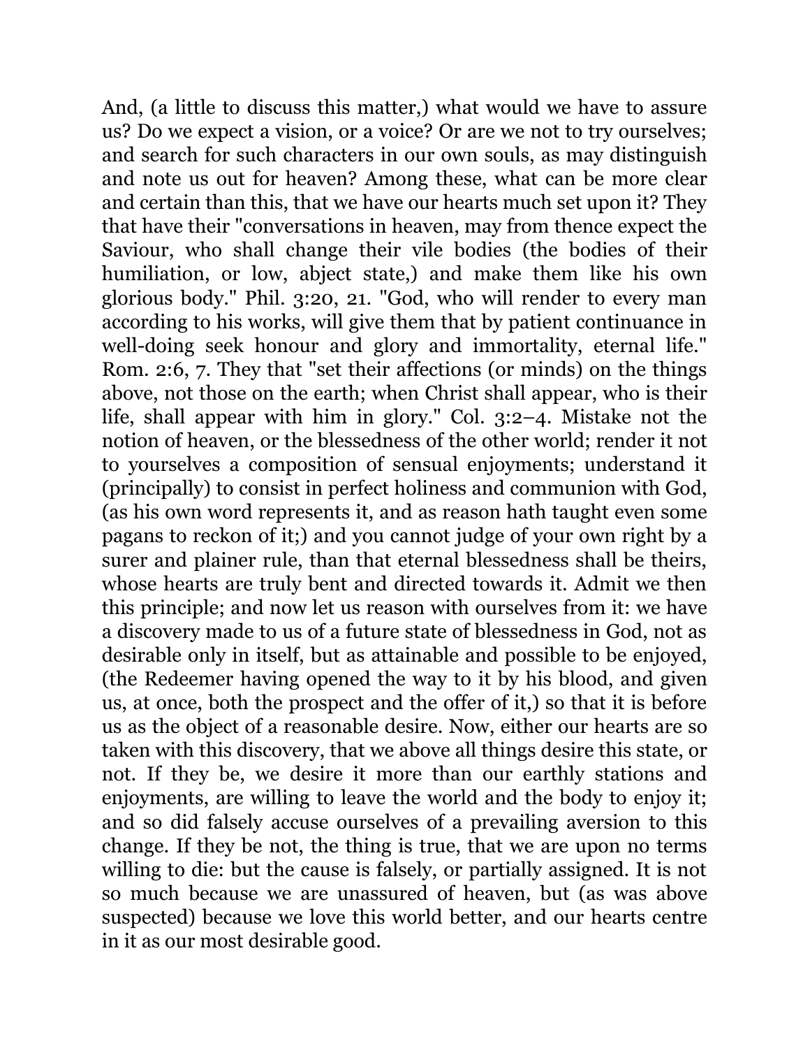And, (a little to discuss this matter,) what would we have to assure us? Do we expect a vision, or a voice? Or are we not to try ourselves; and search for such characters in our own souls, as may distinguish and note us out for heaven? Among these, what can be more clear and certain than this, that we have our hearts much set upon it? They that have their "conversations in heaven, may from thence expect the Saviour, who shall change their vile bodies (the bodies of their humiliation, or low, abject state,) and make them like his own glorious body." Phil. 3:20, 21. "God, who will render to every man according to his works, will give them that by patient continuance in well-doing seek honour and glory and immortality, eternal life." Rom. 2:6, 7. They that "set their affections (or minds) on the things above, not those on the earth; when Christ shall appear, who is their life, shall appear with him in glory." Col. 3:2–4. Mistake not the notion of heaven, or the blessedness of the other world; render it not to yourselves a composition of sensual enjoyments; understand it (principally) to consist in perfect holiness and communion with God, (as his own word represents it, and as reason hath taught even some pagans to reckon of it;) and you cannot judge of your own right by a surer and plainer rule, than that eternal blessedness shall be theirs, whose hearts are truly bent and directed towards it. Admit we then this principle; and now let us reason with ourselves from it: we have a discovery made to us of a future state of blessedness in God, not as desirable only in itself, but as attainable and possible to be enjoyed, (the Redeemer having opened the way to it by his blood, and given us, at once, both the prospect and the offer of it,) so that it is before us as the object of a reasonable desire. Now, either our hearts are so taken with this discovery, that we above all things desire this state, or not. If they be, we desire it more than our earthly stations and enjoyments, are willing to leave the world and the body to enjoy it; and so did falsely accuse ourselves of a prevailing aversion to this change. If they be not, the thing is true, that we are upon no terms willing to die: but the cause is falsely, or partially assigned. It is not so much because we are unassured of heaven, but (as was above suspected) because we love this world better, and our hearts centre in it as our most desirable good.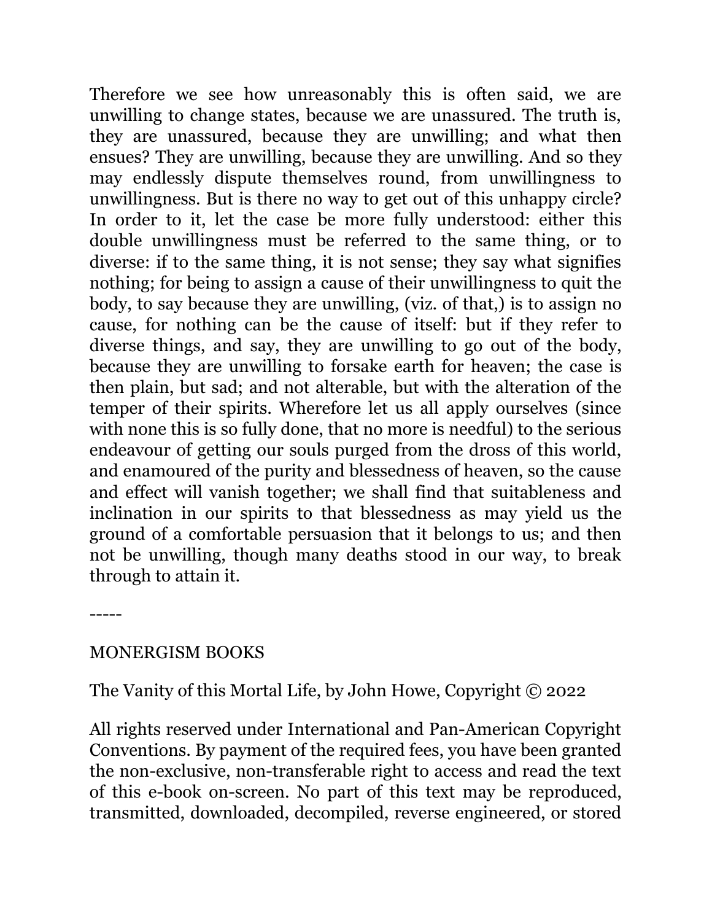Therefore we see how unreasonably this is often said, we are unwilling to change states, because we are unassured. The truth is, they are unassured, because they are unwilling; and what then ensues? They are unwilling, because they are unwilling. And so they may endlessly dispute themselves round, from unwillingness to unwillingness. But is there no way to get out of this unhappy circle? In order to it, let the case be more fully understood: either this double unwillingness must be referred to the same thing, or to diverse: if to the same thing, it is not sense; they say what signifies nothing; for being to assign a cause of their unwillingness to quit the body, to say because they are unwilling, (viz. of that,) is to assign no cause, for nothing can be the cause of itself: but if they refer to diverse things, and say, they are unwilling to go out of the body, because they are unwilling to forsake earth for heaven; the case is then plain, but sad; and not alterable, but with the alteration of the temper of their spirits. Wherefore let us all apply ourselves (since with none this is so fully done, that no more is needful) to the serious endeavour of getting our souls purged from the dross of this world, and enamoured of the purity and blessedness of heaven, so the cause and effect will vanish together; we shall find that suitableness and inclination in our spirits to that blessedness as may yield us the ground of a comfortable persuasion that it belongs to us; and then not be unwilling, though many deaths stood in our way, to break through to attain it.

-----

MONERGISM BOOKS

The Vanity of this Mortal Life, by John Howe, Copyright © 2022

All rights reserved under International and Pan-American Copyright Conventions. By payment of the required fees, you have been granted the non-exclusive, non-transferable right to access and read the text of this e-book on-screen. No part of this text may be reproduced, transmitted, downloaded, decompiled, reverse engineered, or stored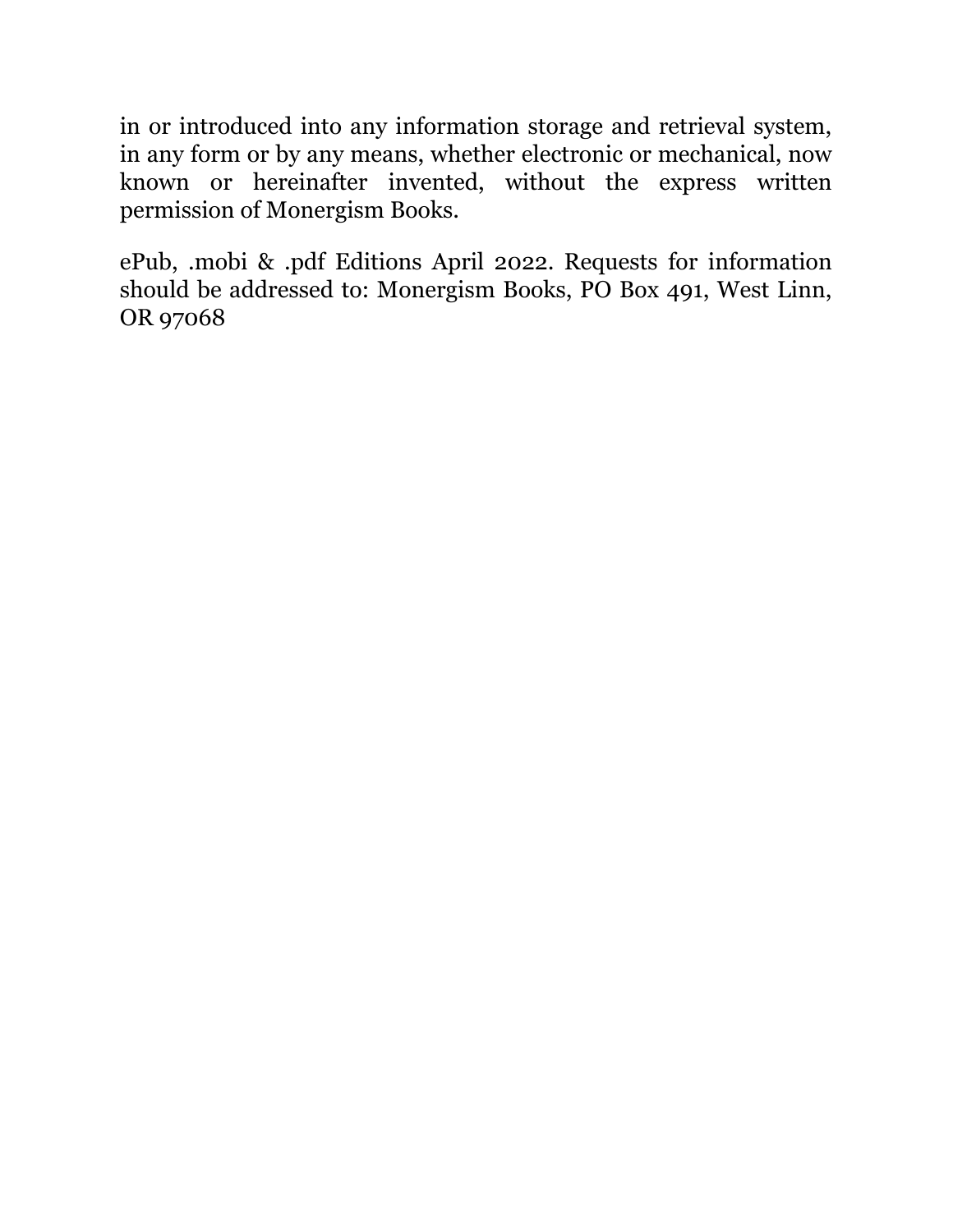in or introduced into any information storage and retrieval system, in any form or by any means, whether electronic or mechanical, now known or hereinafter invented, without the express written permission of Monergism Books.

ePub, .mobi & .pdf Editions April 2022. Requests for information should be addressed to: Monergism Books, PO Box 491, West Linn, OR 97068